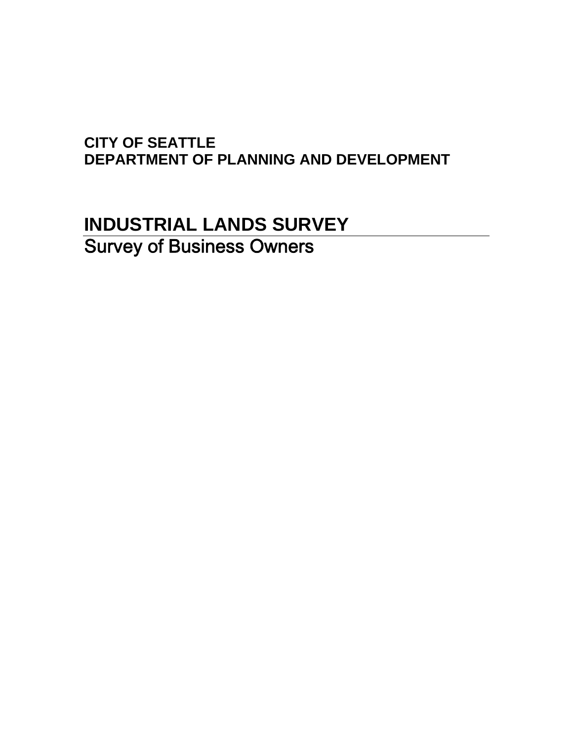**CITY OF SEATTLE**
**DEPARTMENT OF PLANNING AND DEVELOPMENT**

# INDUSTRIAL LANDS SURVEY

## Survey of Business Owners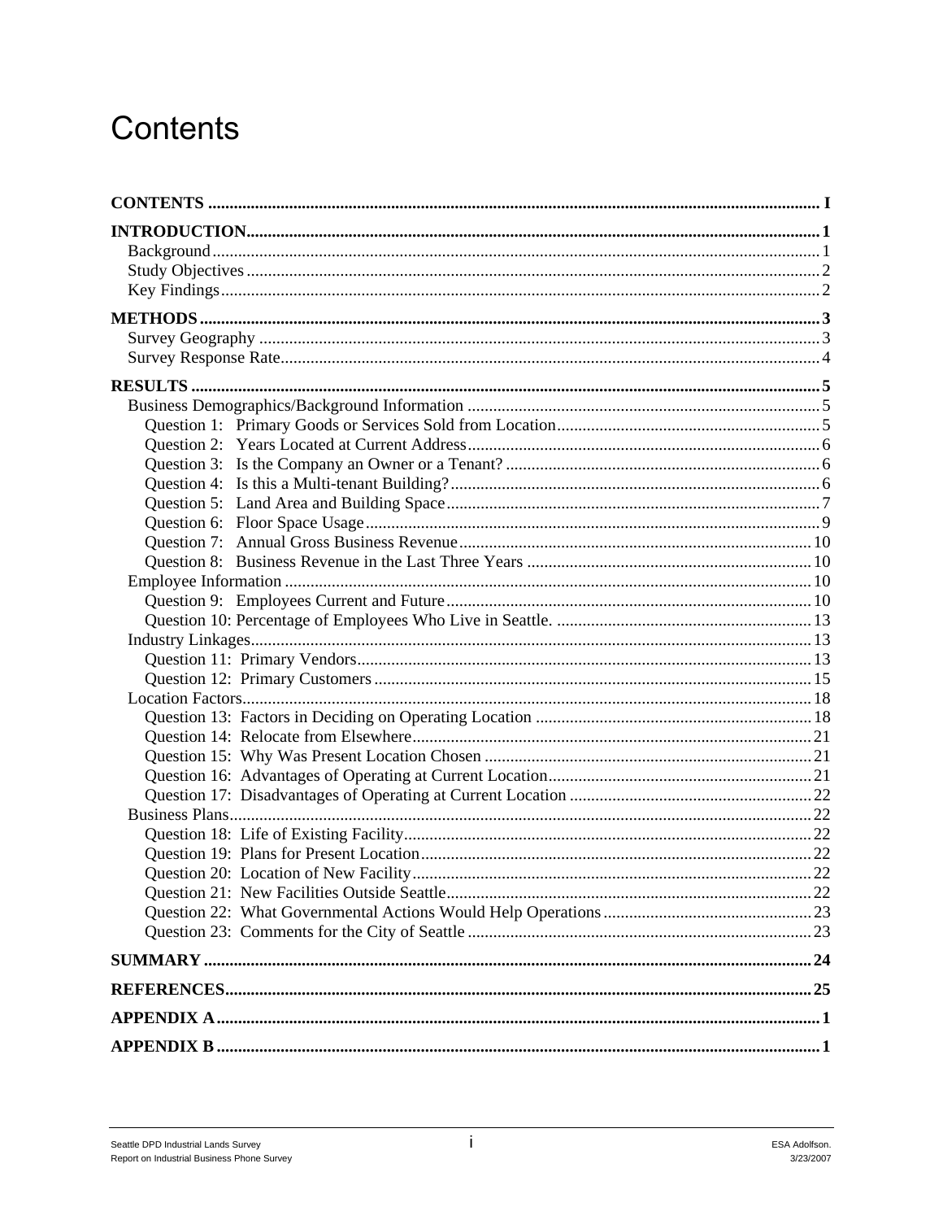# Contents

**CONTENTS** .......... I

**INTRODUCTION** .......... 1
- Background .......... 1
- Study Objectives .......... 2
- Key Findings .......... 2

**METHODS** .......... 3
- Survey Geography .......... 3
- Survey Response Rate .......... 4

**RESULTS** .......... 5
- Business Demographics/Background Information .......... 5
  - Question 1: Primary Goods or Services Sold from Location .......... 5
  - Question 2: Years Located at Current Address .......... 6
  - Question 3: Is the Company an Owner or a Tenant? .......... 6
  - Question 4: Is this a Multi-tenant Building? .......... 6
  - Question 5: Land Area and Building Space .......... 7
  - Question 6: Floor Space Usage .......... 9
  - Question 7: Annual Gross Business Revenue .......... 10
  - Question 8: Business Revenue in the Last Three Years .......... 10
- Employee Information .......... 10
  - Question 9: Employees Current and Future .......... 10
  - Question 10: Percentage of Employees Who Live in Seattle. .......... 13
- Industry Linkages .......... 13
  - Question 11: Primary Vendors .......... 13
  - Question 12: Primary Customers .......... 15
- Location Factors .......... 18
  - Question 13: Factors in Deciding on Operating Location .......... 18
  - Question 14: Relocate from Elsewhere .......... 21
  - Question 15: Why Was Present Location Chosen .......... 21
  - Question 16: Advantages of Operating at Current Location .......... 21
  - Question 17: Disadvantages of Operating at Current Location .......... 22
- Business Plans .......... 22
  - Question 18: Life of Existing Facility .......... 22
  - Question 19: Plans for Present Location .......... 22
  - Question 20: Location of New Facility .......... 22
  - Question 21: New Facilities Outside Seattle .......... 22
  - Question 22: What Governmental Actions Would Help Operations .......... 23
  - Question 23: Comments for the City of Seattle .......... 23

**SUMMARY** .......... 24

**REFERENCES** .......... 25

**APPENDIX A** .......... 1

**APPENDIX B** .......... 1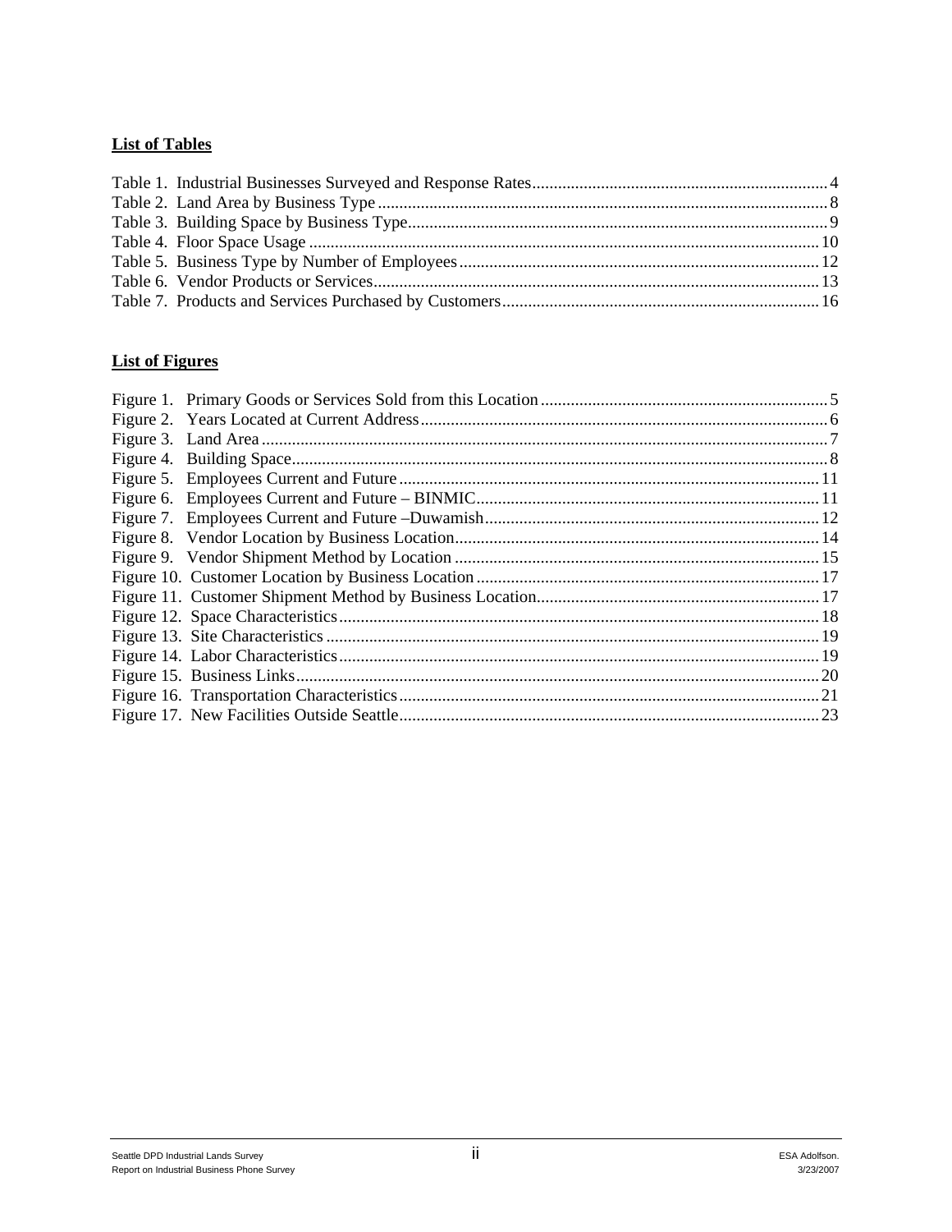## List of Tables

Table 1. Industrial Businesses Surveyed and Response Rates....................................................................4
Table 2. Land Area by Business Type........................................................................................................8
Table 3. Building Space by Business Type.................................................................................................9
Table 4. Floor Space Usage......................................................................................................................10
Table 5. Business Type by Number of Employees...................................................................................12
Table 6. Vendor Products or Services.......................................................................................................13
Table 7. Products and Services Purchased by Customers.........................................................................16

## List of Figures

Figure 1. Primary Goods or Services Sold from this Location..................................................................5
Figure 2. Years Located at Current Address..............................................................................................6
Figure 3. Land Area...................................................................................................................................7
Figure 4. Building Space...........................................................................................................................8
Figure 5. Employees Current and Future.................................................................................................11
Figure 6. Employees Current and Future – BINMIC................................................................................11
Figure 7. Employees Current and Future –Duwamish.............................................................................12
Figure 8. Vendor Location by Business Location....................................................................................14
Figure 9. Vendor Shipment Method by Location....................................................................................15
Figure 10. Customer Location by Business Location...............................................................................17
Figure 11. Customer Shipment Method by Business Location.................................................................17
Figure 12. Space Characteristics...............................................................................................................18
Figure 13. Site Characteristics..................................................................................................................19
Figure 14. Labor Characteristics...............................................................................................................19
Figure 15. Business Links.........................................................................................................................20
Figure 16. Transportation Characteristics.................................................................................................21
Figure 17. New Facilities Outside Seattle.................................................................................................23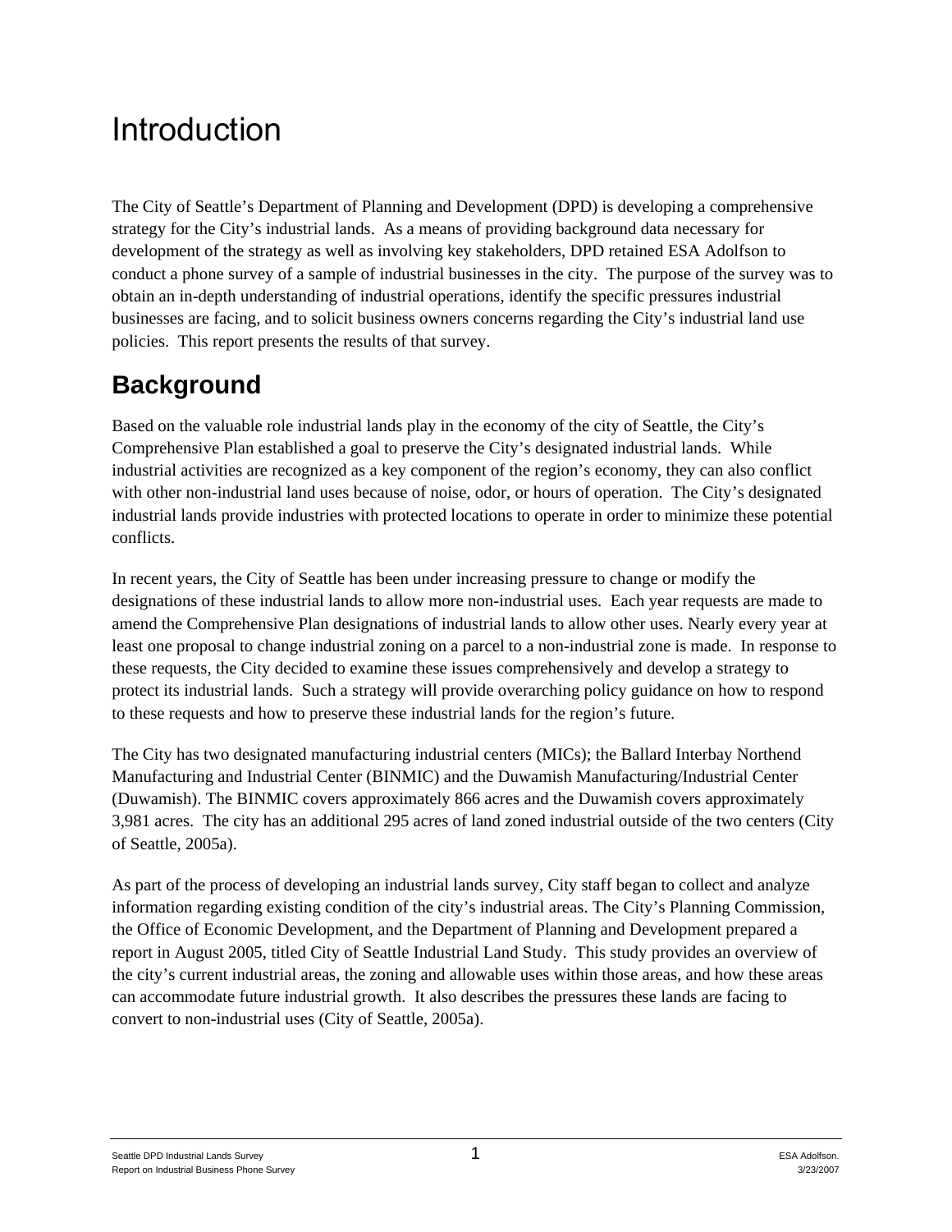# Introduction

The City of Seattle's Department of Planning and Development (DPD) is developing a comprehensive strategy for the City's industrial lands. As a means of providing background data necessary for development of the strategy as well as involving key stakeholders, DPD retained ESA Adolfson to conduct a phone survey of a sample of industrial businesses in the city. The purpose of the survey was to obtain an in-depth understanding of industrial operations, identify the specific pressures industrial businesses are facing, and to solicit business owners concerns regarding the City's industrial land use policies. This report presents the results of that survey.

## Background

Based on the valuable role industrial lands play in the economy of the city of Seattle, the City's Comprehensive Plan established a goal to preserve the City's designated industrial lands. While industrial activities are recognized as a key component of the region's economy, they can also conflict with other non-industrial land uses because of noise, odor, or hours of operation. The City's designated industrial lands provide industries with protected locations to operate in order to minimize these potential conflicts.

In recent years, the City of Seattle has been under increasing pressure to change or modify the designations of these industrial lands to allow more non-industrial uses. Each year requests are made to amend the Comprehensive Plan designations of industrial lands to allow other uses. Nearly every year at least one proposal to change industrial zoning on a parcel to a non-industrial zone is made. In response to these requests, the City decided to examine these issues comprehensively and develop a strategy to protect its industrial lands. Such a strategy will provide overarching policy guidance on how to respond to these requests and how to preserve these industrial lands for the region's future.

The City has two designated manufacturing industrial centers (MICs); the Ballard Interbay Northend Manufacturing and Industrial Center (BINMIC) and the Duwamish Manufacturing/Industrial Center (Duwamish). The BINMIC covers approximately 866 acres and the Duwamish covers approximately 3,981 acres. The city has an additional 295 acres of land zoned industrial outside of the two centers (City of Seattle, 2005a).

As part of the process of developing an industrial lands survey, City staff began to collect and analyze information regarding existing condition of the city's industrial areas. The City's Planning Commission, the Office of Economic Development, and the Department of Planning and Development prepared a report in August 2005, titled City of Seattle Industrial Land Study. This study provides an overview of the city's current industrial areas, the zoning and allowable uses within those areas, and how these areas can accommodate future industrial growth. It also describes the pressures these lands are facing to convert to non-industrial uses (City of Seattle, 2005a).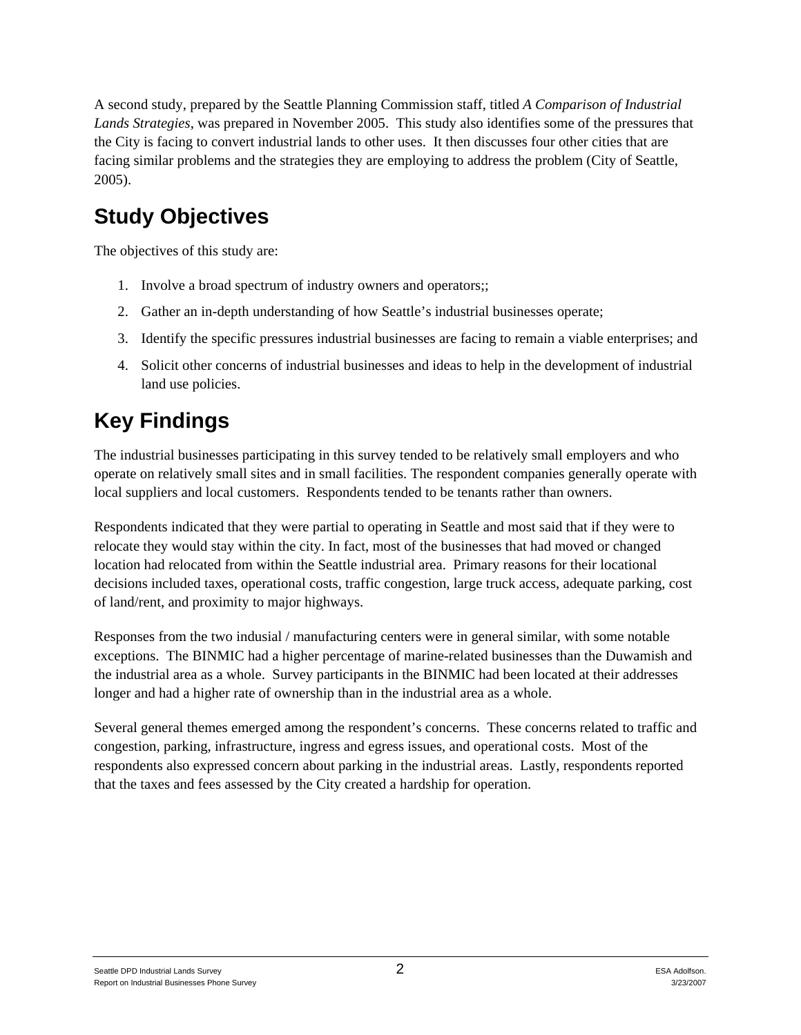A second study, prepared by the Seattle Planning Commission staff, titled *A Comparison of Industrial Lands Strategies*, was prepared in November 2005. This study also identifies some of the pressures that the City is facing to convert industrial lands to other uses. It then discusses four other cities that are facing similar problems and the strategies they are employing to address the problem (City of Seattle, 2005).

## Study Objectives

The objectives of this study are:

1. Involve a broad spectrum of industry owners and operators;;
2. Gather an in-depth understanding of how Seattle's industrial businesses operate;
3. Identify the specific pressures industrial businesses are facing to remain a viable enterprises; and
4. Solicit other concerns of industrial businesses and ideas to help in the development of industrial land use policies.

## Key Findings

The industrial businesses participating in this survey tended to be relatively small employers and who operate on relatively small sites and in small facilities. The respondent companies generally operate with local suppliers and local customers. Respondents tended to be tenants rather than owners.

Respondents indicated that they were partial to operating in Seattle and most said that if they were to relocate they would stay within the city. In fact, most of the businesses that had moved or changed location had relocated from within the Seattle industrial area. Primary reasons for their locational decisions included taxes, operational costs, traffic congestion, large truck access, adequate parking, cost of land/rent, and proximity to major highways.

Responses from the two indusial / manufacturing centers were in general similar, with some notable exceptions. The BINMIC had a higher percentage of marine-related businesses than the Duwamish and the industrial area as a whole. Survey participants in the BINMIC had been located at their addresses longer and had a higher rate of ownership than in the industrial area as a whole.

Several general themes emerged among the respondent's concerns. These concerns related to traffic and congestion, parking, infrastructure, ingress and egress issues, and operational costs. Most of the respondents also expressed concern about parking in the industrial areas. Lastly, respondents reported that the taxes and fees assessed by the City created a hardship for operation.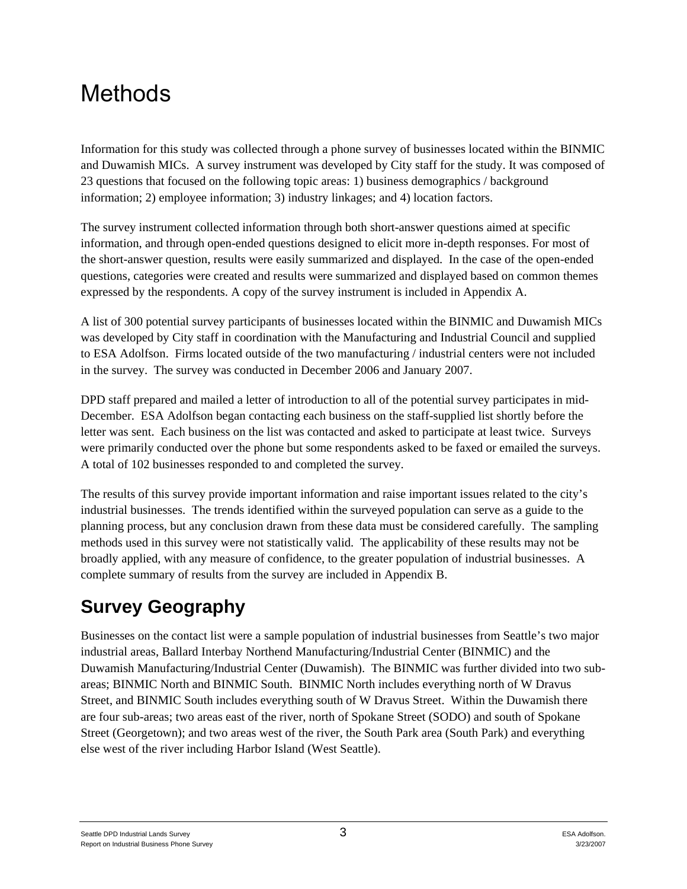# Methods

Information for this study was collected through a phone survey of businesses located within the BINMIC and Duwamish MICs. A survey instrument was developed by City staff for the study. It was composed of 23 questions that focused on the following topic areas: 1) business demographics / background information; 2) employee information; 3) industry linkages; and 4) location factors.

The survey instrument collected information through both short-answer questions aimed at specific information, and through open-ended questions designed to elicit more in-depth responses. For most of the short-answer question, results were easily summarized and displayed. In the case of the open-ended questions, categories were created and results were summarized and displayed based on common themes expressed by the respondents. A copy of the survey instrument is included in Appendix A.

A list of 300 potential survey participants of businesses located within the BINMIC and Duwamish MICs was developed by City staff in coordination with the Manufacturing and Industrial Council and supplied to ESA Adolfson. Firms located outside of the two manufacturing / industrial centers were not included in the survey. The survey was conducted in December 2006 and January 2007.

DPD staff prepared and mailed a letter of introduction to all of the potential survey participates in mid-December. ESA Adolfson began contacting each business on the staff-supplied list shortly before the letter was sent. Each business on the list was contacted and asked to participate at least twice. Surveys were primarily conducted over the phone but some respondents asked to be faxed or emailed the surveys. A total of 102 businesses responded to and completed the survey.

The results of this survey provide important information and raise important issues related to the city's industrial businesses. The trends identified within the surveyed population can serve as a guide to the planning process, but any conclusion drawn from these data must be considered carefully. The sampling methods used in this survey were not statistically valid. The applicability of these results may not be broadly applied, with any measure of confidence, to the greater population of industrial businesses. A complete summary of results from the survey are included in Appendix B.

## Survey Geography

Businesses on the contact list were a sample population of industrial businesses from Seattle's two major industrial areas, Ballard Interbay Northend Manufacturing/Industrial Center (BINMIC) and the Duwamish Manufacturing/Industrial Center (Duwamish). The BINMIC was further divided into two sub-areas; BINMIC North and BINMIC South. BINMIC North includes everything north of W Dravus Street, and BINMIC South includes everything south of W Dravus Street. Within the Duwamish there are four sub-areas; two areas east of the river, north of Spokane Street (SODO) and south of Spokane Street (Georgetown); and two areas west of the river, the South Park area (South Park) and everything else west of the river including Harbor Island (West Seattle).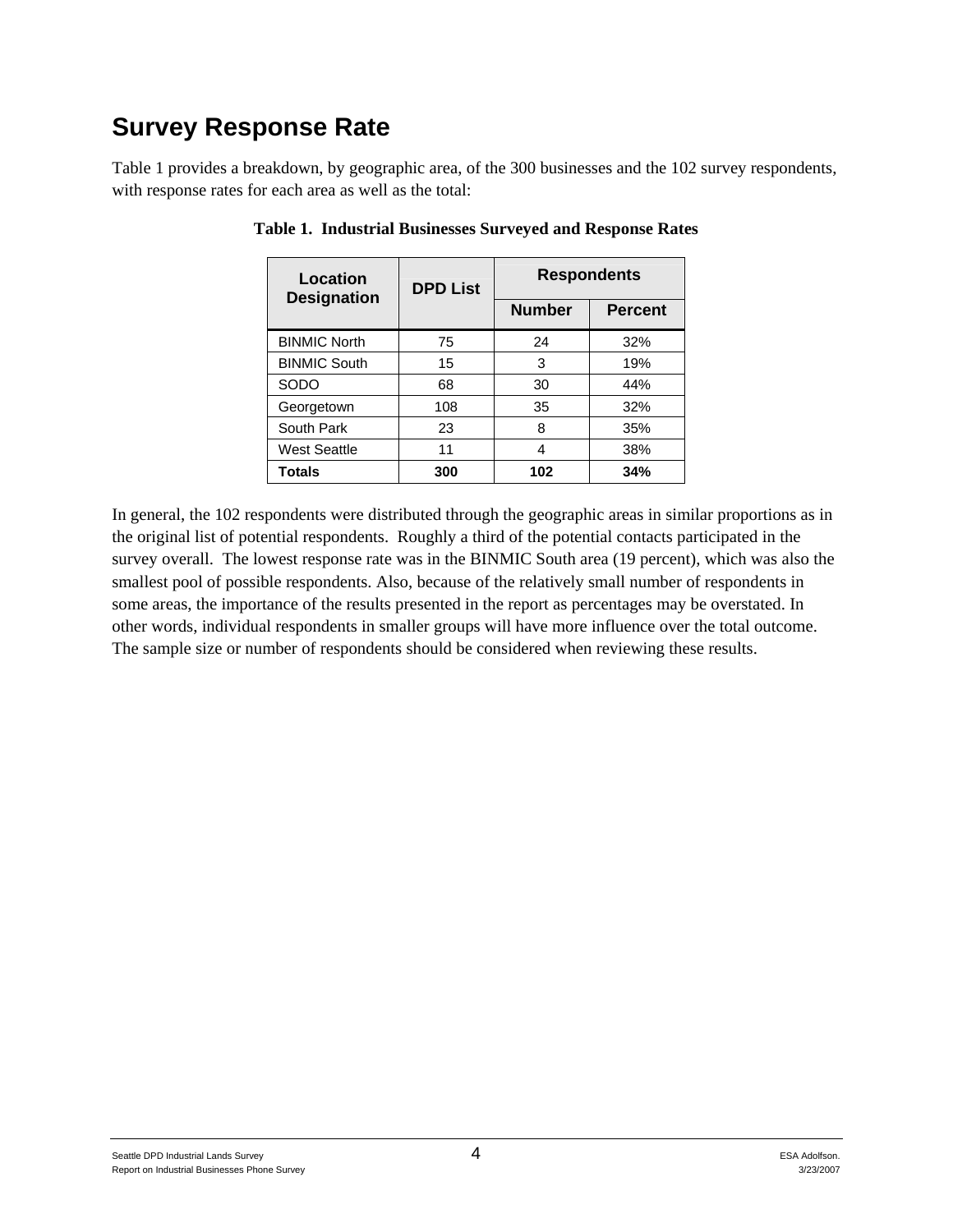# Survey Response Rate

Table 1 provides a breakdown, by geographic area, of the 300 businesses and the 102 survey respondents, with response rates for each area as well as the total:

**Table 1. Industrial Businesses Surveyed and Response Rates**

| Location Designation | DPD List | Respondents | |
|---|---|---|---|
| | | Number | Percent |
| BINMIC North | 75 | 24 | 32% |
| BINMIC South | 15 | 3 | 19% |
| SODO | 68 | 30 | 44% |
| Georgetown | 108 | 35 | 32% |
| South Park | 23 | 8 | 35% |
| West Seattle | 11 | 4 | 38% |
| **Totals** | **300** | **102** | **34%** |

In general, the 102 respondents were distributed through the geographic areas in similar proportions as in the original list of potential respondents. Roughly a third of the potential contacts participated in the survey overall. The lowest response rate was in the BINMIC South area (19 percent), which was also the smallest pool of possible respondents. Also, because of the relatively small number of respondents in some areas, the importance of the results presented in the report as percentages may be overstated. In other words, individual respondents in smaller groups will have more influence over the total outcome. The sample size or number of respondents should be considered when reviewing these results.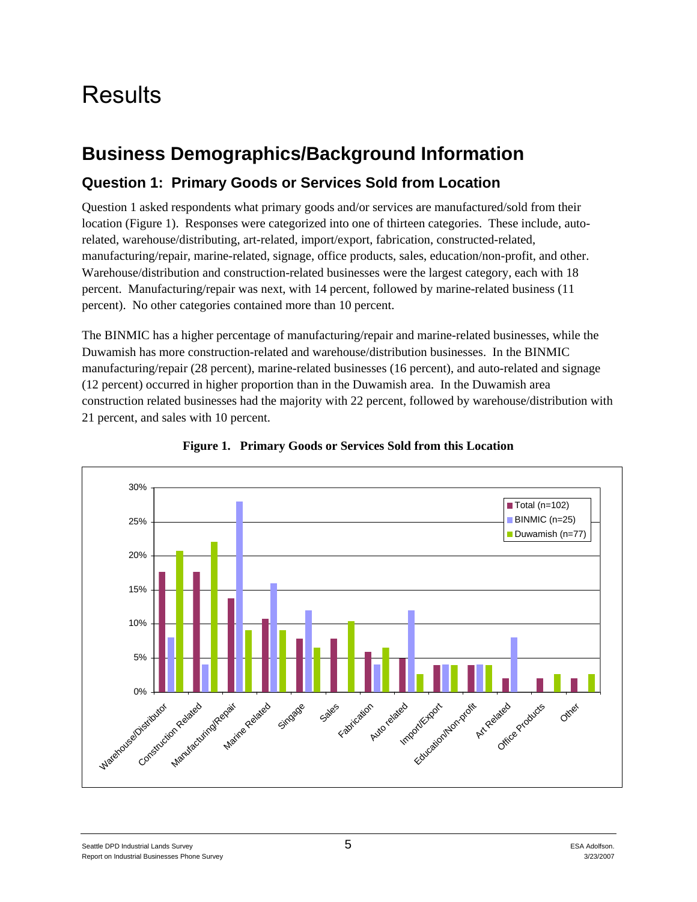# Results

## Business Demographics/Background Information

### Question 1: Primary Goods or Services Sold from Location

Question 1 asked respondents what primary goods and/or services are manufactured/sold from their location (Figure 1). Responses were categorized into one of thirteen categories. These include, auto-related, warehouse/distributing, art-related, import/export, fabrication, constructed-related, manufacturing/repair, marine-related, signage, office products, sales, education/non-profit, and other. Warehouse/distribution and construction-related businesses were the largest category, each with 18 percent. Manufacturing/repair was next, with 14 percent, followed by marine-related business (11 percent). No other categories contained more than 10 percent.

The BINMIC has a higher percentage of manufacturing/repair and marine-related businesses, while the Duwamish has more construction-related and warehouse/distribution businesses. In the BINMIC manufacturing/repair (28 percent), marine-related businesses (16 percent), and auto-related and signage (12 percent) occurred in higher proportion than in the Duwamish area. In the Duwamish area construction related businesses had the majority with 22 percent, followed by warehouse/distribution with 21 percent, and sales with 10 percent.

**Figure 1. Primary Goods or Services Sold from this Location**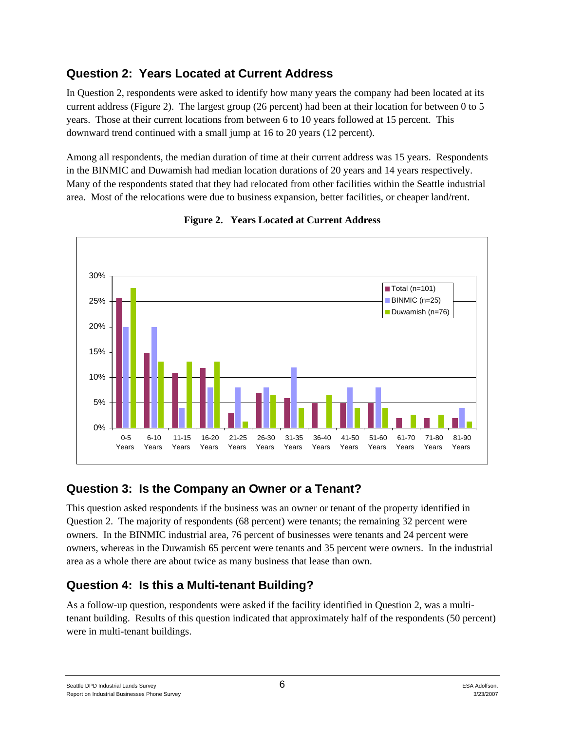## Question 2: Years Located at Current Address

In Question 2, respondents were asked to identify how many years the company had been located at its current address (Figure 2). The largest group (26 percent) had been at their location for between 0 to 5 years. Those at their current locations from between 6 to 10 years followed at 15 percent. This downward trend continued with a small jump at 16 to 20 years (12 percent).

Among all respondents, the median duration of time at their current address was 15 years. Respondents in the BINMIC and Duwamish had median location durations of 20 years and 14 years respectively. Many of the respondents stated that they had relocated from other facilities within the Seattle industrial area. Most of the relocations were due to business expansion, better facilities, or cheaper land/rent.

**Figure 2. Years Located at Current Address**

## Question 3: Is the Company an Owner or a Tenant?

This question asked respondents if the business was an owner or tenant of the property identified in Question 2. The majority of respondents (68 percent) were tenants; the remaining 32 percent were owners. In the BINMIC industrial area, 76 percent of businesses were tenants and 24 percent were owners, whereas in the Duwamish 65 percent were tenants and 35 percent were owners. In the industrial area as a whole there are about twice as many business that lease than own.

## Question 4: Is this a Multi-tenant Building?

As a follow-up question, respondents were asked if the facility identified in Question 2, was a multi-tenant building. Results of this question indicated that approximately half of the respondents (50 percent) were in multi-tenant buildings.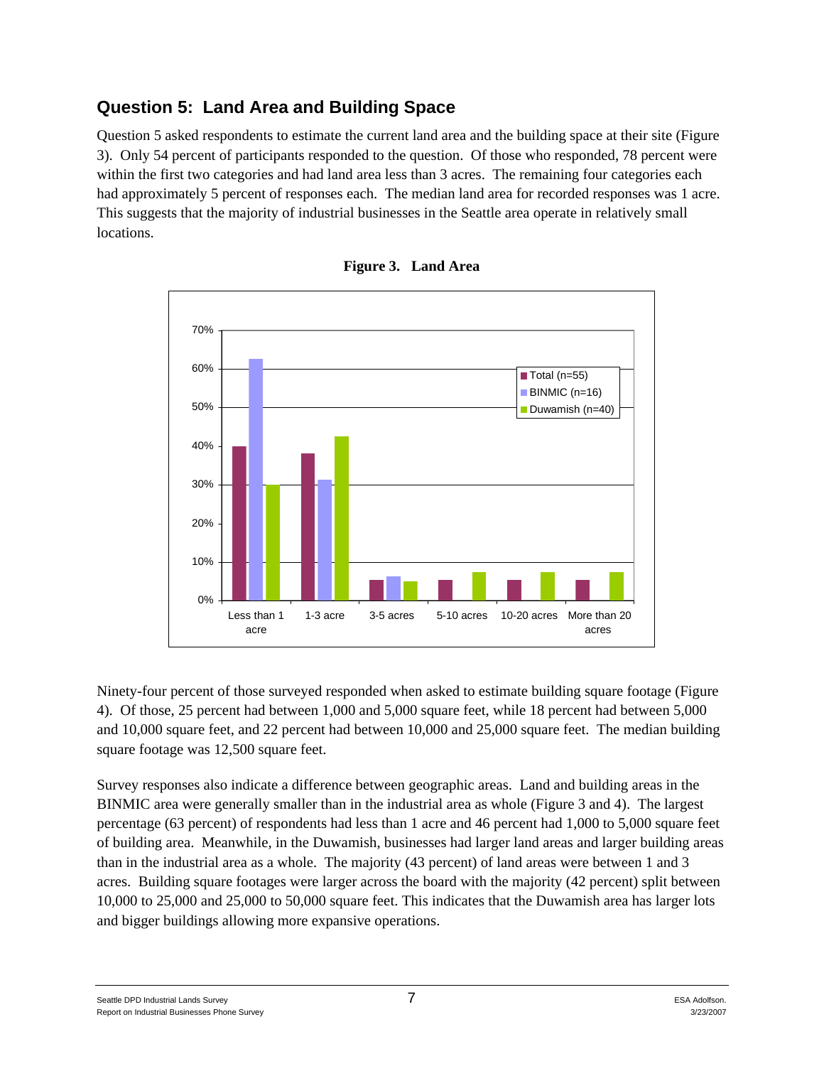## Question 5: Land Area and Building Space

Question 5 asked respondents to estimate the current land area and the building space at their site (Figure 3). Only 54 percent of participants responded to the question. Of those who responded, 78 percent were within the first two categories and had land area less than 3 acres. The remaining four categories each had approximately 5 percent of responses each. The median land area for recorded responses was 1 acre. This suggests that the majority of industrial businesses in the Seattle area operate in relatively small locations.

**Figure 3. Land Area**

Ninety-four percent of those surveyed responded when asked to estimate building square footage (Figure 4). Of those, 25 percent had between 1,000 and 5,000 square feet, while 18 percent had between 5,000 and 10,000 square feet, and 22 percent had between 10,000 and 25,000 square feet. The median building square footage was 12,500 square feet.

Survey responses also indicate a difference between geographic areas. Land and building areas in the BINMIC area were generally smaller than in the industrial area as whole (Figure 3 and 4). The largest percentage (63 percent) of respondents had less than 1 acre and 46 percent had 1,000 to 5,000 square feet of building area. Meanwhile, in the Duwamish, businesses had larger land areas and larger building areas than in the industrial area as a whole. The majority (43 percent) of land areas were between 1 and 3 acres. Building square footages were larger across the board with the majority (42 percent) split between 10,000 to 25,000 and 25,000 to 50,000 square feet. This indicates that the Duwamish area has larger lots and bigger buildings allowing more expansive operations.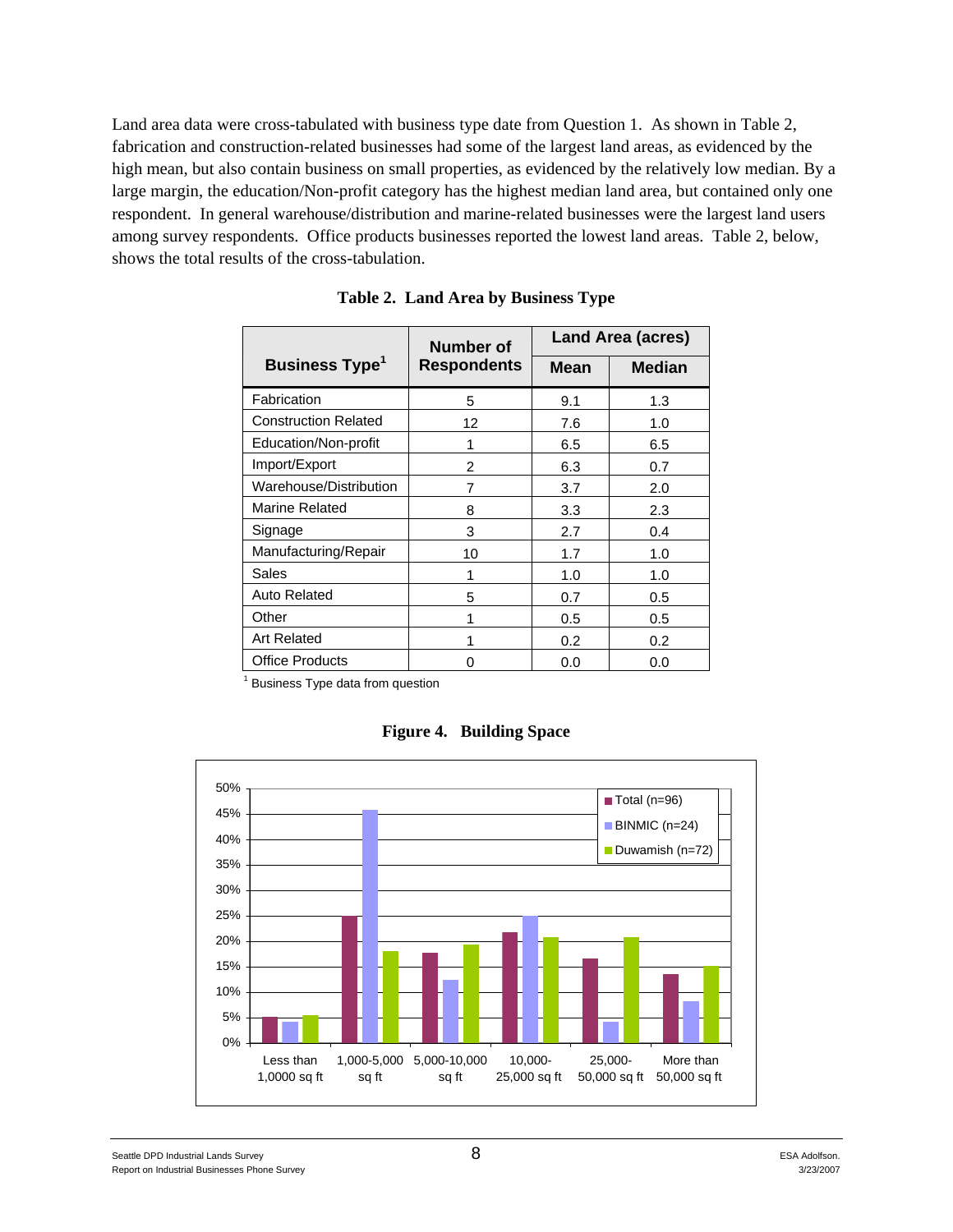Land area data were cross-tabulated with business type date from Question 1. As shown in Table 2, fabrication and construction-related businesses had some of the largest land areas, as evidenced by the high mean, but also contain business on small properties, as evidenced by the relatively low median. By a large margin, the education/Non-profit category has the highest median land area, but contained only one respondent. In general warehouse/distribution and marine-related businesses were the largest land users among survey respondents. Office products businesses reported the lowest land areas. Table 2, below, shows the total results of the cross-tabulation.

**Table 2. Land Area by Business Type**

| Business Type[1] | Number of Respondents | Land Area (acres) | |
|---|---|---|---|
| | | Mean | Median |
| Fabrication | 5 | 9.1 | 1.3 |
| Construction Related | 12 | 7.6 | 1.0 |
| Education/Non-profit | 1 | 6.5 | 6.5 |
| Import/Export | 2 | 6.3 | 0.7 |
| Warehouse/Distribution | 7 | 3.7 | 2.0 |
| Marine Related | 8 | 3.3 | 2.3 |
| Signage | 3 | 2.7 | 0.4 |
| Manufacturing/Repair | 10 | 1.7 | 1.0 |
| Sales | 1 | 1.0 | 1.0 |
| Auto Related | 5 | 0.7 | 0.5 |
| Other | 1 | 0.5 | 0.5 |
| Art Related | 1 | 0.2 | 0.2 |
| Office Products | 0 | 0.0 | 0.0 |

[1] Business Type data from question

**Figure 4. Building Space**

| Building Space | Total (n=96) | BINMIC (n=24) | Duwamish (n=72) |
|---|---|---|---|
| Less than 1,0000 sq ft | 5% | 4% | 6% |
| 1,000-5,000 sq ft | 25% | 46% | 18% |
| 5,000-10,000 sq ft | 18% | 13% | 19% |
| 10,000-25,000 sq ft | 22% | 25% | 21% |
| 25,000-50,000 sq ft | 17% | 4% | 21% |
| More than 50,000 sq ft | 14% | 8% | 15% |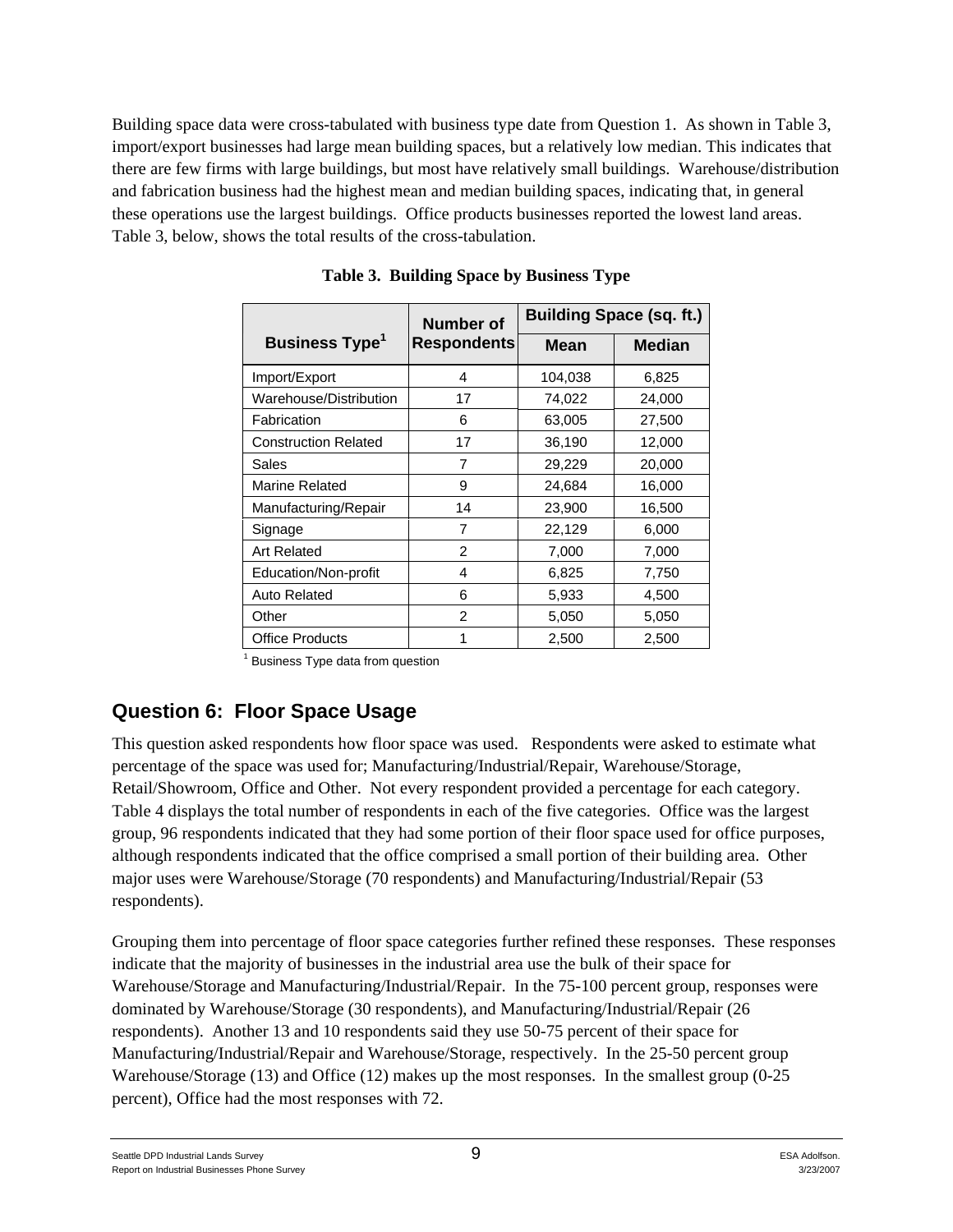Building space data were cross-tabulated with business type date from Question 1. As shown in Table 3, import/export businesses had large mean building spaces, but a relatively low median. This indicates that there are few firms with large buildings, but most have relatively small buildings. Warehouse/distribution and fabrication business had the highest mean and median building spaces, indicating that, in general these operations use the largest buildings. Office products businesses reported the lowest land areas. Table 3, below, shows the total results of the cross-tabulation.

**Table 3. Building Space by Business Type**

| Business Type[1] | Number of Respondents | Building Space (sq. ft.) | |
|---|---|---|---|
| | | Mean | Median |
| Import/Export | 4 | 104,038 | 6,825 |
| Warehouse/Distribution | 17 | 74,022 | 24,000 |
| Fabrication | 6 | 63,005 | 27,500 |
| Construction Related | 17 | 36,190 | 12,000 |
| Sales | 7 | 29,229 | 20,000 |
| Marine Related | 9 | 24,684 | 16,000 |
| Manufacturing/Repair | 14 | 23,900 | 16,500 |
| Signage | 7 | 22,129 | 6,000 |
| Art Related | 2 | 7,000 | 7,000 |
| Education/Non-profit | 4 | 6,825 | 7,750 |
| Auto Related | 6 | 5,933 | 4,500 |
| Other | 2 | 5,050 | 5,050 |
| Office Products | 1 | 2,500 | 2,500 |

[1] Business Type data from question

## Question 6: Floor Space Usage

This question asked respondents how floor space was used. Respondents were asked to estimate what percentage of the space was used for; Manufacturing/Industrial/Repair, Warehouse/Storage, Retail/Showroom, Office and Other. Not every respondent provided a percentage for each category. Table 4 displays the total number of respondents in each of the five categories. Office was the largest group, 96 respondents indicated that they had some portion of their floor space used for office purposes, although respondents indicated that the office comprised a small portion of their building area. Other major uses were Warehouse/Storage (70 respondents) and Manufacturing/Industrial/Repair (53 respondents).

Grouping them into percentage of floor space categories further refined these responses. These responses indicate that the majority of businesses in the industrial area use the bulk of their space for Warehouse/Storage and Manufacturing/Industrial/Repair. In the 75-100 percent group, responses were dominated by Warehouse/Storage (30 respondents), and Manufacturing/Industrial/Repair (26 respondents). Another 13 and 10 respondents said they use 50-75 percent of their space for Manufacturing/Industrial/Repair and Warehouse/Storage, respectively. In the 25-50 percent group Warehouse/Storage (13) and Office (12) makes up the most responses. In the smallest group (0-25 percent), Office had the most responses with 72.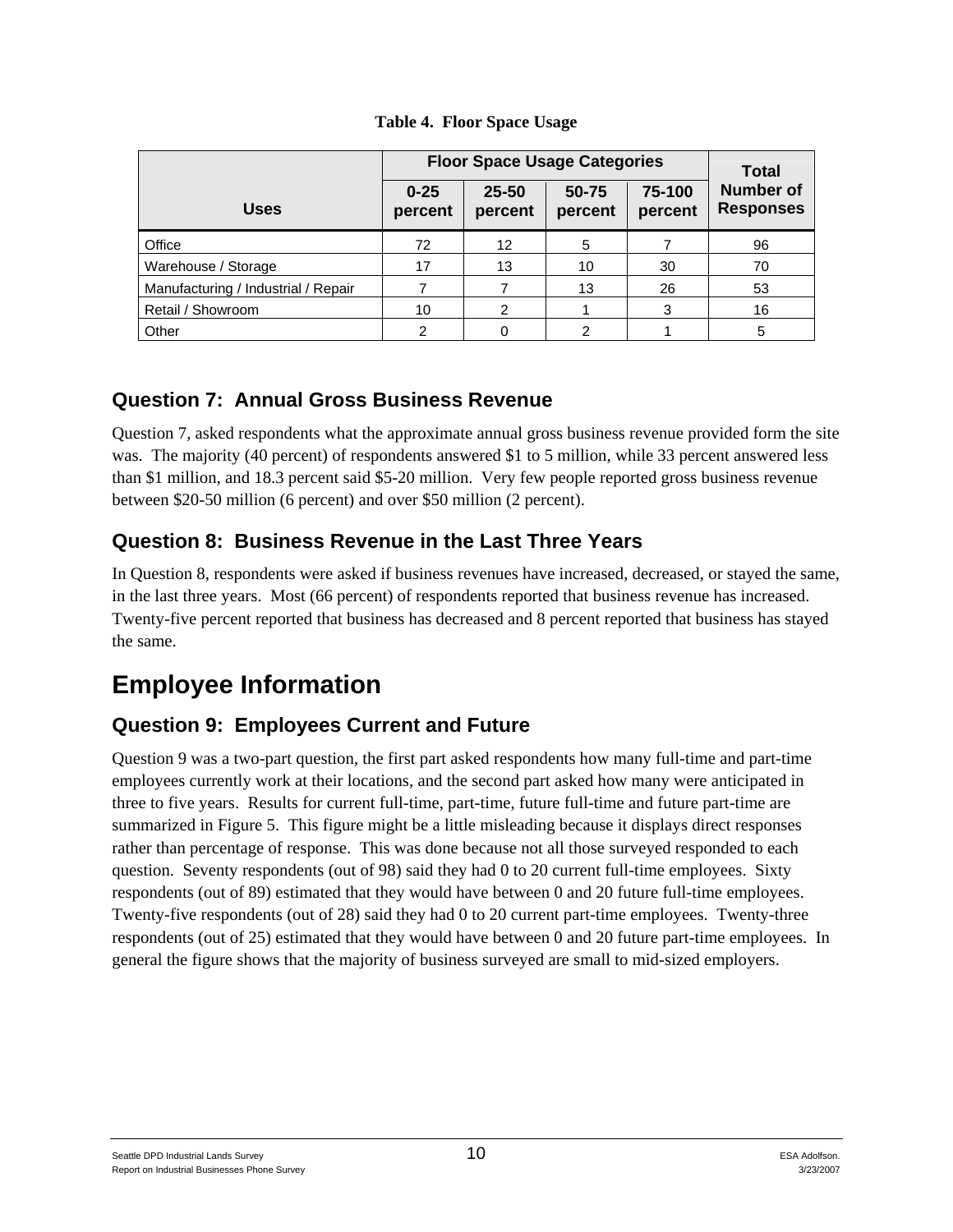**Table 4. Floor Space Usage**

| Uses | Floor Space Usage Categories | | | | Total Number of Responses |
|---|---|---|---|---|---|
| | 0-25 percent | 25-50 percent | 50-75 percent | 75-100 percent | |
| Office | 72 | 12 | 5 | 7 | 96 |
| Warehouse / Storage | 17 | 13 | 10 | 30 | 70 |
| Manufacturing / Industrial / Repair | 7 | 7 | 13 | 26 | 53 |
| Retail / Showroom | 10 | 2 | 1 | 3 | 16 |
| Other | 2 | 0 | 2 | 1 | 5 |

## Question 7: Annual Gross Business Revenue

Question 7, asked respondents what the approximate annual gross business revenue provided form the site was. The majority (40 percent) of respondents answered $1 to 5 million, while 33 percent answered less than $1 million, and 18.3 percent said $5-20 million. Very few people reported gross business revenue between $20-50 million (6 percent) and over $50 million (2 percent).

## Question 8: Business Revenue in the Last Three Years

In Question 8, respondents were asked if business revenues have increased, decreased, or stayed the same, in the last three years. Most (66 percent) of respondents reported that business revenue has increased. Twenty-five percent reported that business has decreased and 8 percent reported that business has stayed the same.

# Employee Information

## Question 9: Employees Current and Future

Question 9 was a two-part question, the first part asked respondents how many full-time and part-time employees currently work at their locations, and the second part asked how many were anticipated in three to five years. Results for current full-time, part-time, future full-time and future part-time are summarized in Figure 5. This figure might be a little misleading because it displays direct responses rather than percentage of response. This was done because not all those surveyed responded to each question. Seventy respondents (out of 98) said they had 0 to 20 current full-time employees. Sixty respondents (out of 89) estimated that they would have between 0 and 20 future full-time employees. Twenty-five respondents (out of 28) said they had 0 to 20 current part-time employees. Twenty-three respondents (out of 25) estimated that they would have between 0 and 20 future part-time employees. In general the figure shows that the majority of business surveyed are small to mid-sized employers.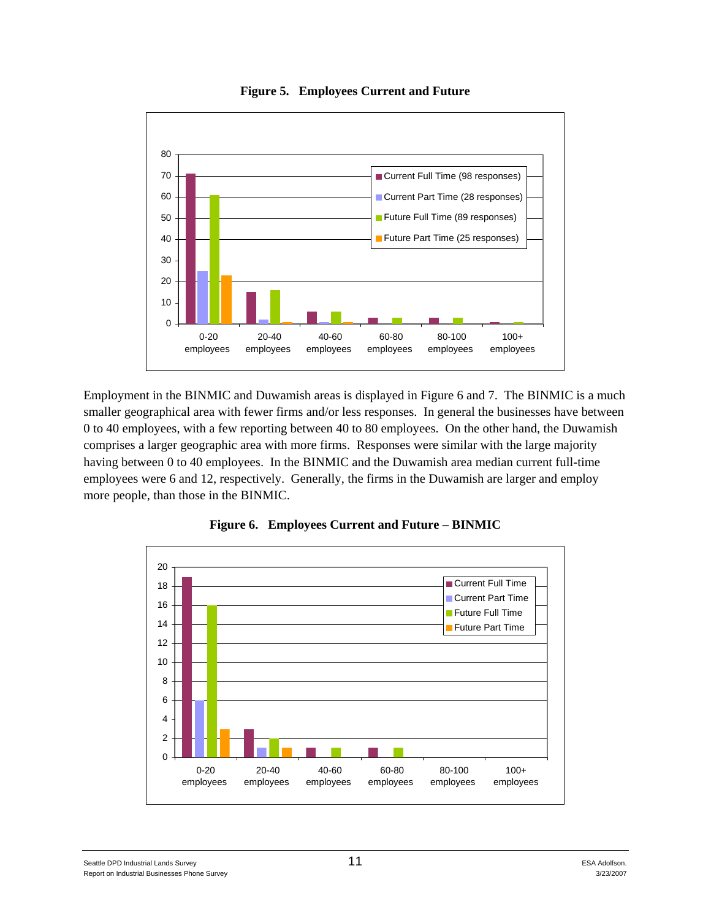**Figure 5. Employees Current and Future**

Employment in the BINMIC and Duwamish areas is displayed in Figure 6 and 7. The BINMIC is a much smaller geographical area with fewer firms and/or less responses. In general the businesses have between 0 to 40 employees, with a few reporting between 40 to 80 employees. On the other hand, the Duwamish comprises a larger geographic area with more firms. Responses were similar with the large majority having between 0 to 40 employees. In the BINMIC and the Duwamish area median current full-time employees were 6 and 12, respectively. Generally, the firms in the Duwamish are larger and employ more people, than those in the BINMIC.

**Figure 6. Employees Current and Future – BINMIC**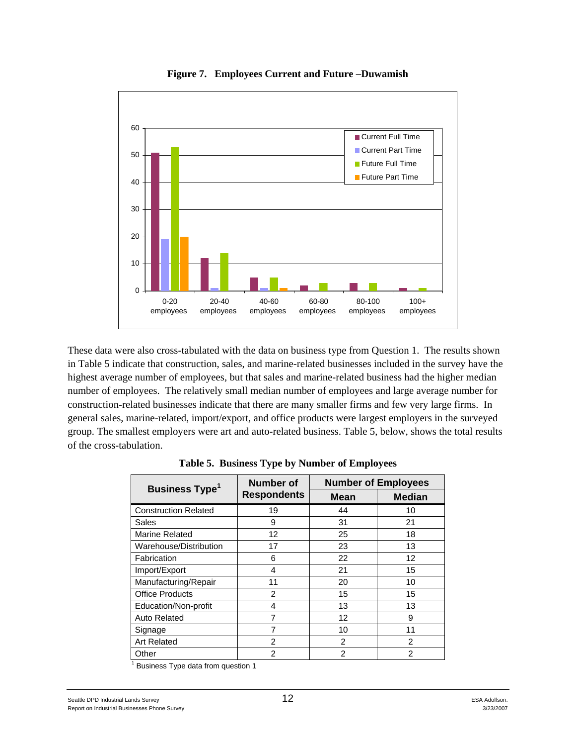**Figure 7. Employees Current and Future –Duwamish**

These data were also cross-tabulated with the data on business type from Question 1. The results shown in Table 5 indicate that construction, sales, and marine-related businesses included in the survey have the highest average number of employees, but that sales and marine-related business had the higher median number of employees. The relatively small median number of employees and large average number for construction-related businesses indicate that there are many smaller firms and few very large firms. In general sales, marine-related, import/export, and office products were largest employers in the surveyed group. The smallest employers were art and auto-related business. Table 5, below, shows the total results of the cross-tabulation.

**Table 5. Business Type by Number of Employees**

| Business Type[1] | Number of Respondents | Number of Employees | |
|---|---|---|---|
| | | Mean | Median |
| Construction Related | 19 | 44 | 10 |
| Sales | 9 | 31 | 21 |
| Marine Related | 12 | 25 | 18 |
| Warehouse/Distribution | 17 | 23 | 13 |
| Fabrication | 6 | 22 | 12 |
| Import/Export | 4 | 21 | 15 |
| Manufacturing/Repair | 11 | 20 | 10 |
| Office Products | 2 | 15 | 15 |
| Education/Non-profit | 4 | 13 | 13 |
| Auto Related | 7 | 12 | 9 |
| Signage | 7 | 10 | 11 |
| Art Related | 2 | 2 | 2 |
| Other | 2 | 2 | 2 |

[1] Business Type data from question 1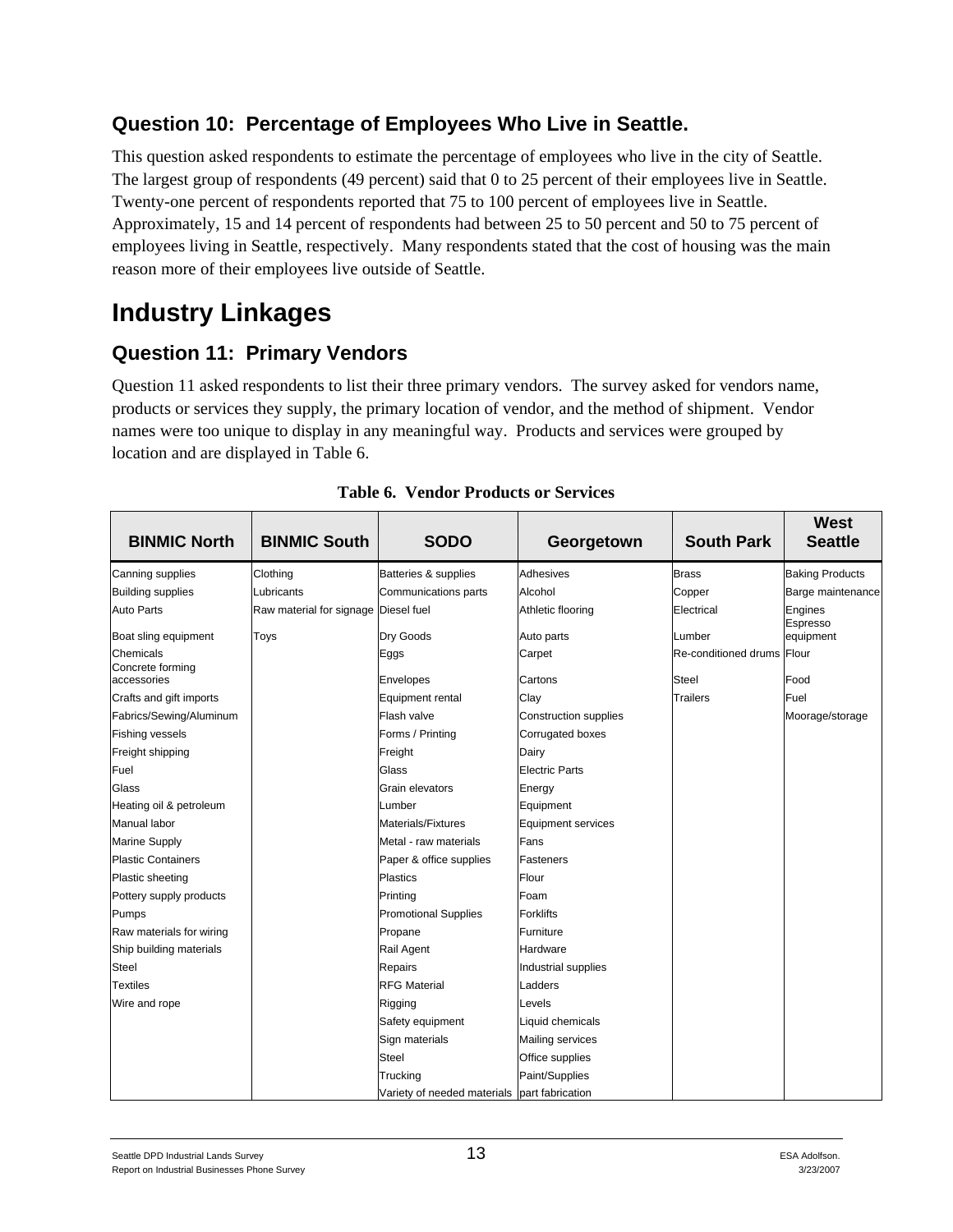## Question 10: Percentage of Employees Who Live in Seattle.

This question asked respondents to estimate the percentage of employees who live in the city of Seattle. The largest group of respondents (49 percent) said that 0 to 25 percent of their employees live in Seattle. Twenty-one percent of respondents reported that 75 to 100 percent of employees live in Seattle. Approximately, 15 and 14 percent of respondents had between 25 to 50 percent and 50 to 75 percent of employees living in Seattle, respectively. Many respondents stated that the cost of housing was the main reason more of their employees live outside of Seattle.

# Industry Linkages

## Question 11: Primary Vendors

Question 11 asked respondents to list their three primary vendors. The survey asked for vendors name, products or services they supply, the primary location of vendor, and the method of shipment. Vendor names were too unique to display in any meaningful way. Products and services were grouped by location and are displayed in Table 6.

**Table 6. Vendor Products or Services**

| BINMIC North | BINMIC South | SODO | Georgetown | South Park | West Seattle |
|---|---|---|---|---|---|
| Canning supplies | Clothing | Batteries & supplies | Adhesives | Brass | Baking Products |
| Building supplies | Lubricants | Communications parts | Alcohol | Copper | Barge maintenance |
| Auto Parts | Raw material for signage | Diesel fuel | Athletic flooring | Electrical | Engines |
| Boat sling equipment | Toys | Dry Goods | Auto parts | Lumber | Espresso equipment |
| Chemicals | | Eggs | Carpet | Re-conditioned drums | Flour |
| Concrete forming accessories | | Envelopes | Cartons | Steel | Food |
| Crafts and gift imports | | Equipment rental | Clay | Trailers | Fuel |
| Fabrics/Sewing/Aluminum | | Flash valve | Construction supplies | | Moorage/storage |
| Fishing vessels | | Forms / Printing | Corrugated boxes | | |
| Freight shipping | | Freight | Dairy | | |
| Fuel | | Glass | Electric Parts | | |
| Glass | | Grain elevators | Energy | | |
| Heating oil & petroleum | | Lumber | Equipment | | |
| Manual labor | | Materials/Fixtures | Equipment services | | |
| Marine Supply | | Metal - raw materials | Fans | | |
| Plastic Containers | | Paper & office supplies | Fasteners | | |
| Plastic sheeting | | Plastics | Flour | | |
| Pottery supply products | | Printing | Foam | | |
| Pumps | | Promotional Supplies | Forklifts | | |
| Raw materials for wiring | | Propane | Furniture | | |
| Ship building materials | | Rail Agent | Hardware | | |
| Steel | | Repairs | Industrial supplies | | |
| Textiles | | RFG Material | Ladders | | |
| Wire and rope | | Rigging | Levels | | |
| | | Safety equipment | Liquid chemicals | | |
| | | Sign materials | Mailing services | | |
| | | Steel | Office supplies | | |
| | | Trucking | Paint/Supplies | | |
| | | Variety of needed materials | part fabrication | | |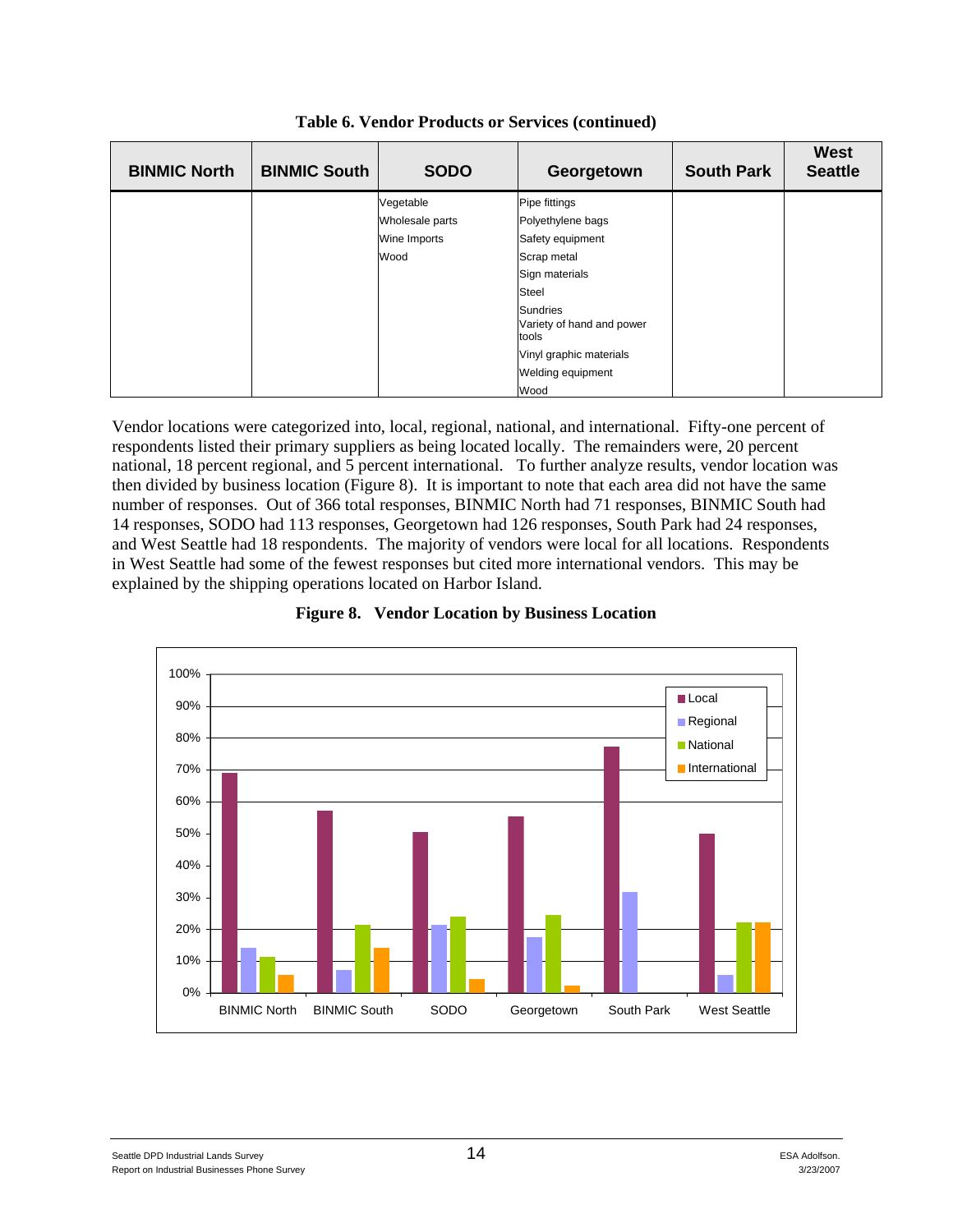**Table 6. Vendor Products or Services (continued)**

| BINMIC North | BINMIC South | SODO | Georgetown | South Park | West Seattle |
|---|---|---|---|---|---|
| | | Vegetable | Pipe fittings | | |
| | | Wholesale parts | Polyethylene bags | | |
| | | Wine Imports | Safety equipment | | |
| | | Wood | Scrap metal | | |
| | | | Sign materials | | |
| | | | Steel | | |
| | | | Sundries | | |
| | | | Variety of hand and power tools | | |
| | | | Vinyl graphic materials | | |
| | | | Welding equipment | | |
| | | | Wood | | |

Vendor locations were categorized into, local, regional, national, and international. Fifty-one percent of respondents listed their primary suppliers as being located locally. The remainders were, 20 percent national, 18 percent regional, and 5 percent international. To further analyze results, vendor location was then divided by business location (Figure 8). It is important to note that each area did not have the same number of responses. Out of 366 total responses, BINMIC North had 71 responses, BINMIC South had 14 responses, SODO had 113 responses, Georgetown had 126 responses, South Park had 24 responses, and West Seattle had 18 respondents. The majority of vendors were local for all locations. Respondents in West Seattle had some of the fewest responses but cited more international vendors. This may be explained by the shipping operations located on Harbor Island.

**Figure 8. Vendor Location by Business Location**

| Location | Local | Regional | National | International |
|---|---|---|---|---|
| BINMIC North | ~69% | ~14% | ~11% | ~6% |
| BINMIC South | ~57% | ~7% | ~21% | ~14% |
| SODO | ~50% | ~21% | ~24% | ~4% |
| Georgetown | ~55% | ~17% | ~24% | ~2% |
| South Park | ~77% | ~32% | 0% | 0% |
| West Seattle | ~50% | ~6% | ~22% | ~22% |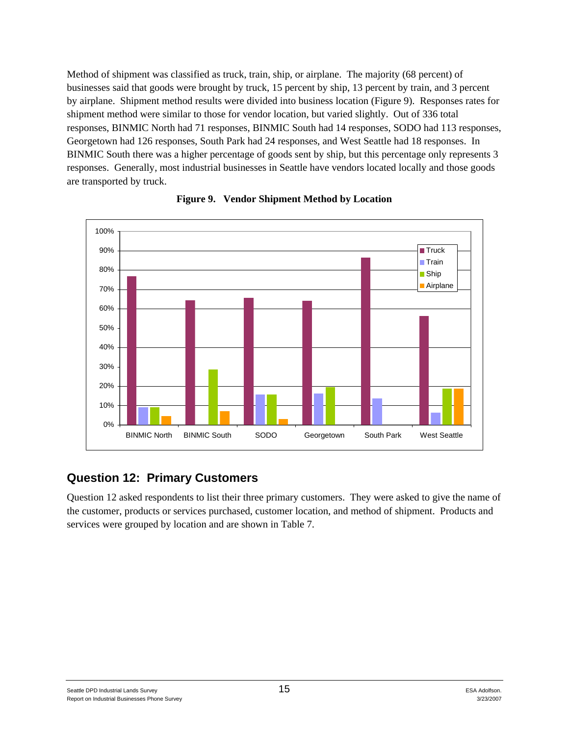Method of shipment was classified as truck, train, ship, or airplane. The majority (68 percent) of businesses said that goods were brought by truck, 15 percent by ship, 13 percent by train, and 3 percent by airplane. Shipment method results were divided into business location (Figure 9). Responses rates for shipment method were similar to those for vendor location, but varied slightly. Out of 336 total responses, BINMIC North had 71 responses, BINMIC South had 14 responses, SODO had 113 responses, Georgetown had 126 responses, South Park had 24 responses, and West Seattle had 18 responses. In BINMIC South there was a higher percentage of goods sent by ship, but this percentage only represents 3 responses. Generally, most industrial businesses in Seattle have vendors located locally and those goods are transported by truck.

**Figure 9. Vendor Shipment Method by Location**

## Question 12: Primary Customers

Question 12 asked respondents to list their three primary customers. They were asked to give the name of the customer, products or services purchased, customer location, and method of shipment. Products and services were grouped by location and are shown in Table 7.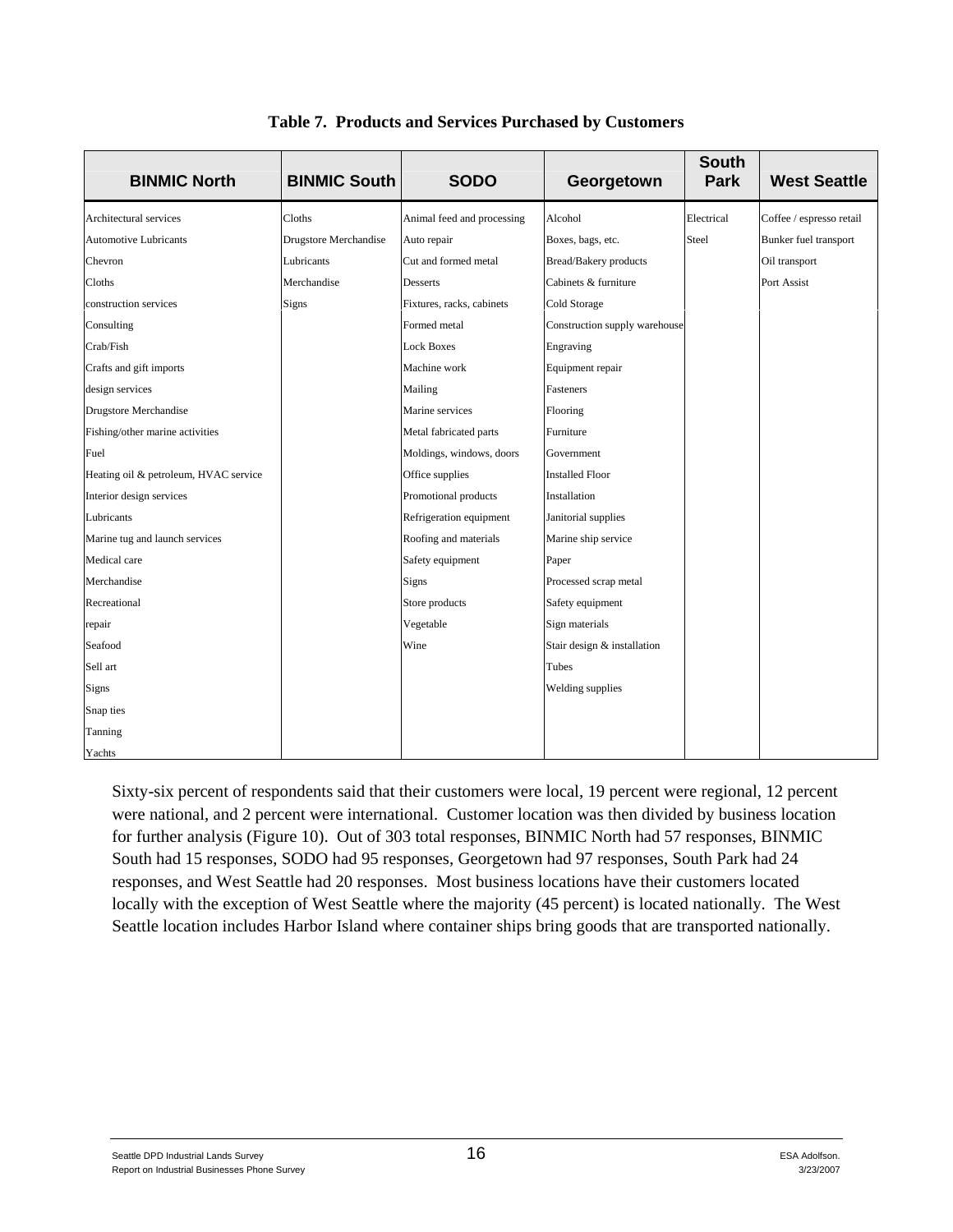**Table 7. Products and Services Purchased by Customers**

| BINMIC North | BINMIC South | SODO | Georgetown | South Park | West Seattle |
|---|---|---|---|---|---|
| Architectural services | Cloths | Animal feed and processing | Alcohol | Electrical | Coffee / espresso retail |
| Automotive Lubricants | Drugstore Merchandise | Auto repair | Boxes, bags, etc. | Steel | Bunker fuel transport |
| Chevron | Lubricants | Cut and formed metal | Bread/Bakery products | | Oil transport |
| Cloths | Merchandise | Desserts | Cabinets & furniture | | Port Assist |
| construction services | Signs | Fixtures, racks, cabinets | Cold Storage | | |
| Consulting | | Formed metal | Construction supply warehouse | | |
| Crab/Fish | | Lock Boxes | Engraving | | |
| Crafts and gift imports | | Machine work | Equipment repair | | |
| design services | | Mailing | Fasteners | | |
| Drugstore Merchandise | | Marine services | Flooring | | |
| Fishing/other marine activities | | Metal fabricated parts | Furniture | | |
| Fuel | | Moldings, windows, doors | Government | | |
| Heating oil & petroleum, HVAC service | | Office supplies | Installed Floor | | |
| Interior design services | | Promotional products | Installation | | |
| Lubricants | | Refrigeration equipment | Janitorial supplies | | |
| Marine tug and launch services | | Roofing and materials | Marine ship service | | |
| Medical care | | Safety equipment | Paper | | |
| Merchandise | | Signs | Processed scrap metal | | |
| Recreational | | Store products | Safety equipment | | |
| repair | | Vegetable | Sign materials | | |
| Seafood | | Wine | Stair design & installation | | |
| Sell art | | | Tubes | | |
| Signs | | | Welding supplies | | |
| Snap ties | | | | | |
| Tanning | | | | | |
| Yachts | | | | | |

Sixty-six percent of respondents said that their customers were local, 19 percent were regional, 12 percent were national, and 2 percent were international. Customer location was then divided by business location for further analysis (Figure 10). Out of 303 total responses, BINMIC North had 57 responses, BINMIC South had 15 responses, SODO had 95 responses, Georgetown had 97 responses, South Park had 24 responses, and West Seattle had 20 responses. Most business locations have their customers located locally with the exception of West Seattle where the majority (45 percent) is located nationally. The West Seattle location includes Harbor Island where container ships bring goods that are transported nationally.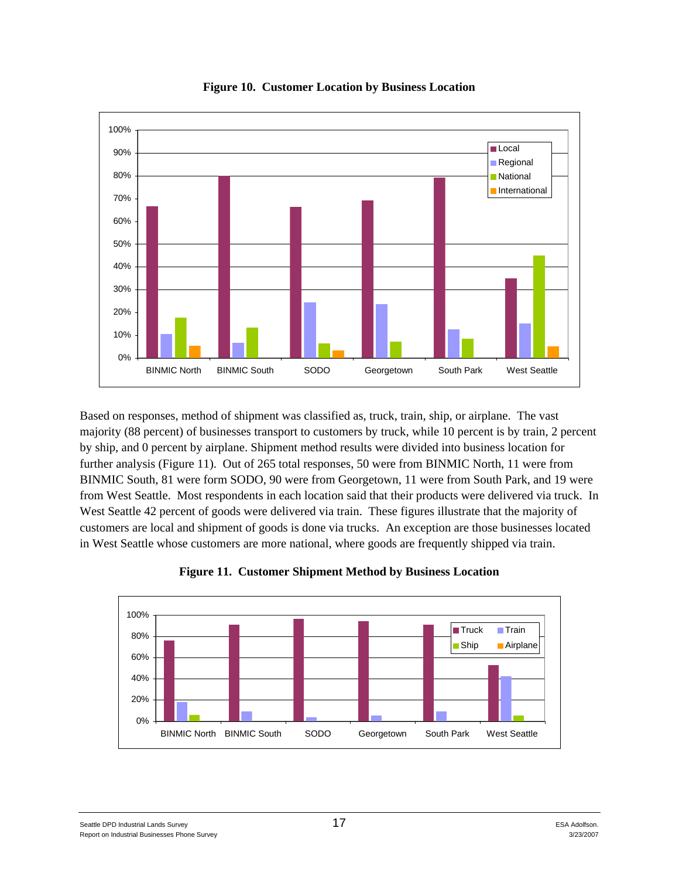**Figure 10. Customer Location by Business Location**

Based on responses, method of shipment was classified as, truck, train, ship, or airplane. The vast majority (88 percent) of businesses transport to customers by truck, while 10 percent is by train, 2 percent by ship, and 0 percent by airplane. Shipment method results were divided into business location for further analysis (Figure 11). Out of 265 total responses, 50 were from BINMIC North, 11 were from BINMIC South, 81 were form SODO, 90 were from Georgetown, 11 were from South Park, and 19 were from West Seattle. Most respondents in each location said that their products were delivered via truck. In West Seattle 42 percent of goods were delivered via train. These figures illustrate that the majority of customers are local and shipment of goods is done via trucks. An exception are those businesses located in West Seattle whose customers are more national, where goods are frequently shipped via train.

**Figure 11. Customer Shipment Method by Business Location**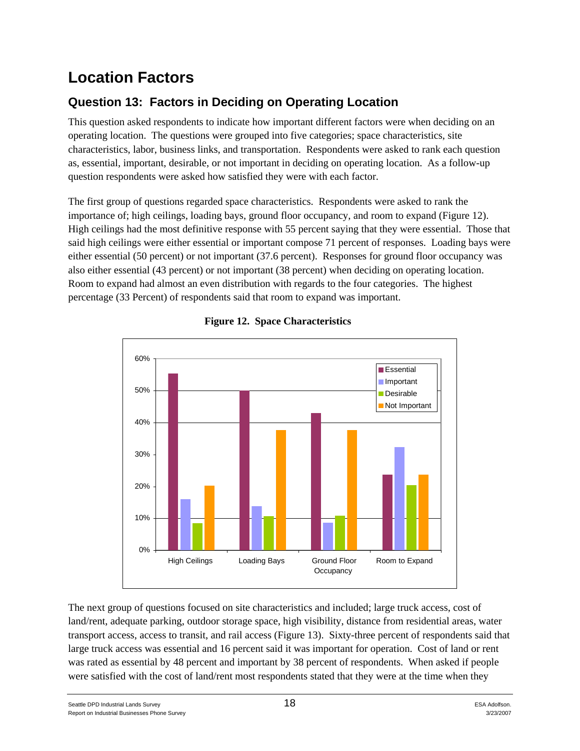# Location Factors

## Question 13: Factors in Deciding on Operating Location

This question asked respondents to indicate how important different factors were when deciding on an operating location. The questions were grouped into five categories; space characteristics, site characteristics, labor, business links, and transportation. Respondents were asked to rank each question as, essential, important, desirable, or not important in deciding on operating location. As a follow-up question respondents were asked how satisfied they were with each factor.

The first group of questions regarded space characteristics. Respondents were asked to rank the importance of; high ceilings, loading bays, ground floor occupancy, and room to expand (Figure 12). High ceilings had the most definitive response with 55 percent saying that they were essential. Those that said high ceilings were either essential or important compose 71 percent of responses. Loading bays were either essential (50 percent) or not important (37.6 percent). Responses for ground floor occupancy was also either essential (43 percent) or not important (38 percent) when deciding on operating location. Room to expand had almost an even distribution with regards to the four categories. The highest percentage (33 Percent) of respondents said that room to expand was important.

**Figure 12. Space Characteristics**

The next group of questions focused on site characteristics and included; large truck access, cost of land/rent, adequate parking, outdoor storage space, high visibility, distance from residential areas, water transport access, access to transit, and rail access (Figure 13). Sixty-three percent of respondents said that large truck access was essential and 16 percent said it was important for operation. Cost of land or rent was rated as essential by 48 percent and important by 38 percent of respondents. When asked if people were satisfied with the cost of land/rent most respondents stated that they were at the time when they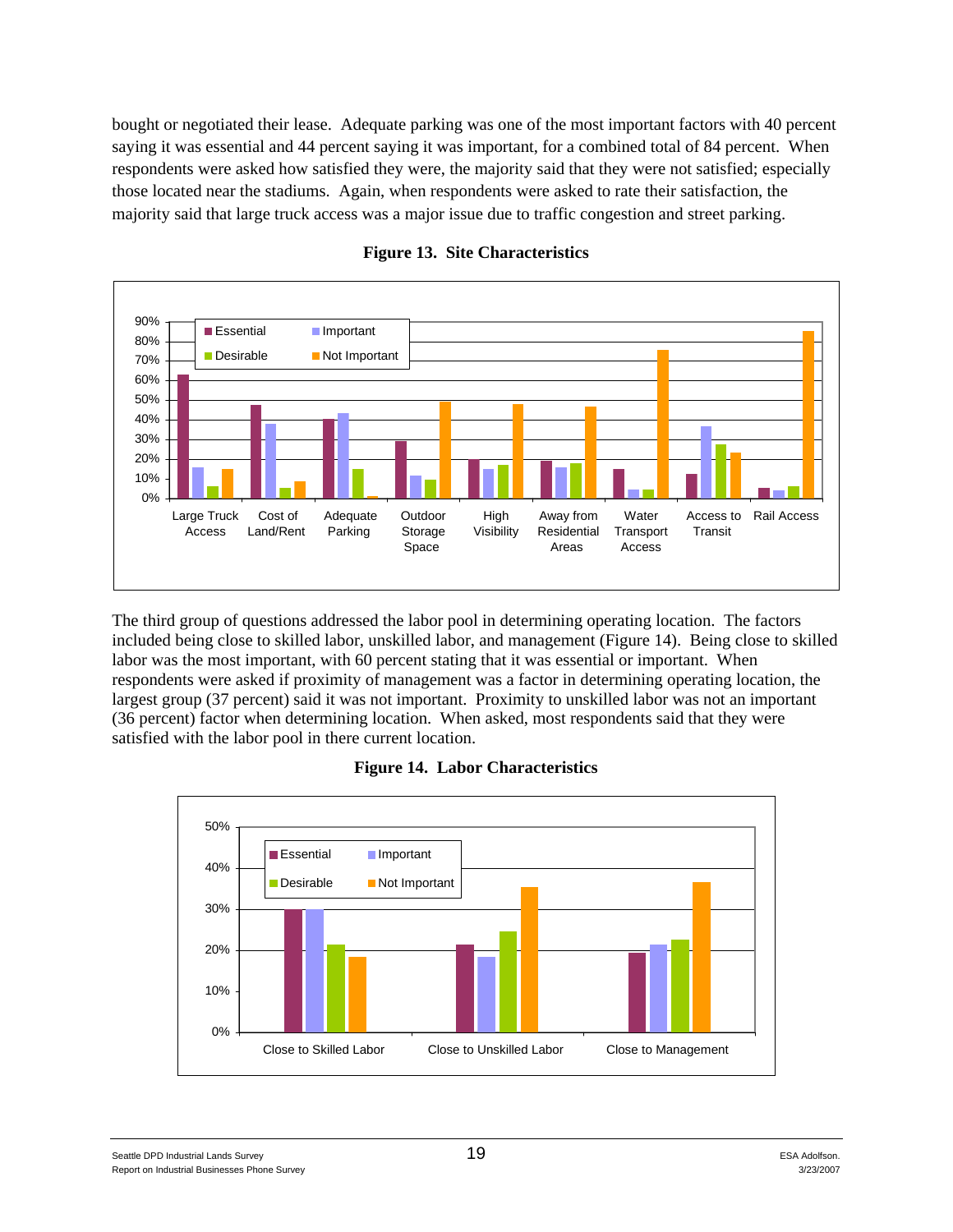bought or negotiated their lease. Adequate parking was one of the most important factors with 40 percent saying it was essential and 44 percent saying it was important, for a combined total of 84 percent. When respondents were asked how satisfied they were, the majority said that they were not satisfied; especially those located near the stadiums. Again, when respondents were asked to rate their satisfaction, the majority said that large truck access was a major issue due to traffic congestion and street parking.

**Figure 13. Site Characteristics**

The third group of questions addressed the labor pool in determining operating location. The factors included being close to skilled labor, unskilled labor, and management (Figure 14). Being close to skilled labor was the most important, with 60 percent stating that it was essential or important. When respondents were asked if proximity of management was a factor in determining operating location, the largest group (37 percent) said it was not important. Proximity to unskilled labor was not an important (36 percent) factor when determining location. When asked, most respondents said that they were satisfied with the labor pool in there current location.

**Figure 14. Labor Characteristics**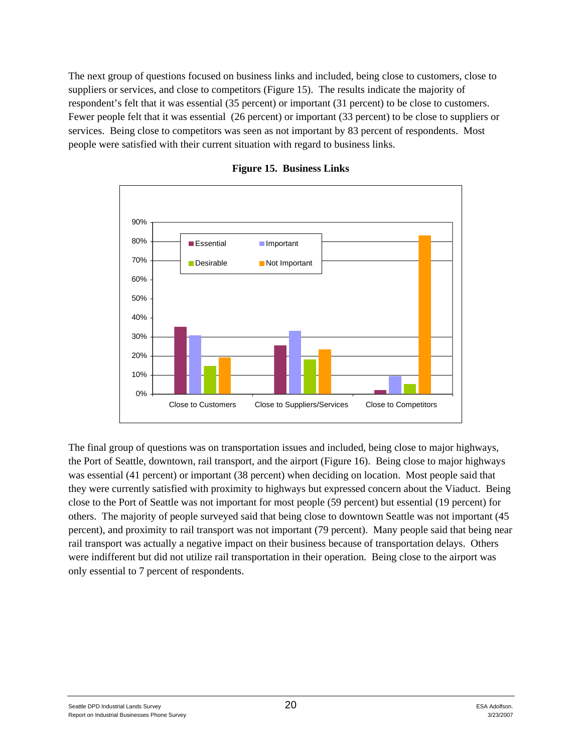The next group of questions focused on business links and included, being close to customers, close to suppliers or services, and close to competitors (Figure 15). The results indicate the majority of respondent's felt that it was essential (35 percent) or important (31 percent) to be close to customers. Fewer people felt that it was essential (26 percent) or important (33 percent) to be close to suppliers or services. Being close to competitors was seen as not important by 83 percent of respondents. Most people were satisfied with their current situation with regard to business links.

**Figure 15. Business Links**

The final group of questions was on transportation issues and included, being close to major highways, the Port of Seattle, downtown, rail transport, and the airport (Figure 16). Being close to major highways was essential (41 percent) or important (38 percent) when deciding on location. Most people said that they were currently satisfied with proximity to highways but expressed concern about the Viaduct. Being close to the Port of Seattle was not important for most people (59 percent) but essential (19 percent) for others. The majority of people surveyed said that being close to downtown Seattle was not important (45 percent), and proximity to rail transport was not important (79 percent). Many people said that being near rail transport was actually a negative impact on their business because of transportation delays. Others were indifferent but did not utilize rail transportation in their operation. Being close to the airport was only essential to 7 percent of respondents.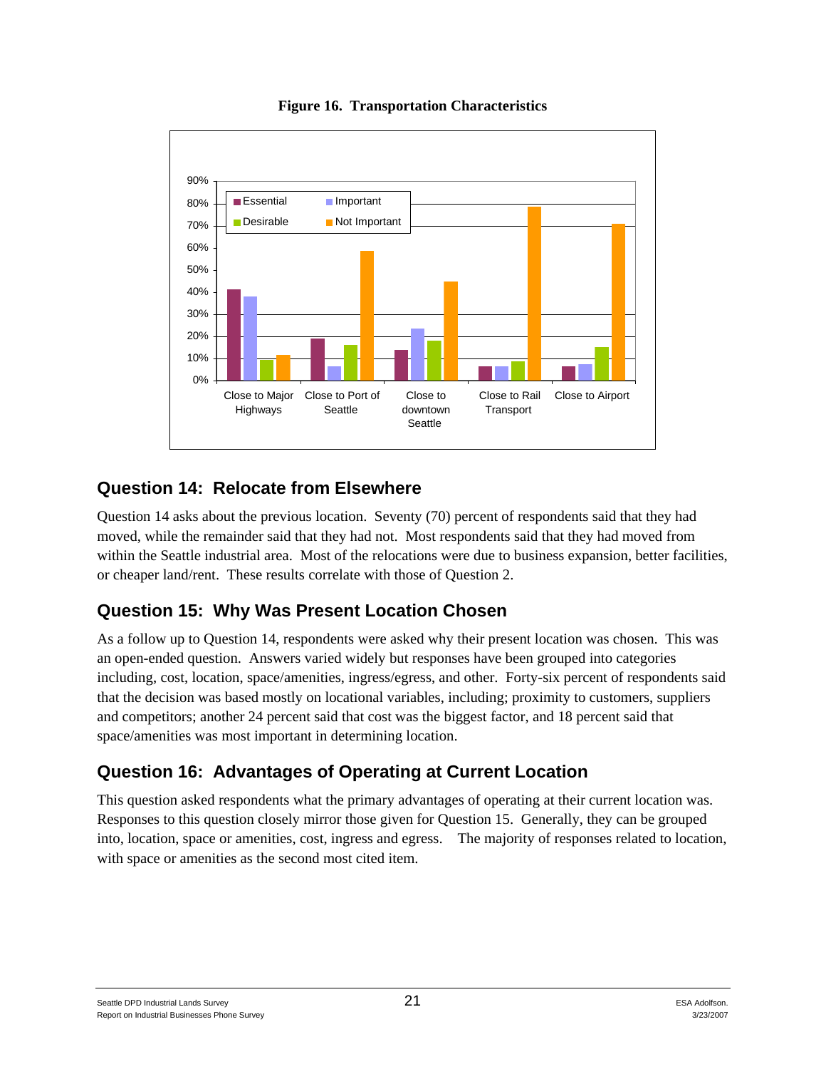**Figure 16. Transportation Characteristics**

## Question 14: Relocate from Elsewhere

Question 14 asks about the previous location. Seventy (70) percent of respondents said that they had moved, while the remainder said that they had not. Most respondents said that they had moved from within the Seattle industrial area. Most of the relocations were due to business expansion, better facilities, or cheaper land/rent. These results correlate with those of Question 2.

## Question 15: Why Was Present Location Chosen

As a follow up to Question 14, respondents were asked why their present location was chosen. This was an open-ended question. Answers varied widely but responses have been grouped into categories including, cost, location, space/amenities, ingress/egress, and other. Forty-six percent of respondents said that the decision was based mostly on locational variables, including; proximity to customers, suppliers and competitors; another 24 percent said that cost was the biggest factor, and 18 percent said that space/amenities was most important in determining location.

## Question 16: Advantages of Operating at Current Location

This question asked respondents what the primary advantages of operating at their current location was. Responses to this question closely mirror those given for Question 15. Generally, they can be grouped into, location, space or amenities, cost, ingress and egress. The majority of responses related to location, with space or amenities as the second most cited item.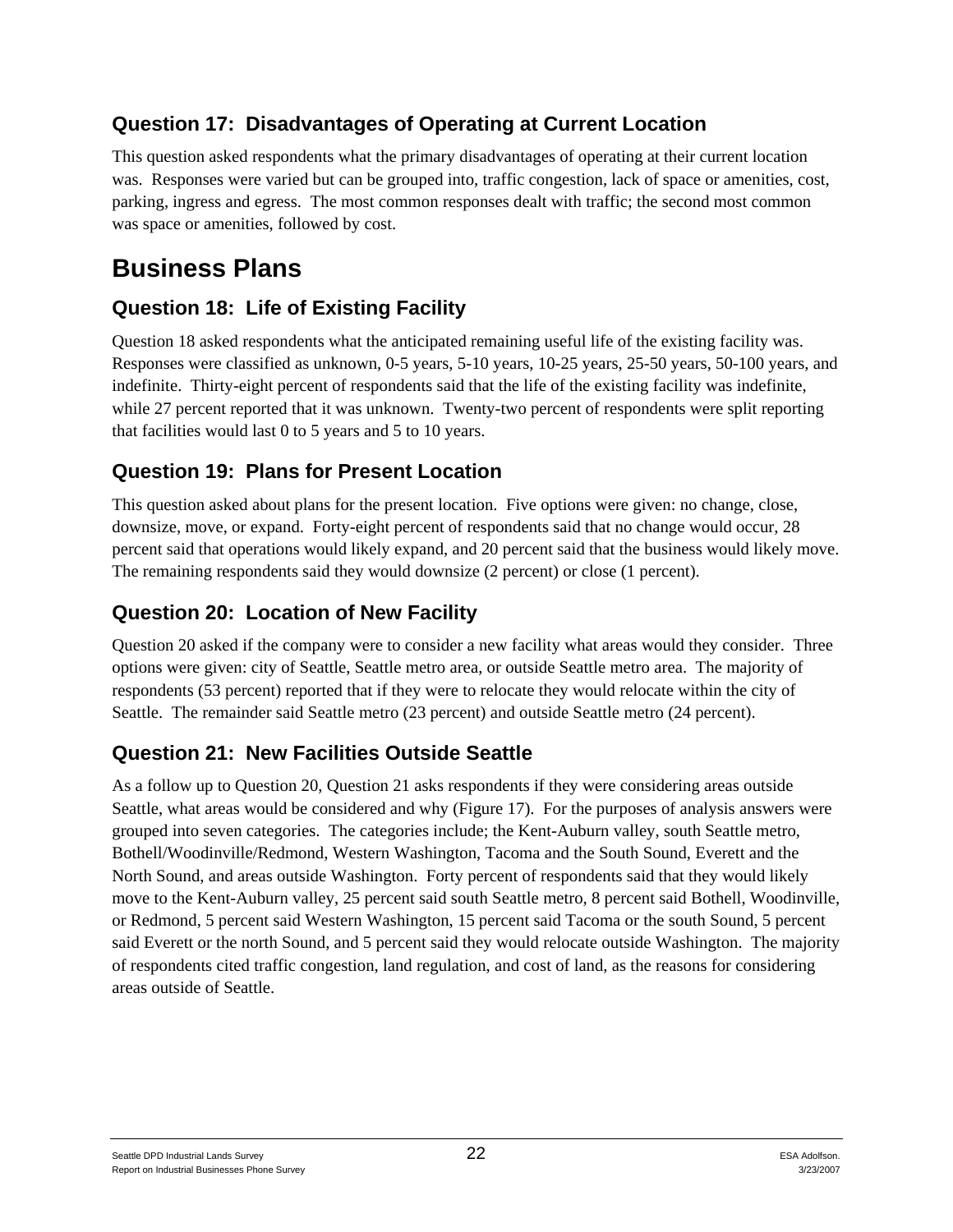### Question 17: Disadvantages of Operating at Current Location

This question asked respondents what the primary disadvantages of operating at their current location was. Responses were varied but can be grouped into, traffic congestion, lack of space or amenities, cost, parking, ingress and egress. The most common responses dealt with traffic; the second most common was space or amenities, followed by cost.

## Business Plans

### Question 18: Life of Existing Facility

Question 18 asked respondents what the anticipated remaining useful life of the existing facility was. Responses were classified as unknown, 0-5 years, 5-10 years, 10-25 years, 25-50 years, 50-100 years, and indefinite. Thirty-eight percent of respondents said that the life of the existing facility was indefinite, while 27 percent reported that it was unknown. Twenty-two percent of respondents were split reporting that facilities would last 0 to 5 years and 5 to 10 years.

### Question 19: Plans for Present Location

This question asked about plans for the present location. Five options were given: no change, close, downsize, move, or expand. Forty-eight percent of respondents said that no change would occur, 28 percent said that operations would likely expand, and 20 percent said that the business would likely move. The remaining respondents said they would downsize (2 percent) or close (1 percent).

### Question 20: Location of New Facility

Question 20 asked if the company were to consider a new facility what areas would they consider. Three options were given: city of Seattle, Seattle metro area, or outside Seattle metro area. The majority of respondents (53 percent) reported that if they were to relocate they would relocate within the city of Seattle. The remainder said Seattle metro (23 percent) and outside Seattle metro (24 percent).

### Question 21: New Facilities Outside Seattle

As a follow up to Question 20, Question 21 asks respondents if they were considering areas outside Seattle, what areas would be considered and why (Figure 17). For the purposes of analysis answers were grouped into seven categories. The categories include; the Kent-Auburn valley, south Seattle metro, Bothell/Woodinville/Redmond, Western Washington, Tacoma and the South Sound, Everett and the North Sound, and areas outside Washington. Forty percent of respondents said that they would likely move to the Kent-Auburn valley, 25 percent said south Seattle metro, 8 percent said Bothell, Woodinville, or Redmond, 5 percent said Western Washington, 15 percent said Tacoma or the south Sound, 5 percent said Everett or the north Sound, and 5 percent said they would relocate outside Washington. The majority of respondents cited traffic congestion, land regulation, and cost of land, as the reasons for considering areas outside of Seattle.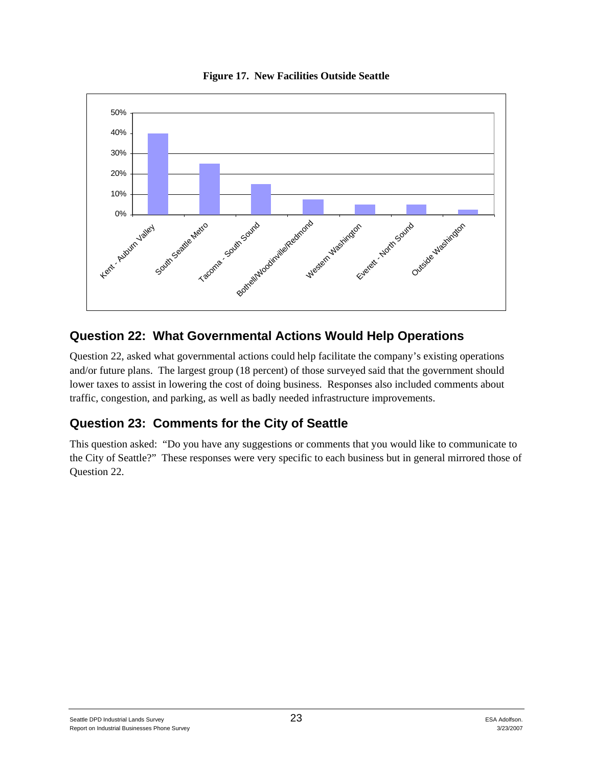**Figure 17. New Facilities Outside Seattle**

## Question 22: What Governmental Actions Would Help Operations

Question 22, asked what governmental actions could help facilitate the company's existing operations and/or future plans. The largest group (18 percent) of those surveyed said that the government should lower taxes to assist in lowering the cost of doing business. Responses also included comments about traffic, congestion, and parking, as well as badly needed infrastructure improvements.

## Question 23: Comments for the City of Seattle

This question asked: "Do you have any suggestions or comments that you would like to communicate to the City of Seattle?" These responses were very specific to each business but in general mirrored those of Question 22.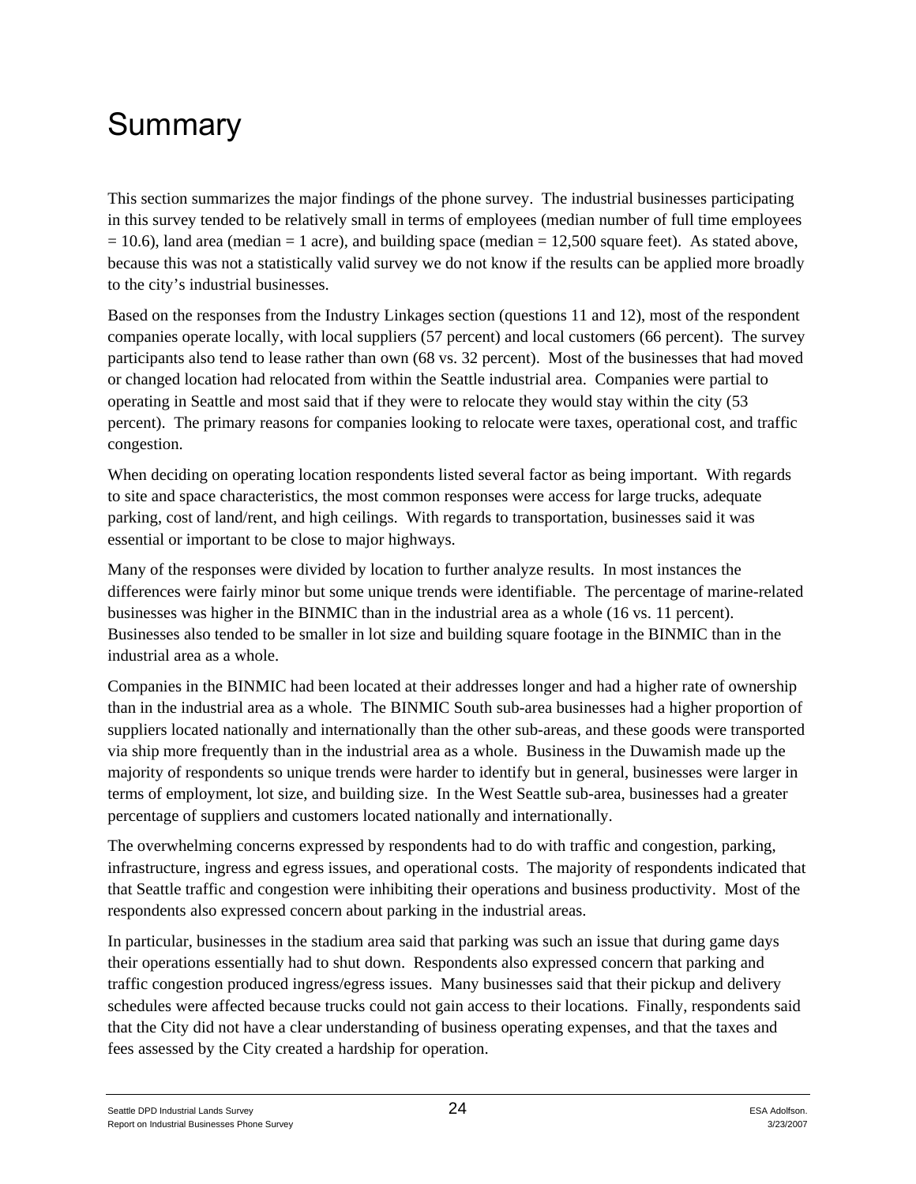# Summary

This section summarizes the major findings of the phone survey. The industrial businesses participating in this survey tended to be relatively small in terms of employees (median number of full time employees = 10.6), land area (median = 1 acre), and building space (median = 12,500 square feet). As stated above, because this was not a statistically valid survey we do not know if the results can be applied more broadly to the city's industrial businesses.

Based on the responses from the Industry Linkages section (questions 11 and 12), most of the respondent companies operate locally, with local suppliers (57 percent) and local customers (66 percent). The survey participants also tend to lease rather than own (68 vs. 32 percent). Most of the businesses that had moved or changed location had relocated from within the Seattle industrial area. Companies were partial to operating in Seattle and most said that if they were to relocate they would stay within the city (53 percent). The primary reasons for companies looking to relocate were taxes, operational cost, and traffic congestion.

When deciding on operating location respondents listed several factor as being important. With regards to site and space characteristics, the most common responses were access for large trucks, adequate parking, cost of land/rent, and high ceilings. With regards to transportation, businesses said it was essential or important to be close to major highways.

Many of the responses were divided by location to further analyze results. In most instances the differences were fairly minor but some unique trends were identifiable. The percentage of marine-related businesses was higher in the BINMIC than in the industrial area as a whole (16 vs. 11 percent). Businesses also tended to be smaller in lot size and building square footage in the BINMIC than in the industrial area as a whole.

Companies in the BINMIC had been located at their addresses longer and had a higher rate of ownership than in the industrial area as a whole. The BINMIC South sub-area businesses had a higher proportion of suppliers located nationally and internationally than the other sub-areas, and these goods were transported via ship more frequently than in the industrial area as a whole. Business in the Duwamish made up the majority of respondents so unique trends were harder to identify but in general, businesses were larger in terms of employment, lot size, and building size. In the West Seattle sub-area, businesses had a greater percentage of suppliers and customers located nationally and internationally.

The overwhelming concerns expressed by respondents had to do with traffic and congestion, parking, infrastructure, ingress and egress issues, and operational costs. The majority of respondents indicated that that Seattle traffic and congestion were inhibiting their operations and business productivity. Most of the respondents also expressed concern about parking in the industrial areas.

In particular, businesses in the stadium area said that parking was such an issue that during game days their operations essentially had to shut down. Respondents also expressed concern that parking and traffic congestion produced ingress/egress issues. Many businesses said that their pickup and delivery schedules were affected because trucks could not gain access to their locations. Finally, respondents said that the City did not have a clear understanding of business operating expenses, and that the taxes and fees assessed by the City created a hardship for operation.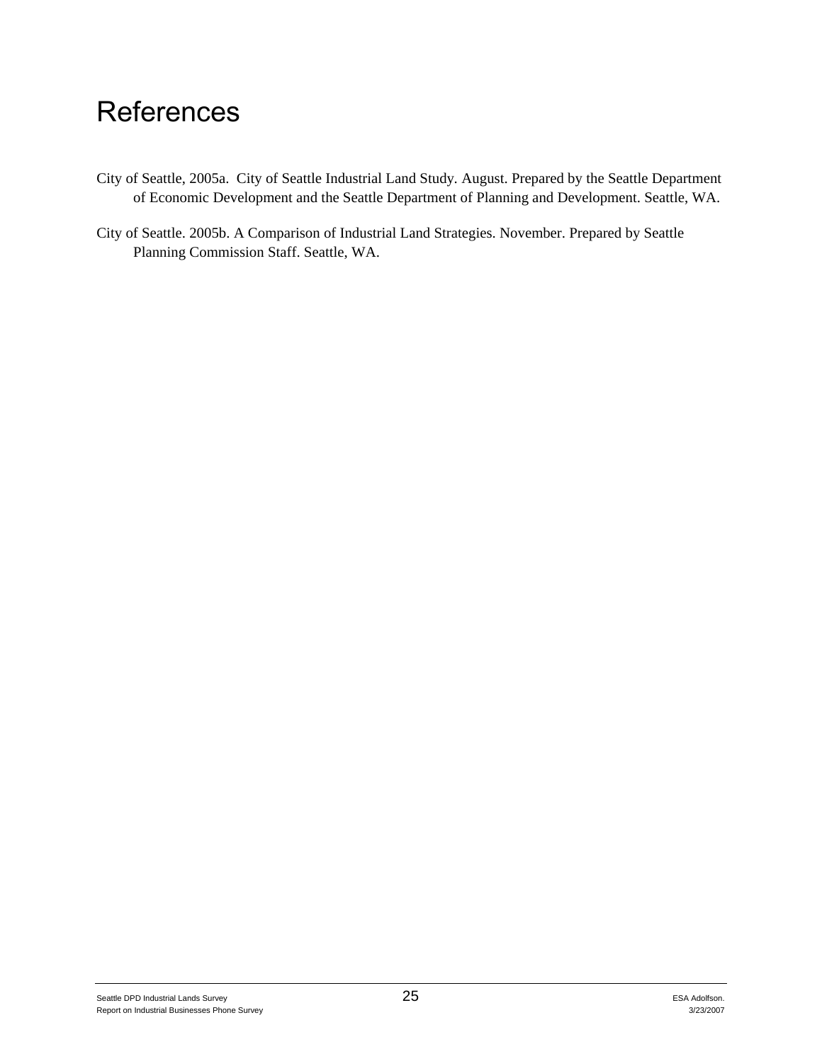# References

City of Seattle, 2005a. City of Seattle Industrial Land Study. August. Prepared by the Seattle Department of Economic Development and the Seattle Department of Planning and Development. Seattle, WA.

City of Seattle. 2005b. A Comparison of Industrial Land Strategies. November. Prepared by Seattle Planning Commission Staff. Seattle, WA.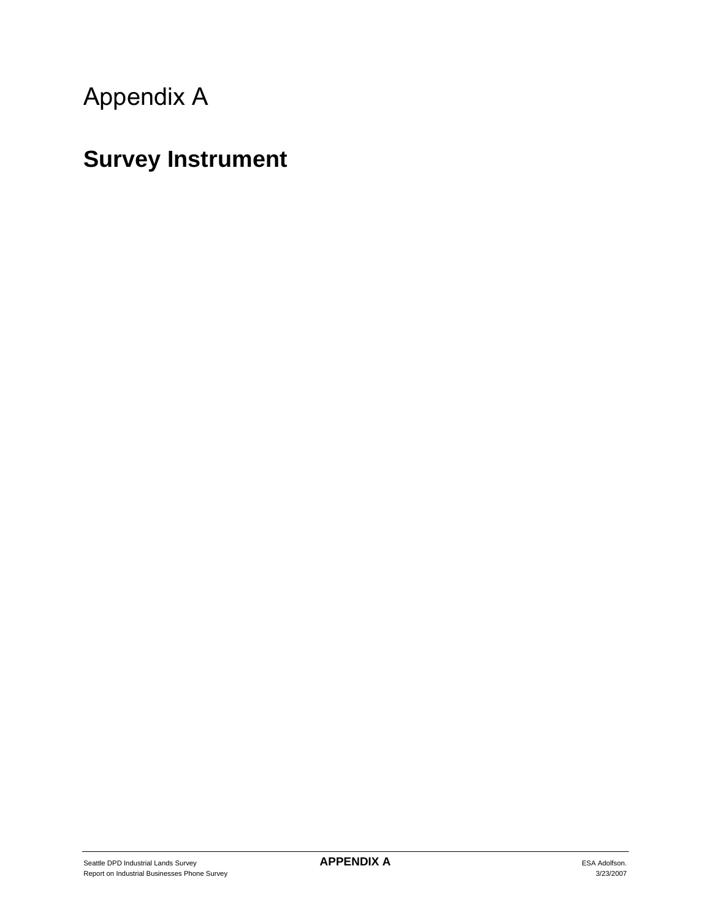# Appendix A

## Survey Instrument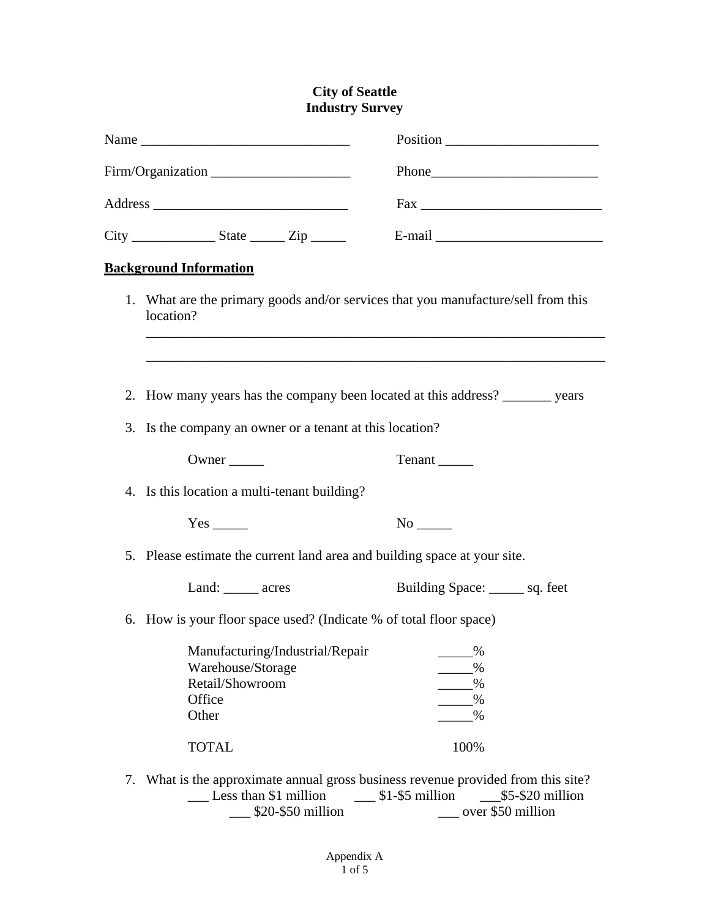# City of Seattle
# Industry Survey

Name ______________________________ Position ______________________

Firm/Organization ____________________ Phone________________________

Address ____________________________ Fax __________________________

City ____________ State _____ Zip _____ E-mail ________________________

**Background Information**

1. What are the primary goods and/or services that you manufacture/sell from this location?

   ___________________________________________________________________

   ___________________________________________________________________

2. How many years has the company been located at this address? _______ years

3. Is the company an owner or a tenant at this location?

   Owner _____ Tenant _____

4. Is this location a multi-tenant building?

   Yes _____ No _____

5. Please estimate the current land area and building space at your site.

   Land: _____ acres Building Space: _____ sq. feet

6. How is your floor space used? (Indicate % of total floor space)

   | | |
   |---|---|
   | Manufacturing/Industrial/Repair | _____% |
   | Warehouse/Storage | _____% |
   | Retail/Showroom | _____% |
   | Office | _____% |
   | Other | _____% |
   | TOTAL | 100% |

7. What is the approximate annual gross business revenue provided from this site?

   ___ Less than $1 million ___ $1-$5 million ___$5-$20 million
   ___ $20-$50 million ___ over $50 million

Appendix A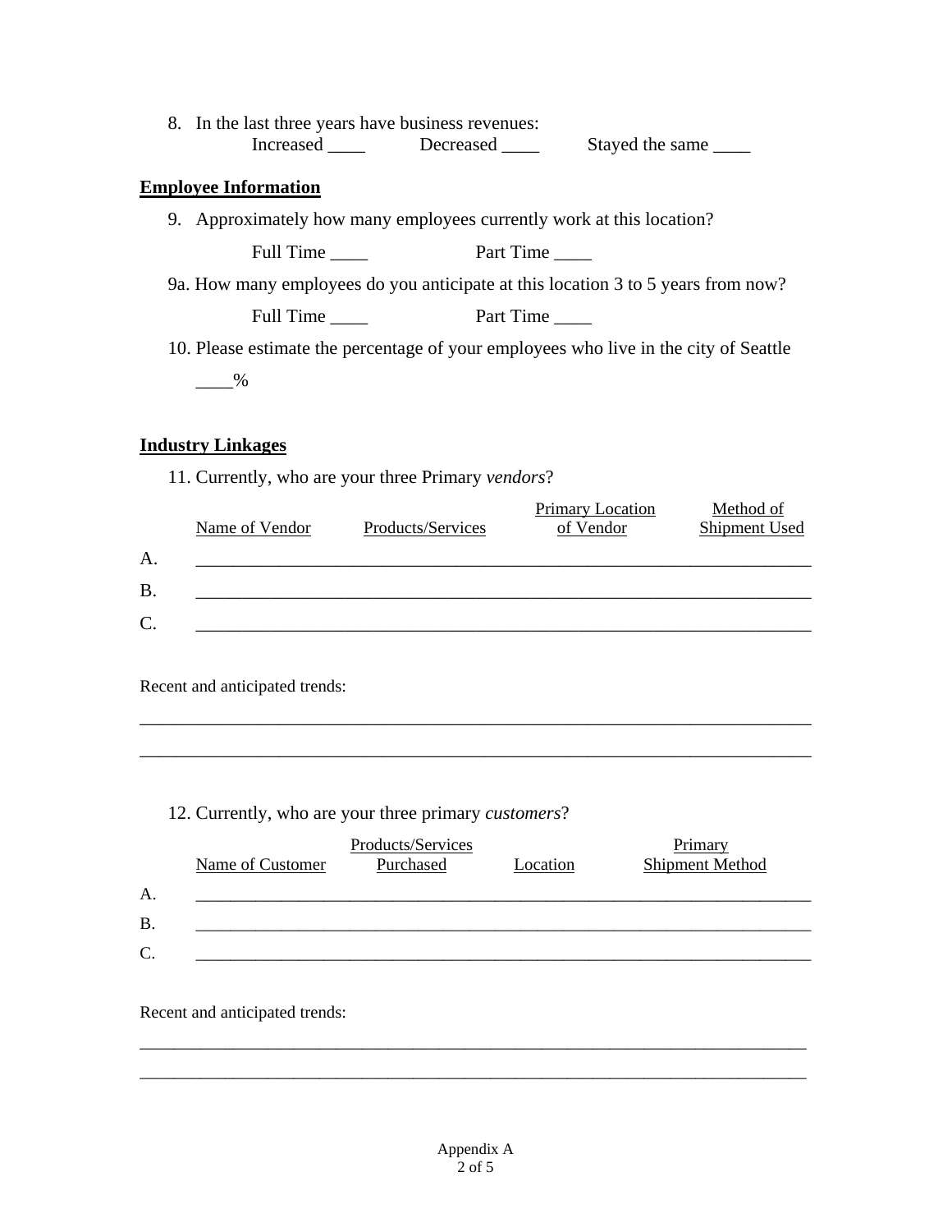8. In the last three years have business revenues:
   Increased ____ Decreased ____ Stayed the same ____

**Employee Information**

9. Approximately how many employees currently work at this location?

   Full Time ____ Part Time ____

9a. How many employees do you anticipate at this location 3 to 5 years from now?

   Full Time ____ Part Time ____

10. Please estimate the percentage of your employees who live in the city of Seattle

   ____%

**Industry Linkages**

11. Currently, who are your three Primary *vendors*?

| | Name of Vendor | Products/Services | Primary Location of Vendor | Method of Shipment Used |
|---|---|---|---|---|
| A. | | | | |
| B. | | | | |
| C. | | | | |

Recent and anticipated trends:

______________________________________________________________________________

______________________________________________________________________________

12. Currently, who are your three primary *customers*?

| | Name of Customer | Products/Services Purchased | Location | Primary Shipment Method |
|---|---|---|---|---|
| A. | | | | |
| B. | | | | |
| C. | | | | |

Recent and anticipated trends:

______________________________________________________________________________

______________________________________________________________________________

Appendix A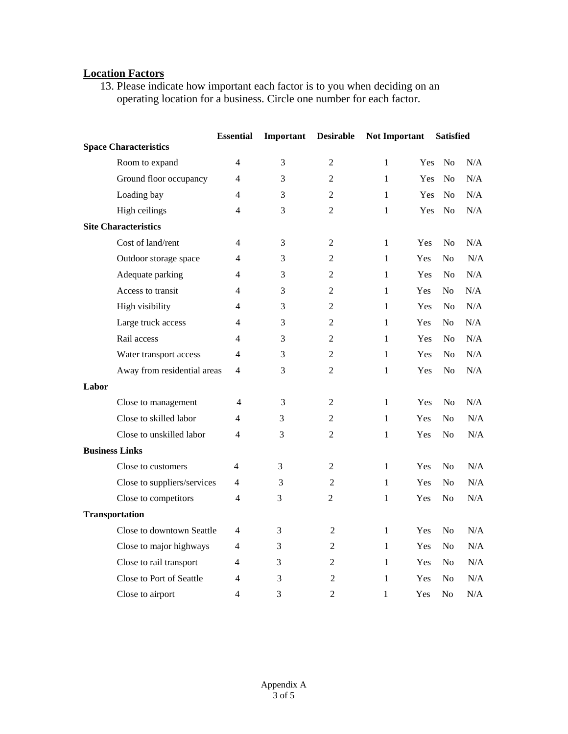## Location Factors

13. Please indicate how important each factor is to you when deciding on an operating location for a business. Circle one number for each factor.

| | Essential | Important | Desirable | Not Important | Satisfied | | |
|---|---|---|---|---|---|---|---|
| **Space Characteristics** | | | | | | | |
| Room to expand | 4 | 3 | 2 | 1 | Yes | No | N/A |
| Ground floor occupancy | 4 | 3 | 2 | 1 | Yes | No | N/A |
| Loading bay | 4 | 3 | 2 | 1 | Yes | No | N/A |
| High ceilings | 4 | 3 | 2 | 1 | Yes | No | N/A |
| **Site Characteristics** | | | | | | | |
| Cost of land/rent | 4 | 3 | 2 | 1 | Yes | No | N/A |
| Outdoor storage space | 4 | 3 | 2 | 1 | Yes | No | N/A |
| Adequate parking | 4 | 3 | 2 | 1 | Yes | No | N/A |
| Access to transit | 4 | 3 | 2 | 1 | Yes | No | N/A |
| High visibility | 4 | 3 | 2 | 1 | Yes | No | N/A |
| Large truck access | 4 | 3 | 2 | 1 | Yes | No | N/A |
| Rail access | 4 | 3 | 2 | 1 | Yes | No | N/A |
| Water transport access | 4 | 3 | 2 | 1 | Yes | No | N/A |
| Away from residential areas | 4 | 3 | 2 | 1 | Yes | No | N/A |
| **Labor** | | | | | | | |
| Close to management | 4 | 3 | 2 | 1 | Yes | No | N/A |
| Close to skilled labor | 4 | 3 | 2 | 1 | Yes | No | N/A |
| Close to unskilled labor | 4 | 3 | 2 | 1 | Yes | No | N/A |
| **Business Links** | | | | | | | |
| Close to customers | 4 | 3 | 2 | 1 | Yes | No | N/A |
| Close to suppliers/services | 4 | 3 | 2 | 1 | Yes | No | N/A |
| Close to competitors | 4 | 3 | 2 | 1 | Yes | No | N/A |
| **Transportation** | | | | | | | |
| Close to downtown Seattle | 4 | 3 | 2 | 1 | Yes | No | N/A |
| Close to major highways | 4 | 3 | 2 | 1 | Yes | No | N/A |
| Close to rail transport | 4 | 3 | 2 | 1 | Yes | No | N/A |
| Close to Port of Seattle | 4 | 3 | 2 | 1 | Yes | No | N/A |
| Close to airport | 4 | 3 | 2 | 1 | Yes | No | N/A |

Appendix A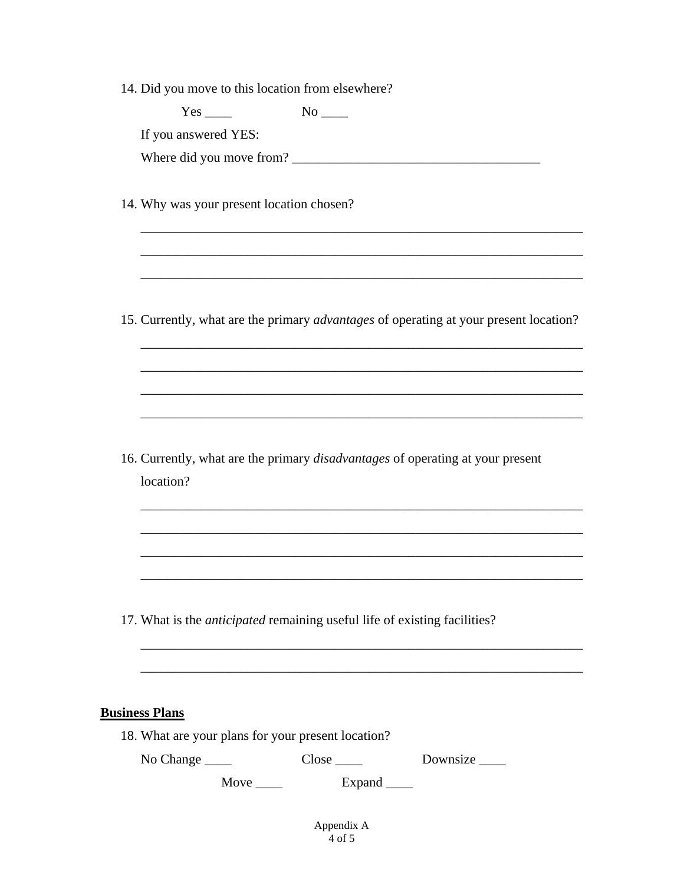14. Did you move to this location from elsewhere?

    Yes ____ No ____

    If you answered YES:

    Where did you move from? _____________________________________

14. Why was your present location chosen?

    _________________________________________________________________

    _________________________________________________________________

    _________________________________________________________________

15. Currently, what are the primary *advantages* of operating at your present location?

    _________________________________________________________________

    _________________________________________________________________

    _________________________________________________________________

    _________________________________________________________________

16. Currently, what are the primary *disadvantages* of operating at your present location?

    _________________________________________________________________

    _________________________________________________________________

    _________________________________________________________________

    _________________________________________________________________

17. What is the *anticipated* remaining useful life of existing facilities?

    _________________________________________________________________

    _________________________________________________________________

**Business Plans**

18. What are your plans for your present location?

    No Change ____ Close ____ Downsize ____

    Move ____ Expand ____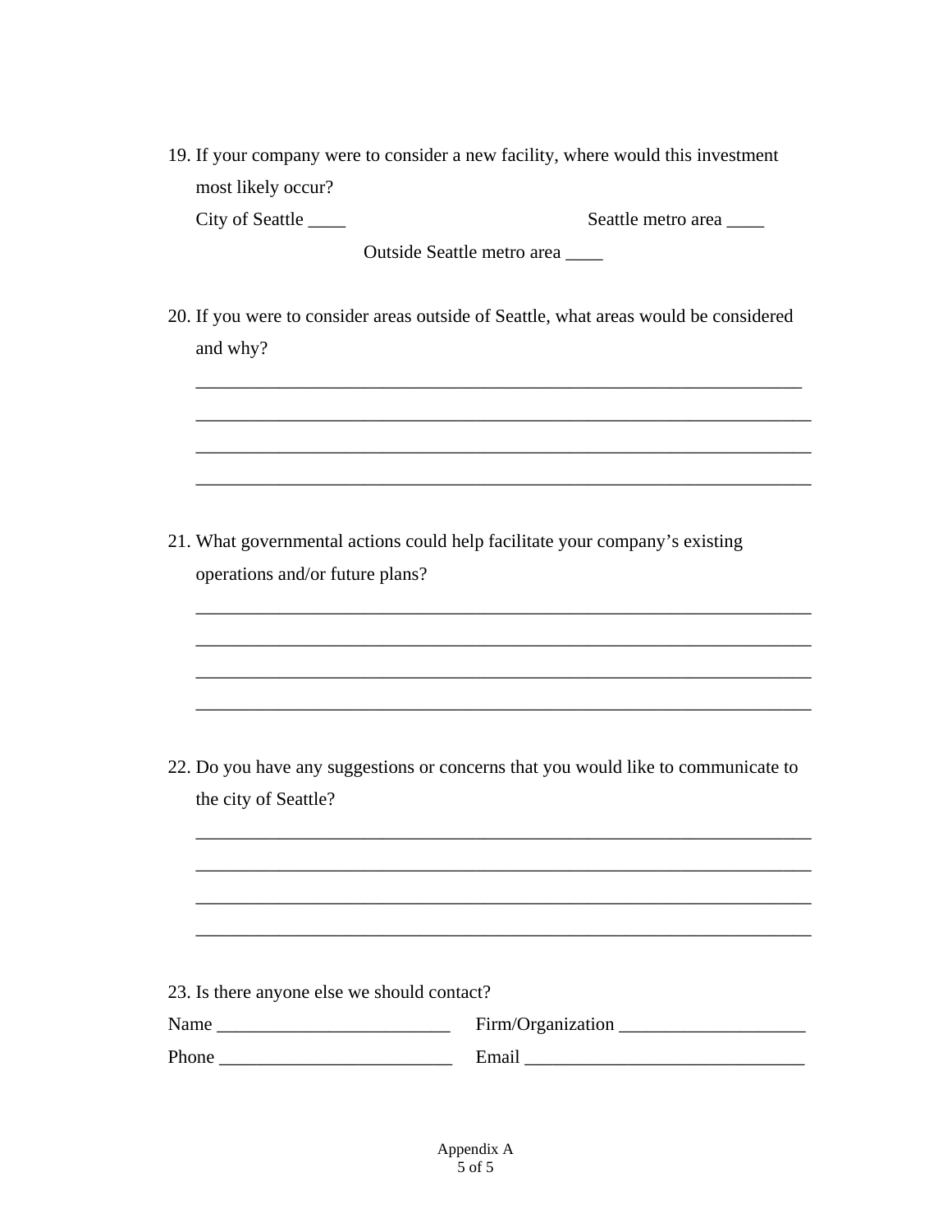19. If your company were to consider a new facility, where would this investment most likely occur?

    City of Seattle ____ Seattle metro area ____

    Outside Seattle metro area ____

20. If you were to consider areas outside of Seattle, what areas would be considered and why?

    ___________________________________________________________________

    ___________________________________________________________________

    ___________________________________________________________________

    ___________________________________________________________________

21. What governmental actions could help facilitate your company's existing operations and/or future plans?

    ___________________________________________________________________

    ___________________________________________________________________

    ___________________________________________________________________

    ___________________________________________________________________

22. Do you have any suggestions or concerns that you would like to communicate to the city of Seattle?

    ___________________________________________________________________

    ___________________________________________________________________

    ___________________________________________________________________

    ___________________________________________________________________

23. Is there anyone else we should contact?

Name _________________________ Firm/Organization ____________________

Phone _________________________ Email ______________________________

Appendix A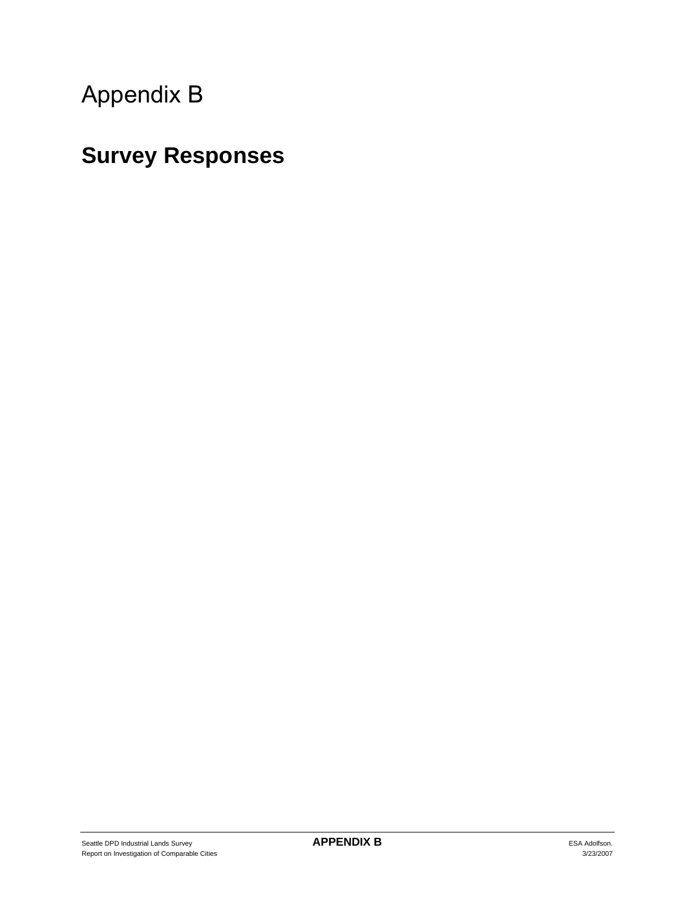# Appendix B

## Survey Responses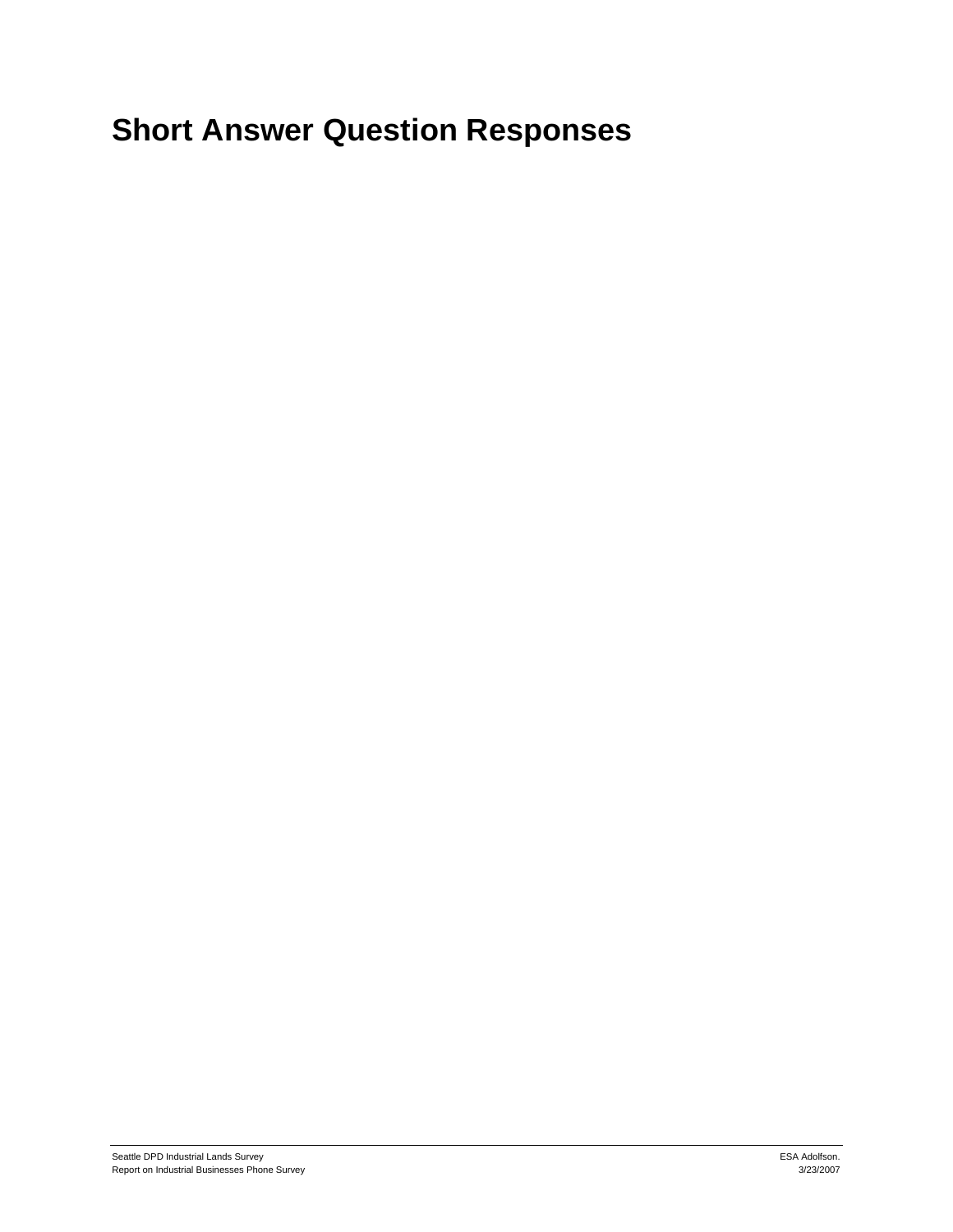# Short Answer Question Responses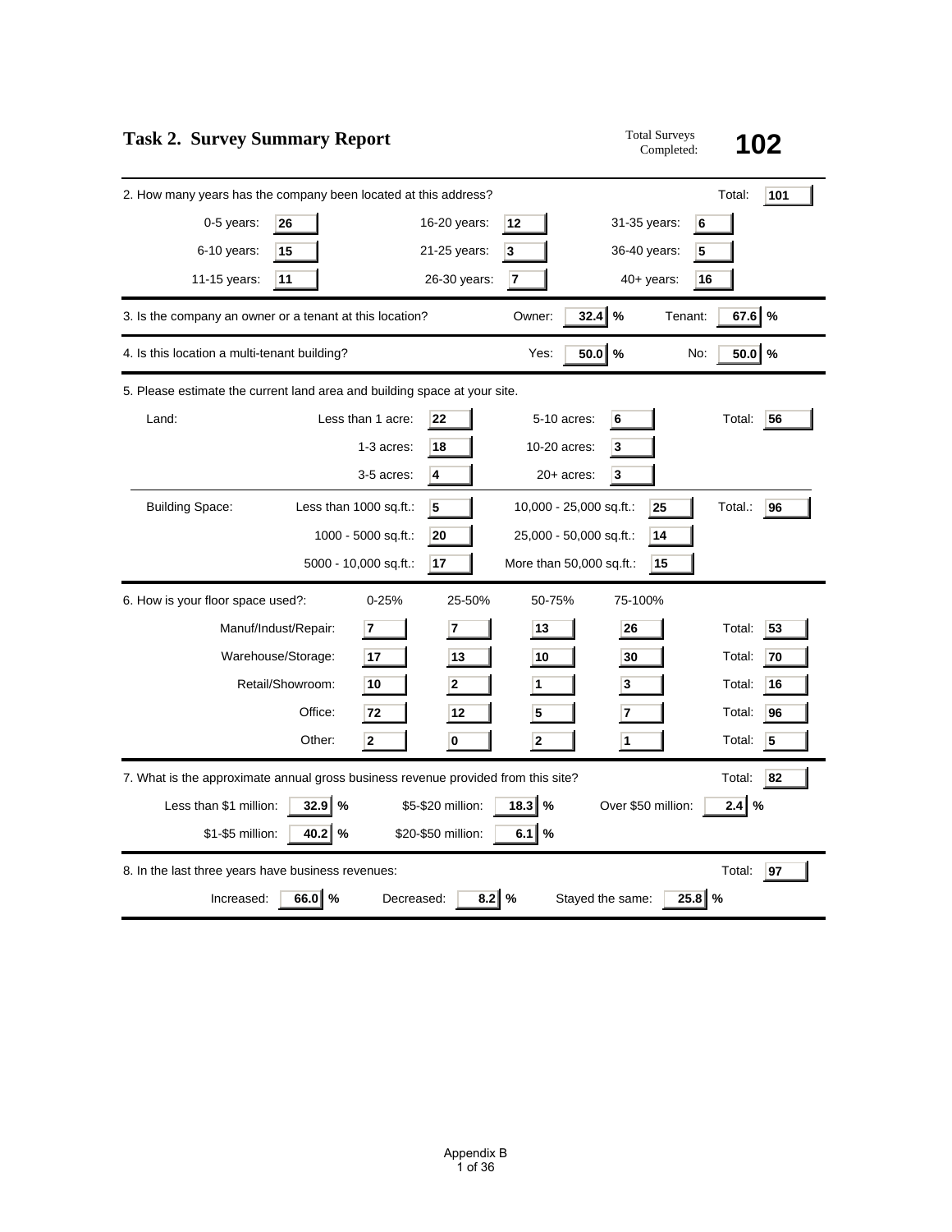## Task 2. Survey Summary Report

Total Surveys Completed: **102**

---

2. How many years has the company been located at this address? Total: **101**

| | | | | | |
|---|---|---|---|---|---|
| 0-5 years: | 26 | 16-20 years: | 12 | 31-35 years: | 6 |
| 6-10 years: | 15 | 21-25 years: | 3 | 36-40 years: | 5 |
| 11-15 years: | 11 | 26-30 years: | 7 | 40+ years: | 16 |

---

3. Is the company an owner or a tenant at this location? Owner: **32.4** % Tenant: **67.6** %

---

4. Is this location a multi-tenant building? Yes: **50.0** % No: **50.0** %

---

5. Please estimate the current land area and building space at your site.

Land: Total: **56**

| | | | |
|---|---|---|---|
| Less than 1 acre: | 22 | 5-10 acres: | 6 |
| 1-3 acres: | 18 | 10-20 acres: | 3 |
| 3-5 acres: | 4 | 20+ acres: | 3 |

Building Space: Total.: **96**

| | | | |
|---|---|---|---|
| Less than 1000 sq.ft.: | 5 | 10,000 - 25,000 sq.ft.: | 25 |
| 1000 - 5000 sq.ft.: | 20 | 25,000 - 50,000 sq.ft.: | 14 |
| 5000 - 10,000 sq.ft.: | 17 | More than 50,000 sq.ft.: | 15 |

---

6. How is your floor space used?:

| | 0-25% | 25-50% | 50-75% | 75-100% | Total |
|---|---|---|---|---|---|
| Manuf/Indust/Repair: | 7 | 7 | 13 | 26 | 53 |
| Warehouse/Storage: | 17 | 13 | 10 | 30 | 70 |
| Retail/Showroom: | 10 | 2 | 1 | 3 | 16 |
| Office: | 72 | 12 | 5 | 7 | 96 |
| Other: | 2 | 0 | 2 | 1 | 5 |

---

7. What is the approximate annual gross business revenue provided from this site? Total: **82**

| | | | | | |
|---|---|---|---|---|---|
| Less than $1 million: | 32.9 % | $5-$20 million: | 18.3 % | Over $50 million: | 2.4 % |
| $1-$5 million: | 40.2 % | $20-$50 million: | 6.1 % | | |

---

8. In the last three years have business revenues: Total: **97**

Increased: **66.0** % Decreased: **8.2** % Stayed the same: **25.8** %

Appendix B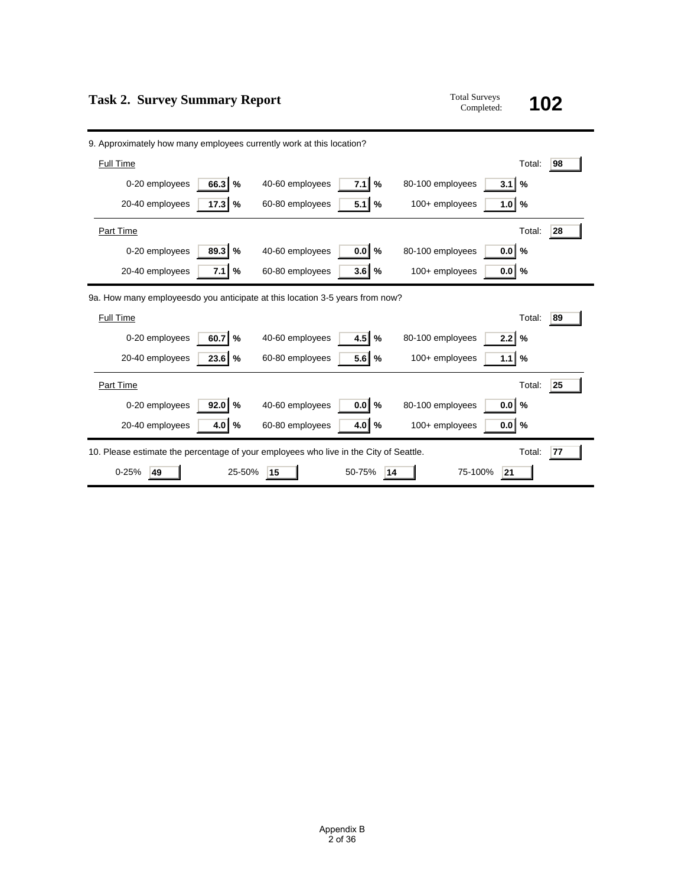## Task 2. Survey Summary Report

Total Surveys Completed: **102**

9. Approximately how many employees currently work at this location?

Full Time — Total: 98

| | | | | | |
|---|---|---|---|---|---|
| 0-20 employees | 66.3 % | 40-60 employees | 7.1 % | 80-100 employees | 3.1 % |
| 20-40 employees | 17.3 % | 60-80 employees | 5.1 % | 100+ employees | 1.0 % |

Part Time — Total: 28

| | | | | | |
|---|---|---|---|---|---|
| 0-20 employees | 89.3 % | 40-60 employees | 0.0 % | 80-100 employees | 0.0 % |
| 20-40 employees | 7.1 % | 60-80 employees | 3.6 % | 100+ employees | 0.0 % |

9a. How many employeesdo you anticipate at this location 3-5 years from now?

Full Time — Total: 89

| | | | | | |
|---|---|---|---|---|---|
| 0-20 employees | 60.7 % | 40-60 employees | 4.5 % | 80-100 employees | 2.2 % |
| 20-40 employees | 23.6 % | 60-80 employees | 5.6 % | 100+ employees | 1.1 % |

Part Time — Total: 25

| | | | | | |
|---|---|---|---|---|---|
| 0-20 employees | 92.0 % | 40-60 employees | 0.0 % | 80-100 employees | 0.0 % |
| 20-40 employees | 4.0 % | 60-80 employees | 4.0 % | 100+ employees | 0.0 % |

10. Please estimate the percentage of your employees who live in the City of Seattle. — Total: 77

| 0-25% | 25-50% | 50-75% | 75-100% |
|---|---|---|---|
| 49 | 15 | 14 | 21 |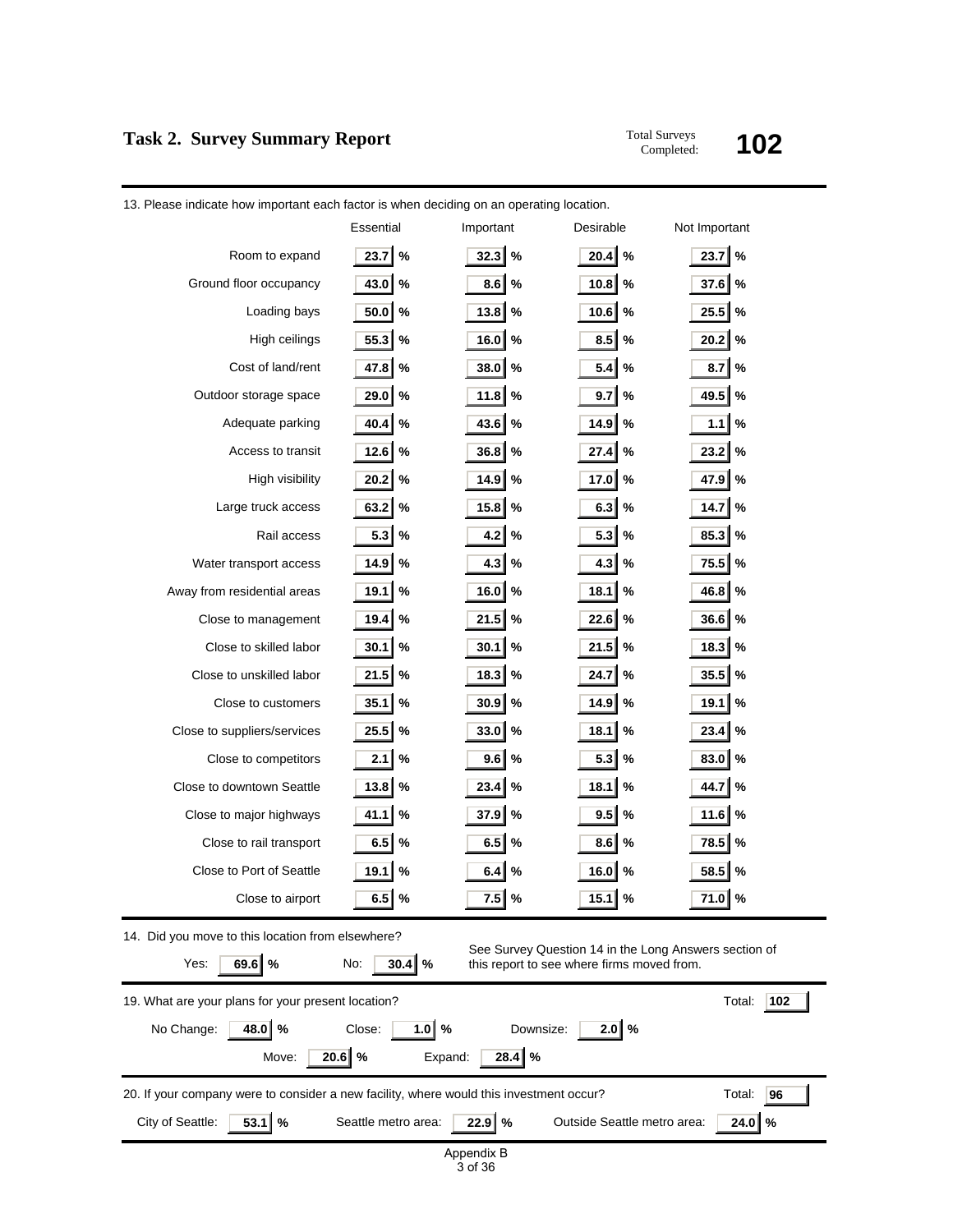## Task 2. Survey Summary Report

Total Surveys Completed: **102**

13. Please indicate how important each factor is when deciding on an operating location.

| | Essential | Important | Desirable | Not Important |
|---|---|---|---|---|
| Room to expand | 23.7 % | 32.3 % | 20.4 % | 23.7 % |
| Ground floor occupancy | 43.0 % | 8.6 % | 10.8 % | 37.6 % |
| Loading bays | 50.0 % | 13.8 % | 10.6 % | 25.5 % |
| High ceilings | 55.3 % | 16.0 % | 8.5 % | 20.2 % |
| Cost of land/rent | 47.8 % | 38.0 % | 5.4 % | 8.7 % |
| Outdoor storage space | 29.0 % | 11.8 % | 9.7 % | 49.5 % |
| Adequate parking | 40.4 % | 43.6 % | 14.9 % | 1.1 % |
| Access to transit | 12.6 % | 36.8 % | 27.4 % | 23.2 % |
| High visibility | 20.2 % | 14.9 % | 17.0 % | 47.9 % |
| Large truck access | 63.2 % | 15.8 % | 6.3 % | 14.7 % |
| Rail access | 5.3 % | 4.2 % | 5.3 % | 85.3 % |
| Water transport access | 14.9 % | 4.3 % | 4.3 % | 75.5 % |
| Away from residential areas | 19.1 % | 16.0 % | 18.1 % | 46.8 % |
| Close to management | 19.4 % | 21.5 % | 22.6 % | 36.6 % |
| Close to skilled labor | 30.1 % | 30.1 % | 21.5 % | 18.3 % |
| Close to unskilled labor | 21.5 % | 18.3 % | 24.7 % | 35.5 % |
| Close to customers | 35.1 % | 30.9 % | 14.9 % | 19.1 % |
| Close to suppliers/services | 25.5 % | 33.0 % | 18.1 % | 23.4 % |
| Close to competitors | 2.1 % | 9.6 % | 5.3 % | 83.0 % |
| Close to downtown Seattle | 13.8 % | 23.4 % | 18.1 % | 44.7 % |
| Close to major highways | 41.1 % | 37.9 % | 9.5 % | 11.6 % |
| Close to rail transport | 6.5 % | 6.5 % | 8.6 % | 78.5 % |
| Close to Port of Seattle | 19.1 % | 6.4 % | 16.0 % | 58.5 % |
| Close to airport | 6.5 % | 7.5 % | 15.1 % | 71.0 % |

14. Did you move to this location from elsewhere?

Yes: 69.6 % No: 30.4 %

See Survey Question 14 in the Long Answers section of this report to see where firms moved from.

19. What are your plans for your present location? Total: 102

No Change: 48.0 % Close: 1.0 % Downsize: 2.0 %

Move: 20.6 % Expand: 28.4 %

20. If your company were to consider a new facility, where would this investment occur? Total: 96

City of Seattle: 53.1 % Seattle metro area: 22.9 % Outside Seattle metro area: 24.0 %

Appendix B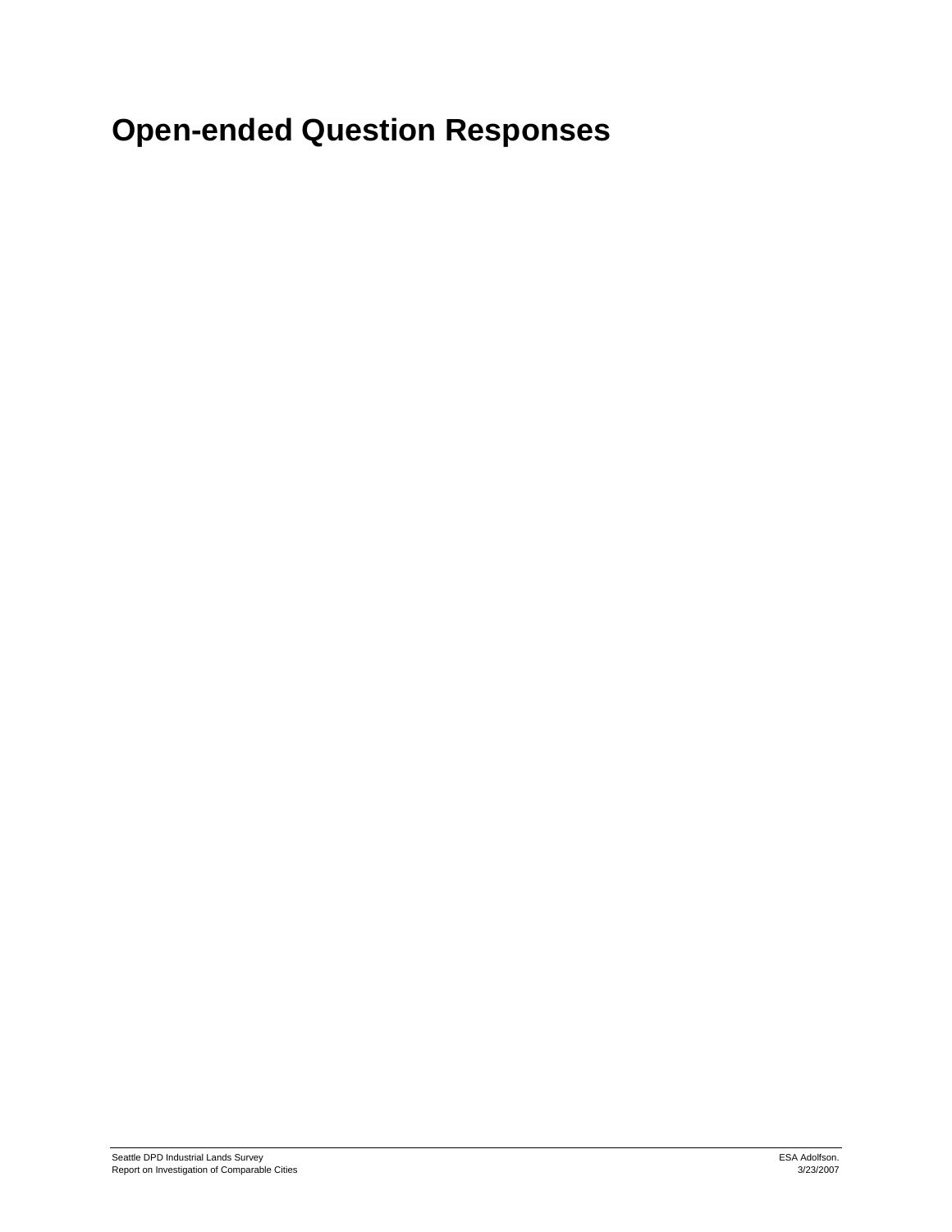# Open-ended Question Responses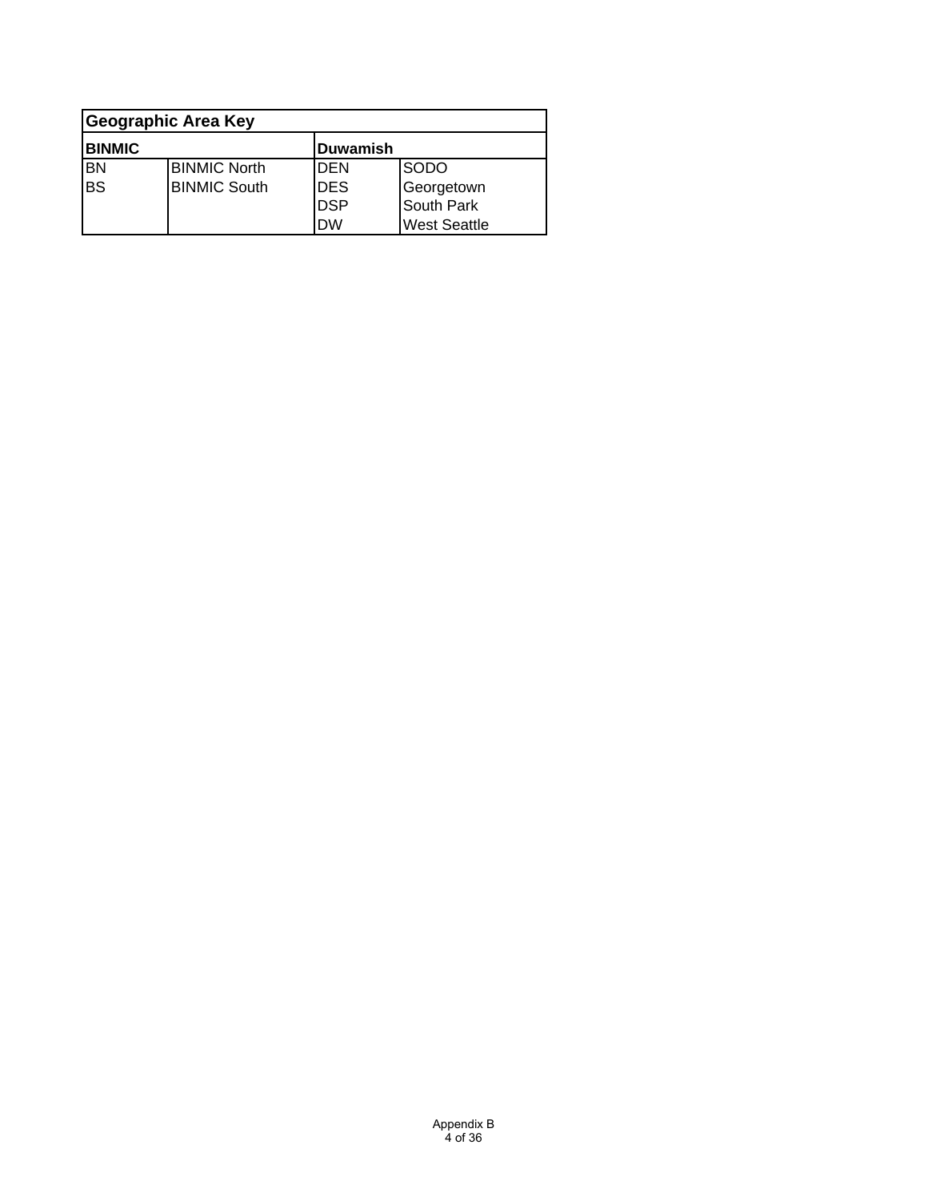| Geographic Area Key | | | |
|---|---|---|---|
| **BINMIC** | | **Duwamish** | |
| BN | BINMIC North | DEN | SODO |
| BS | BINMIC South | DES | Georgetown |
| | | DSP | South Park |
| | | DW | West Seattle |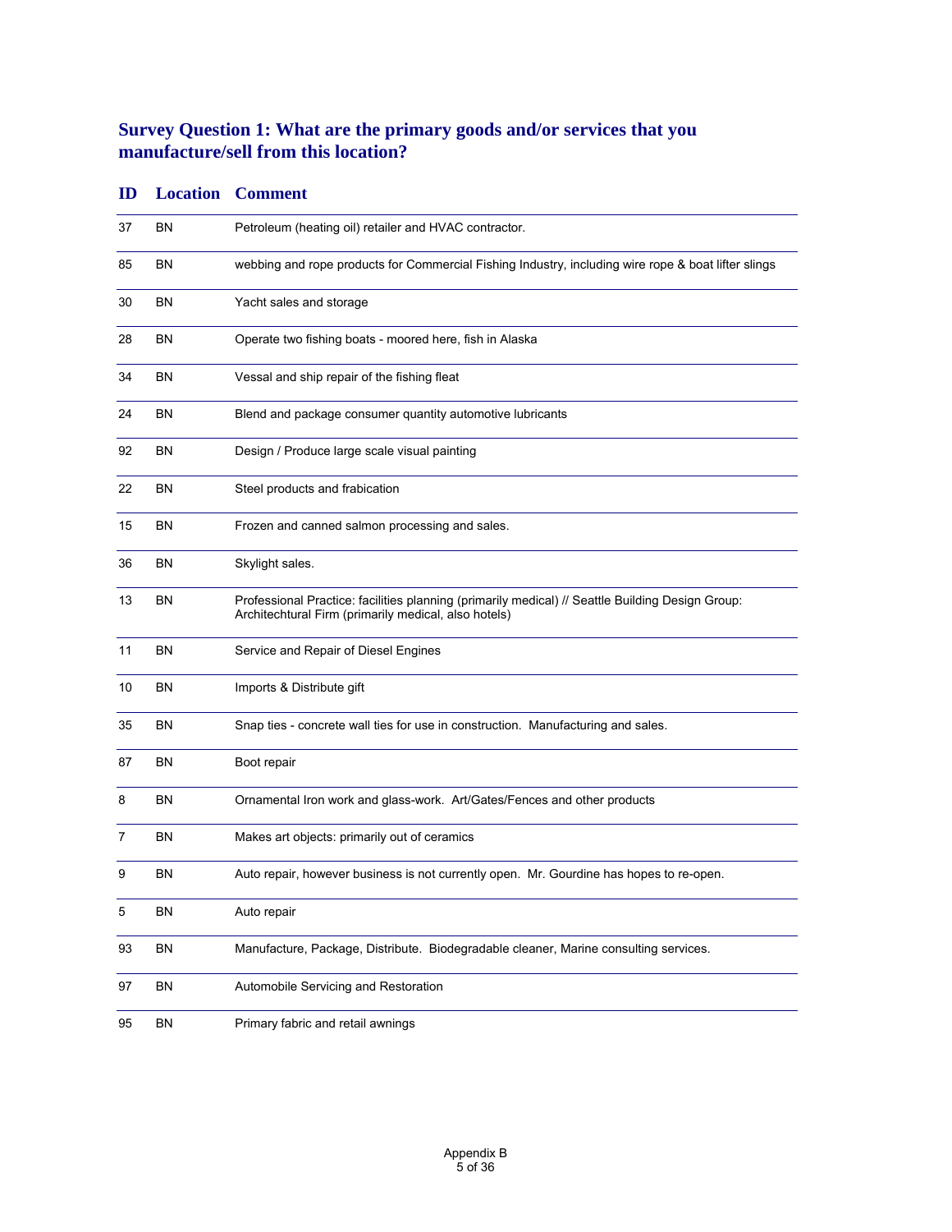## Survey Question 1: What are the primary goods and/or services that you manufacture/sell from this location?

| ID | Location | Comment |
|---|---|---|
| 37 | BN | Petroleum (heating oil) retailer and HVAC contractor. |
| 85 | BN | webbing and rope products for Commercial Fishing Industry, including wire rope & boat lifter slings |
| 30 | BN | Yacht sales and storage |
| 28 | BN | Operate two fishing boats - moored here, fish in Alaska |
| 34 | BN | Vessal and ship repair of the fishing fleat |
| 24 | BN | Blend and package consumer quantity automotive lubricants |
| 92 | BN | Design / Produce large scale visual painting |
| 22 | BN | Steel products and frabication |
| 15 | BN | Frozen and canned salmon processing and sales. |
| 36 | BN | Skylight sales. |
| 13 | BN | Professional Practice: facilities planning (primarily medical) // Seattle Building Design Group: Architechtural Firm (primarily medical, also hotels) |
| 11 | BN | Service and Repair of Diesel Engines |
| 10 | BN | Imports & Distribute gift |
| 35 | BN | Snap ties - concrete wall ties for use in construction. Manufacturing and sales. |
| 87 | BN | Boot repair |
| 8 | BN | Ornamental Iron work and glass-work. Art/Gates/Fences and other products |
| 7 | BN | Makes art objects: primarily out of ceramics |
| 9 | BN | Auto repair, however business is not currently open. Mr. Gourdine has hopes to re-open. |
| 5 | BN | Auto repair |
| 93 | BN | Manufacture, Package, Distribute. Biodegradable cleaner, Marine consulting services. |
| 97 | BN | Automobile Servicing and Restoration |
| 95 | BN | Primary fabric and retail awnings |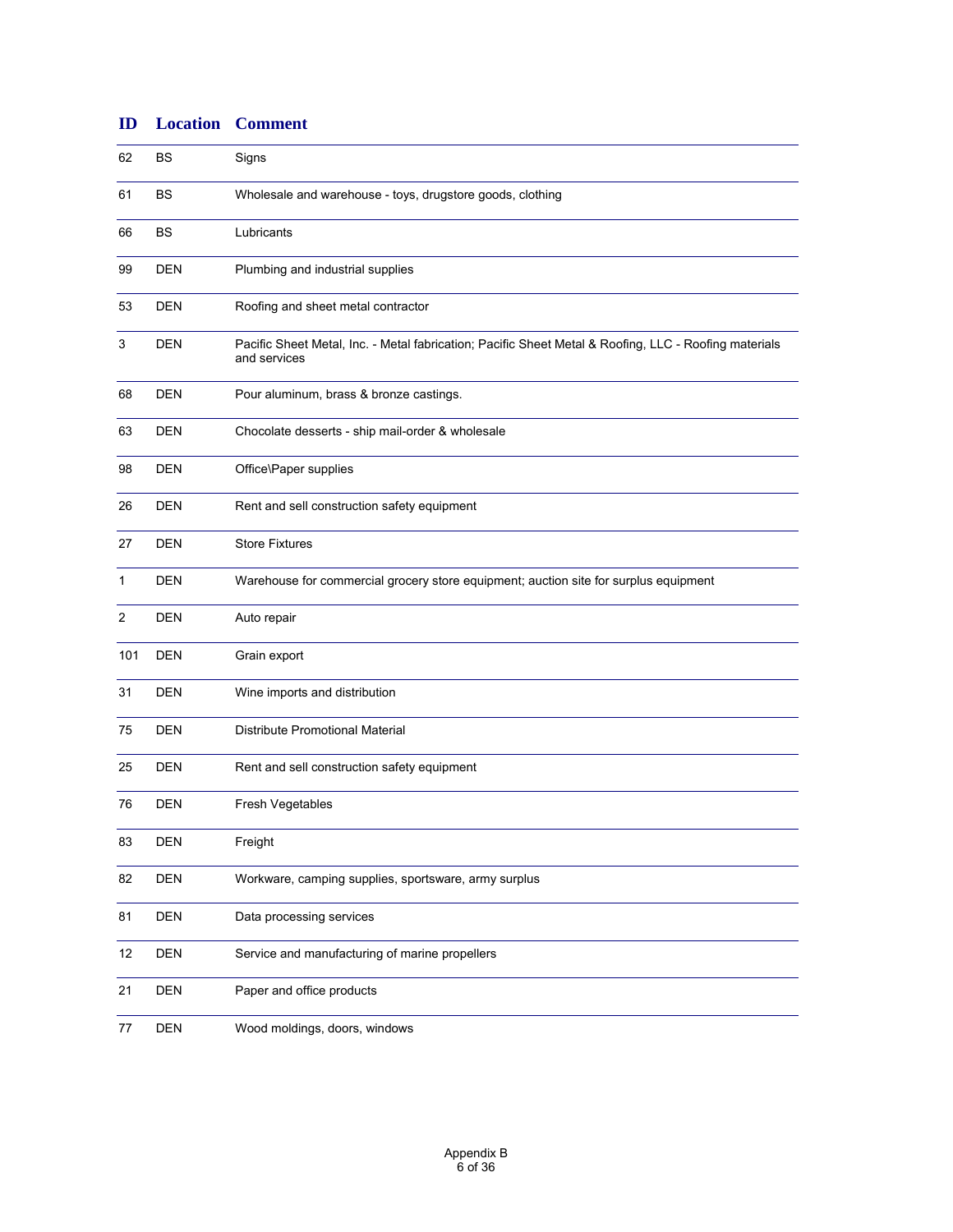| ID | Location | Comment |
|---|---|---|
| 62 | BS | Signs |
| 61 | BS | Wholesale and warehouse - toys, drugstore goods, clothing |
| 66 | BS | Lubricants |
| 99 | DEN | Plumbing and industrial supplies |
| 53 | DEN | Roofing and sheet metal contractor |
| 3 | DEN | Pacific Sheet Metal, Inc. - Metal fabrication; Pacific Sheet Metal & Roofing, LLC - Roofing materials and services |
| 68 | DEN | Pour aluminum, brass & bronze castings. |
| 63 | DEN | Chocolate desserts - ship mail-order & wholesale |
| 98 | DEN | Office\Paper supplies |
| 26 | DEN | Rent and sell construction safety equipment |
| 27 | DEN | Store Fixtures |
| 1 | DEN | Warehouse for commercial grocery store equipment; auction site for surplus equipment |
| 2 | DEN | Auto repair |
| 101 | DEN | Grain export |
| 31 | DEN | Wine imports and distribution |
| 75 | DEN | Distribute Promotional Material |
| 25 | DEN | Rent and sell construction safety equipment |
| 76 | DEN | Fresh Vegetables |
| 83 | DEN | Freight |
| 82 | DEN | Workware, camping supplies, sportsware, army surplus |
| 81 | DEN | Data processing services |
| 12 | DEN | Service and manufacturing of marine propellers |
| 21 | DEN | Paper and office products |
| 77 | DEN | Wood moldings, doors, windows |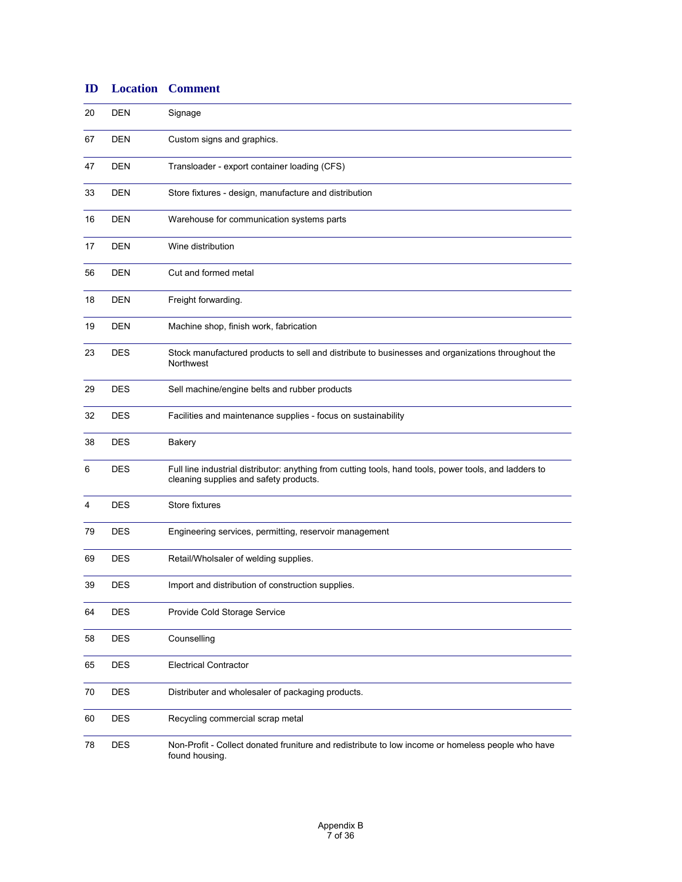| ID | Location | Comment |
|---|---|---|
| 20 | DEN | Signage |
| 67 | DEN | Custom signs and graphics. |
| 47 | DEN | Transloader - export container loading (CFS) |
| 33 | DEN | Store fixtures - design, manufacture and distribution |
| 16 | DEN | Warehouse for communication systems parts |
| 17 | DEN | Wine distribution |
| 56 | DEN | Cut and formed metal |
| 18 | DEN | Freight forwarding. |
| 19 | DEN | Machine shop, finish work, fabrication |
| 23 | DES | Stock manufactured products to sell and distribute to businesses and organizations throughout the Northwest |
| 29 | DES | Sell machine/engine belts and rubber products |
| 32 | DES | Facilities and maintenance supplies - focus on sustainability |
| 38 | DES | Bakery |
| 6 | DES | Full line industrial distributor: anything from cutting tools, hand tools, power tools, and ladders to cleaning supplies and safety products. |
| 4 | DES | Store fixtures |
| 79 | DES | Engineering services, permitting, reservoir management |
| 69 | DES | Retail/Wholsaler of welding supplies. |
| 39 | DES | Import and distribution of construction supplies. |
| 64 | DES | Provide Cold Storage Service |
| 58 | DES | Counselling |
| 65 | DES | Electrical Contractor |
| 70 | DES | Distributer and wholesaler of packaging products. |
| 60 | DES | Recycling commercial scrap metal |
| 78 | DES | Non-Profit - Collect donated fruniture and redistribute to low income or homeless people who have found housing. |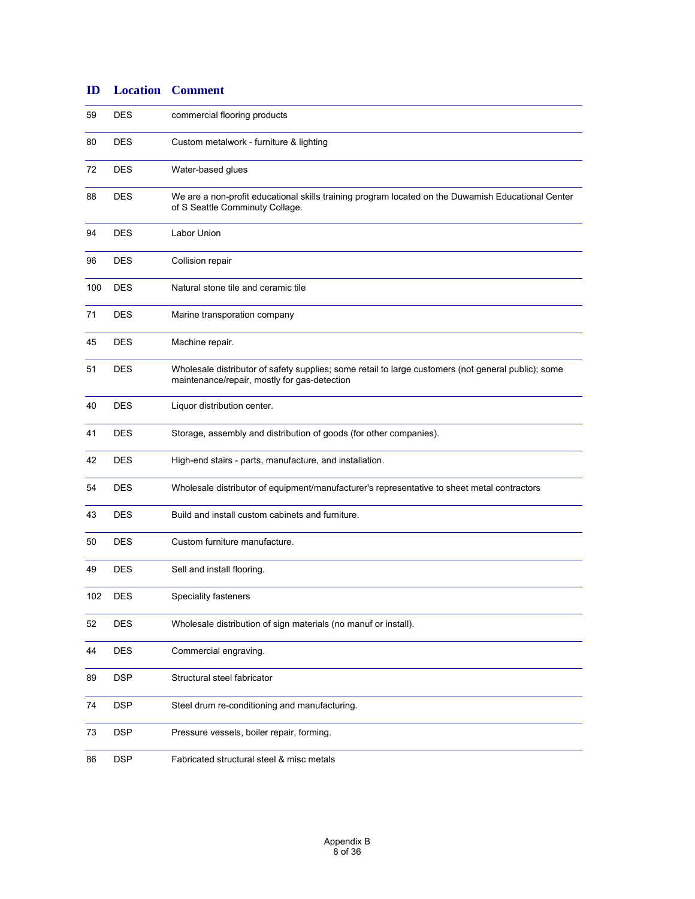| ID | Location | Comment |
|---|---|---|
| 59 | DES | commercial flooring products |
| 80 | DES | Custom metalwork - furniture & lighting |
| 72 | DES | Water-based glues |
| 88 | DES | We are a non-profit educational skills training program located on the Duwamish Educational Center of S Seattle Comminuty Collage. |
| 94 | DES | Labor Union |
| 96 | DES | Collision repair |
| 100 | DES | Natural stone tile and ceramic tile |
| 71 | DES | Marine transporation company |
| 45 | DES | Machine repair. |
| 51 | DES | Wholesale distributor of safety supplies; some retail to large customers (not general public); some maintenance/repair, mostly for gas-detection |
| 40 | DES | Liquor distribution center. |
| 41 | DES | Storage, assembly and distribution of goods (for other companies). |
| 42 | DES | High-end stairs - parts, manufacture, and installation. |
| 54 | DES | Wholesale distributor of equipment/manufacturer's representative to sheet metal contractors |
| 43 | DES | Build and install custom cabinets and furniture. |
| 50 | DES | Custom furniture manufacture. |
| 49 | DES | Sell and install flooring. |
| 102 | DES | Speciality fasteners |
| 52 | DES | Wholesale distribution of sign materials (no manuf or install). |
| 44 | DES | Commercial engraving. |
| 89 | DSP | Structural steel fabricator |
| 74 | DSP | Steel drum re-conditioning and manufacturing. |
| 73 | DSP | Pressure vessels, boiler repair, forming. |
| 86 | DSP | Fabricated structural steel & misc metals |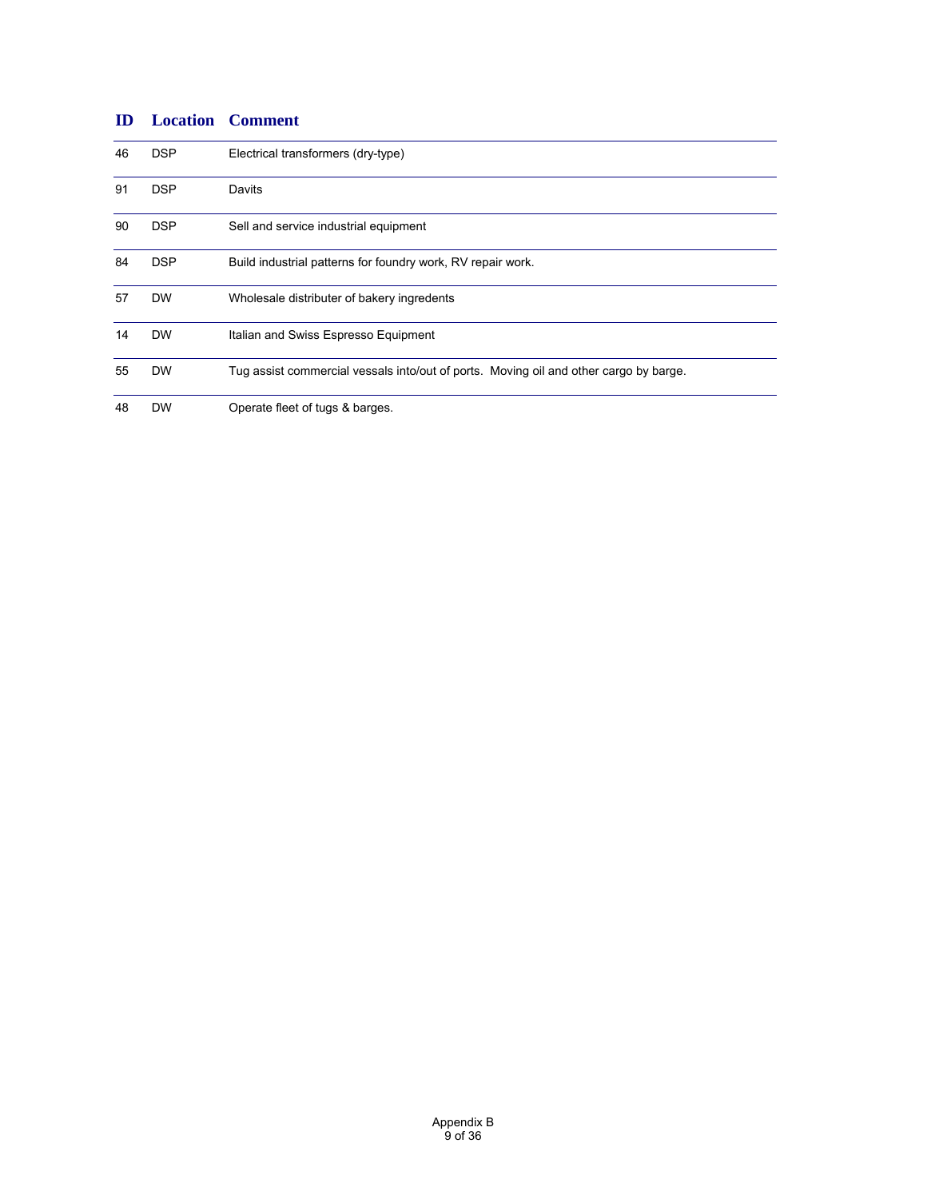| ID | Location | Comment |
|---|---|---|
| 46 | DSP | Electrical transformers (dry-type) |
| 91 | DSP | Davits |
| 90 | DSP | Sell and service industrial equipment |
| 84 | DSP | Build industrial patterns for foundry work, RV repair work. |
| 57 | DW | Wholesale distributer of bakery ingredents |
| 14 | DW | Italian and Swiss Espresso Equipment |
| 55 | DW | Tug assist commercial vessals into/out of ports. Moving oil and other cargo by barge. |
| 48 | DW | Operate fleet of tugs & barges. |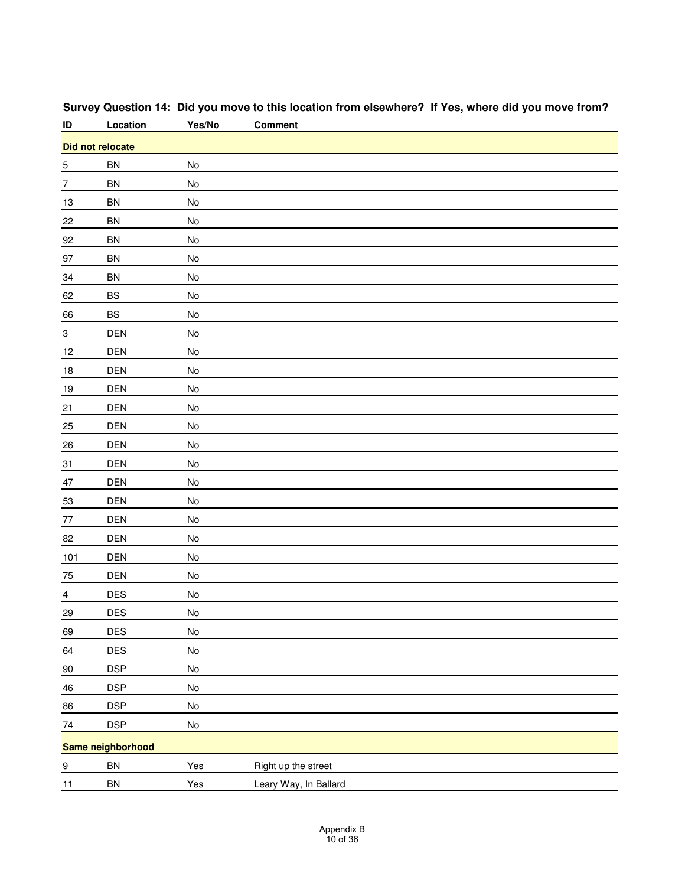**Survey Question 14: Did you move to this location from elsewhere? If Yes, where did you move from?**

| ID | Location | Yes/No | Comment |
|---|---|---|---|
| **Did not relocate** | | | |
| 5 | BN | No | |
| 7 | BN | No | |
| 13 | BN | No | |
| 22 | BN | No | |
| 92 | BN | No | |
| 97 | BN | No | |
| 34 | BN | No | |
| 62 | BS | No | |
| 66 | BS | No | |
| 3 | DEN | No | |
| 12 | DEN | No | |
| 18 | DEN | No | |
| 19 | DEN | No | |
| 21 | DEN | No | |
| 25 | DEN | No | |
| 26 | DEN | No | |
| 31 | DEN | No | |
| 47 | DEN | No | |
| 53 | DEN | No | |
| 77 | DEN | No | |
| 82 | DEN | No | |
| 101 | DEN | No | |
| 75 | DEN | No | |
| 4 | DES | No | |
| 29 | DES | No | |
| 69 | DES | No | |
| 64 | DES | No | |
| 90 | DSP | No | |
| 46 | DSP | No | |
| 86 | DSP | No | |
| 74 | DSP | No | |
| **Same neighborhood** | | | |
| 9 | BN | Yes | Right up the street |
| 11 | BN | Yes | Leary Way, In Ballard |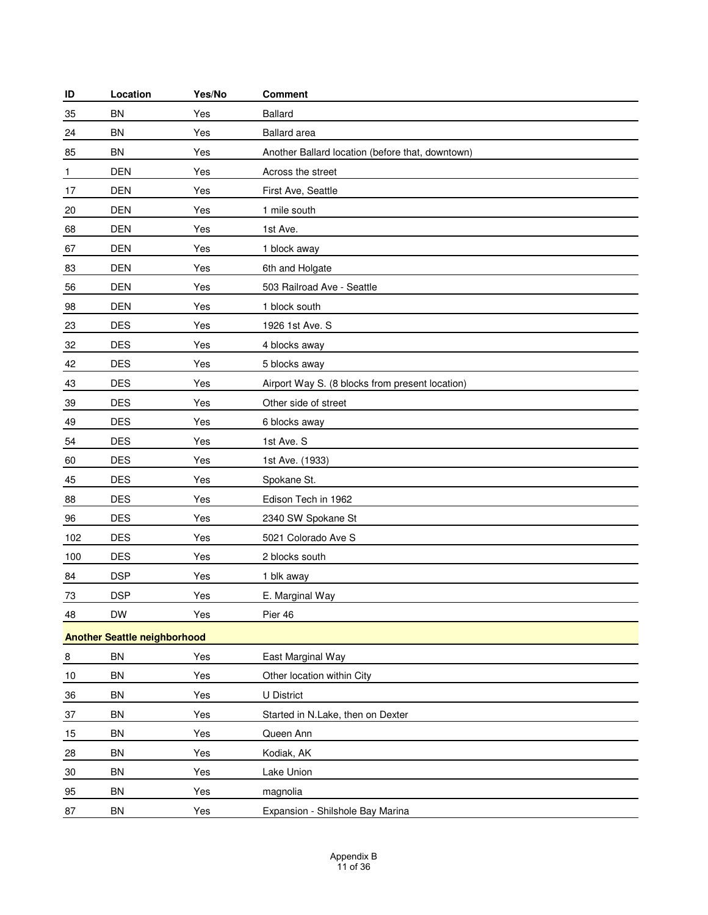| ID | Location | Yes/No | Comment |
|---|---|---|---|
| 35 | BN | Yes | Ballard |
| 24 | BN | Yes | Ballard area |
| 85 | BN | Yes | Another Ballard location (before that, downtown) |
| 1 | DEN | Yes | Across the street |
| 17 | DEN | Yes | First Ave, Seattle |
| 20 | DEN | Yes | 1 mile south |
| 68 | DEN | Yes | 1st Ave. |
| 67 | DEN | Yes | 1 block away |
| 83 | DEN | Yes | 6th and Holgate |
| 56 | DEN | Yes | 503 Railroad Ave - Seattle |
| 98 | DEN | Yes | 1 block south |
| 23 | DES | Yes | 1926 1st Ave. S |
| 32 | DES | Yes | 4 blocks away |
| 42 | DES | Yes | 5 blocks away |
| 43 | DES | Yes | Airport Way S. (8 blocks from present location) |
| 39 | DES | Yes | Other side of street |
| 49 | DES | Yes | 6 blocks away |
| 54 | DES | Yes | 1st Ave. S |
| 60 | DES | Yes | 1st Ave. (1933) |
| 45 | DES | Yes | Spokane St. |
| 88 | DES | Yes | Edison Tech in 1962 |
| 96 | DES | Yes | 2340 SW Spokane St |
| 102 | DES | Yes | 5021 Colorado Ave S |
| 100 | DES | Yes | 2 blocks south |
| 84 | DSP | Yes | 1 blk away |
| 73 | DSP | Yes | E. Marginal Way |
| 48 | DW | Yes | Pier 46 |
| **Another Seattle neighborhood** | | | |
| 8 | BN | Yes | East Marginal Way |
| 10 | BN | Yes | Other location within City |
| 36 | BN | Yes | U District |
| 37 | BN | Yes | Started in N.Lake, then on Dexter |
| 15 | BN | Yes | Queen Ann |
| 28 | BN | Yes | Kodiak, AK |
| 30 | BN | Yes | Lake Union |
| 95 | BN | Yes | magnolia |
| 87 | BN | Yes | Expansion - Shilshole Bay Marina |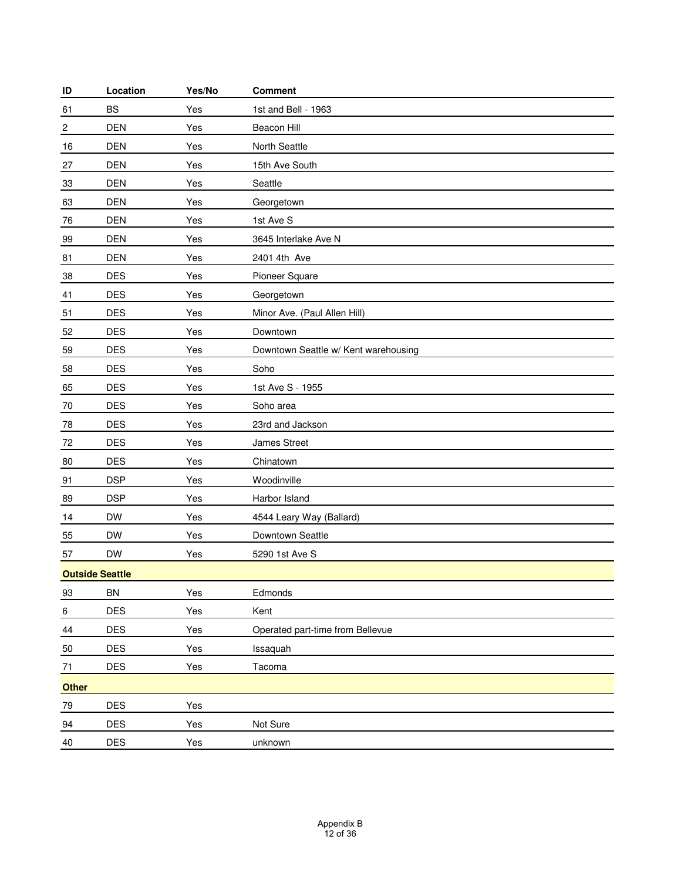| ID | Location | Yes/No | Comment |
|---|---|---|---|
| 61 | BS | Yes | 1st and Bell - 1963 |
| 2 | DEN | Yes | Beacon Hill |
| 16 | DEN | Yes | North Seattle |
| 27 | DEN | Yes | 15th Ave South |
| 33 | DEN | Yes | Seattle |
| 63 | DEN | Yes | Georgetown |
| 76 | DEN | Yes | 1st Ave S |
| 99 | DEN | Yes | 3645 Interlake Ave N |
| 81 | DEN | Yes | 2401 4th Ave |
| 38 | DES | Yes | Pioneer Square |
| 41 | DES | Yes | Georgetown |
| 51 | DES | Yes | Minor Ave. (Paul Allen Hill) |
| 52 | DES | Yes | Downtown |
| 59 | DES | Yes | Downtown Seattle w/ Kent warehousing |
| 58 | DES | Yes | Soho |
| 65 | DES | Yes | 1st Ave S - 1955 |
| 70 | DES | Yes | Soho area |
| 78 | DES | Yes | 23rd and Jackson |
| 72 | DES | Yes | James Street |
| 80 | DES | Yes | Chinatown |
| 91 | DSP | Yes | Woodinville |
| 89 | DSP | Yes | Harbor Island |
| 14 | DW | Yes | 4544 Leary Way (Ballard) |
| 55 | DW | Yes | Downtown Seattle |
| 57 | DW | Yes | 5290 1st Ave S |
| **Outside Seattle** | | | |
| 93 | BN | Yes | Edmonds |
| 6 | DES | Yes | Kent |
| 44 | DES | Yes | Operated part-time from Bellevue |
| 50 | DES | Yes | Issaquah |
| 71 | DES | Yes | Tacoma |
| **Other** | | | |
| 79 | DES | Yes | |
| 94 | DES | Yes | Not Sure |
| 40 | DES | Yes | unknown |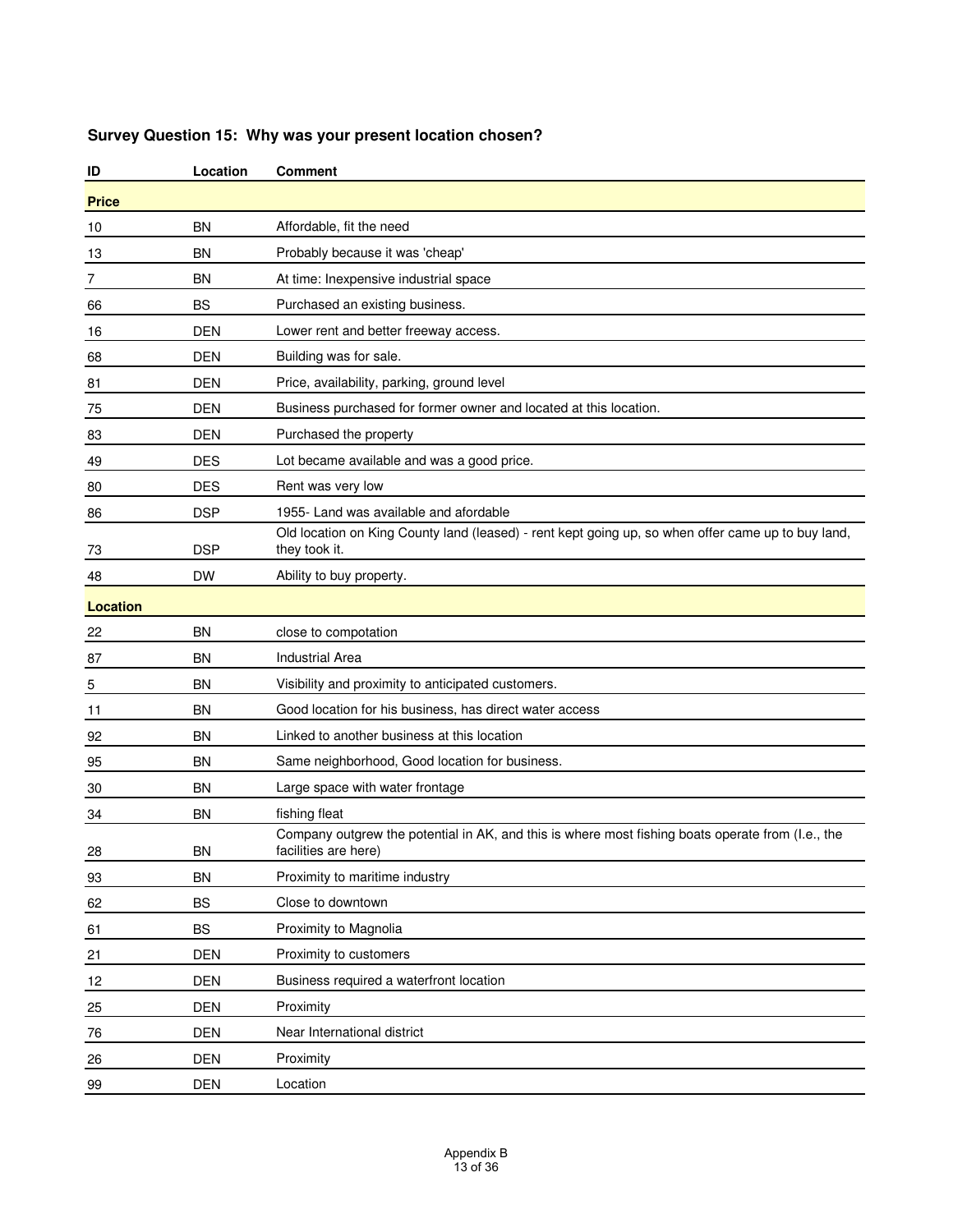### Survey Question 15: Why was your present location chosen?

| ID | Location | Comment |
|---|---|---|
| **Price** | | |
| 10 | BN | Affordable, fit the need |
| 13 | BN | Probably because it was 'cheap' |
| 7 | BN | At time: Inexpensive industrial space |
| 66 | BS | Purchased an existing business. |
| 16 | DEN | Lower rent and better freeway access. |
| 68 | DEN | Building was for sale. |
| 81 | DEN | Price, availability, parking, ground level |
| 75 | DEN | Business purchased for former owner and located at this location. |
| 83 | DEN | Purchased the property |
| 49 | DES | Lot became available and was a good price. |
| 80 | DES | Rent was very low |
| 86 | DSP | 1955- Land was available and afordable |
| 73 | DSP | Old location on King County land (leased) - rent kept going up, so when offer came up to buy land, they took it. |
| 48 | DW | Ability to buy property. |
| **Location** | | |
| 22 | BN | close to compotation |
| 87 | BN | Industrial Area |
| 5 | BN | Visibility and proximity to anticipated customers. |
| 11 | BN | Good location for his business, has direct water access |
| 92 | BN | Linked to another business at this location |
| 95 | BN | Same neighborhood, Good location for business. |
| 30 | BN | Large space with water frontage |
| 34 | BN | fishing fleat |
| 28 | BN | Company outgrew the potential in AK, and this is where most fishing boats operate from (I.e., the facilities are here) |
| 93 | BN | Proximity to maritime industry |
| 62 | BS | Close to downtown |
| 61 | BS | Proximity to Magnolia |
| 21 | DEN | Proximity to customers |
| 12 | DEN | Business required a waterfront location |
| 25 | DEN | Proximity |
| 76 | DEN | Near International district |
| 26 | DEN | Proximity |
| 99 | DEN | Location |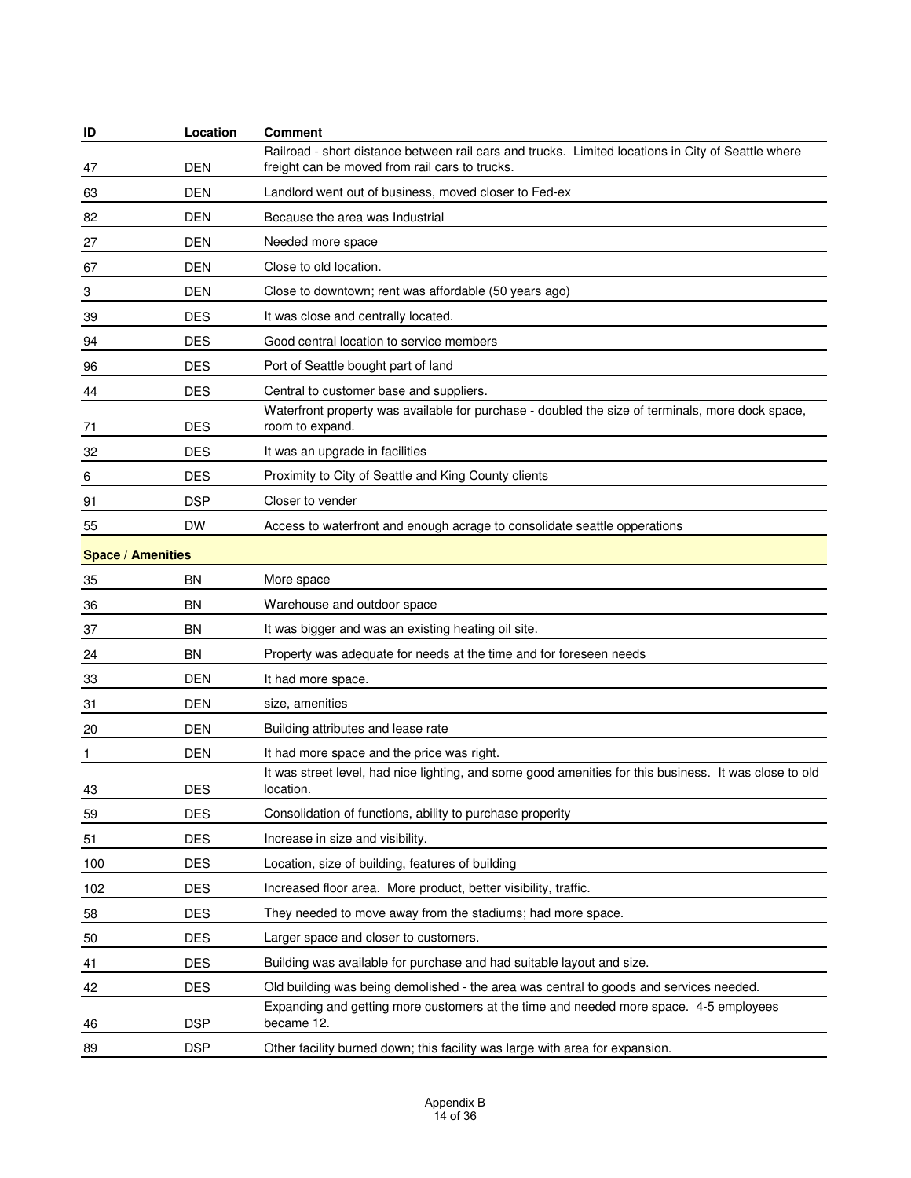| ID | Location | Comment |
|---|---|---|
| 47 | DEN | Railroad - short distance between rail cars and trucks. Limited locations in City of Seattle where freight can be moved from rail cars to trucks. |
| 63 | DEN | Landlord went out of business, moved closer to Fed-ex |
| 82 | DEN | Because the area was Industrial |
| 27 | DEN | Needed more space |
| 67 | DEN | Close to old location. |
| 3 | DEN | Close to downtown; rent was affordable (50 years ago) |
| 39 | DES | It was close and centrally located. |
| 94 | DES | Good central location to service members |
| 96 | DES | Port of Seattle bought part of land |
| 44 | DES | Central to customer base and suppliers. |
| 71 | DES | Waterfront property was available for purchase - doubled the size of terminals, more dock space, room to expand. |
| 32 | DES | It was an upgrade in facilities |
| 6 | DES | Proximity to City of Seattle and King County clients |
| 91 | DSP | Closer to vender |
| 55 | DW | Access to waterfront and enough acrage to consolidate seattle opperations |
| **Space / Amenities** | | |
| 35 | BN | More space |
| 36 | BN | Warehouse and outdoor space |
| 37 | BN | It was bigger and was an existing heating oil site. |
| 24 | BN | Property was adequate for needs at the time and for foreseen needs |
| 33 | DEN | It had more space. |
| 31 | DEN | size, amenities |
| 20 | DEN | Building attributes and lease rate |
| 1 | DEN | It had more space and the price was right. |
| 43 | DES | It was street level, had nice lighting, and some good amenities for this business. It was close to old location. |
| 59 | DES | Consolidation of functions, ability to purchase properity |
| 51 | DES | Increase in size and visibility. |
| 100 | DES | Location, size of building, features of building |
| 102 | DES | Increased floor area. More product, better visibility, traffic. |
| 58 | DES | They needed to move away from the stadiums; had more space. |
| 50 | DES | Larger space and closer to customers. |
| 41 | DES | Building was available for purchase and had suitable layout and size. |
| 42 | DES | Old building was being demolished - the area was central to goods and services needed. |
| 46 | DSP | Expanding and getting more customers at the time and needed more space. 4-5 employees became 12. |
| 89 | DSP | Other facility burned down; this facility was large with area for expansion. |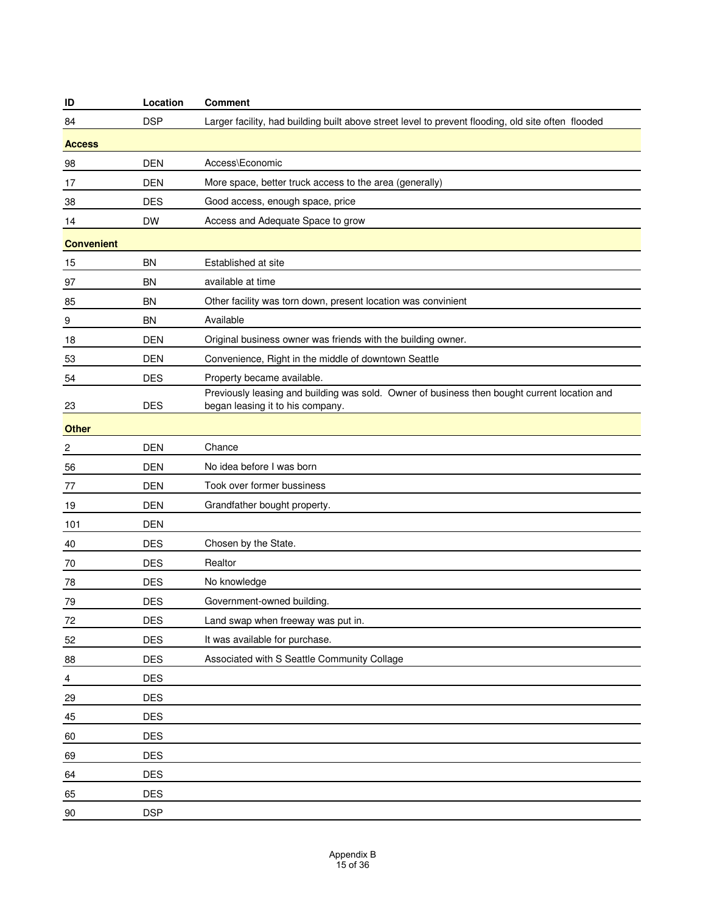| ID | Location | Comment |
| --- | --- | --- |
| 84 | DSP | Larger facility, had building built above street level to prevent flooding, old site often flooded |
| **Access** | | |
| 98 | DEN | Access\Economic |
| 17 | DEN | More space, better truck access to the area (generally) |
| 38 | DES | Good access, enough space, price |
| 14 | DW | Access and Adequate Space to grow |
| **Convenient** | | |
| 15 | BN | Established at site |
| 97 | BN | available at time |
| 85 | BN | Other facility was torn down, present location was convinient |
| 9 | BN | Available |
| 18 | DEN | Original business owner was friends with the building owner. |
| 53 | DEN | Convenience, Right in the middle of downtown Seattle |
| 54 | DES | Property became available. |
| 23 | DES | Previously leasing and building was sold. Owner of business then bought current location and began leasing it to his company. |
| **Other** | | |
| 2 | DEN | Chance |
| 56 | DEN | No idea before I was born |
| 77 | DEN | Took over former bussiness |
| 19 | DEN | Grandfather bought property. |
| 101 | DEN | |
| 40 | DES | Chosen by the State. |
| 70 | DES | Realtor |
| 78 | DES | No knowledge |
| 79 | DES | Government-owned building. |
| 72 | DES | Land swap when freeway was put in. |
| 52 | DES | It was available for purchase. |
| 88 | DES | Associated with S Seattle Community Collage |
| 4 | DES | |
| 29 | DES | |
| 45 | DES | |
| 60 | DES | |
| 69 | DES | |
| 64 | DES | |
| 65 | DES | |
| 90 | DSP | |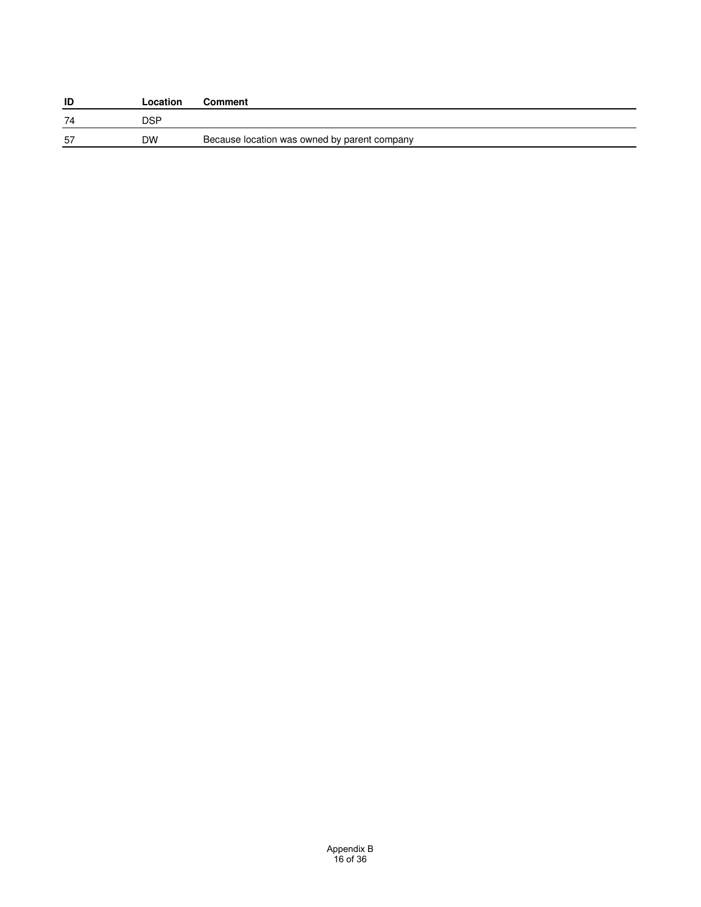| ID | Location | Comment |
| --- | --- | --- |
| 74 | DSP | |
| 57 | DW | Because location was owned by parent company |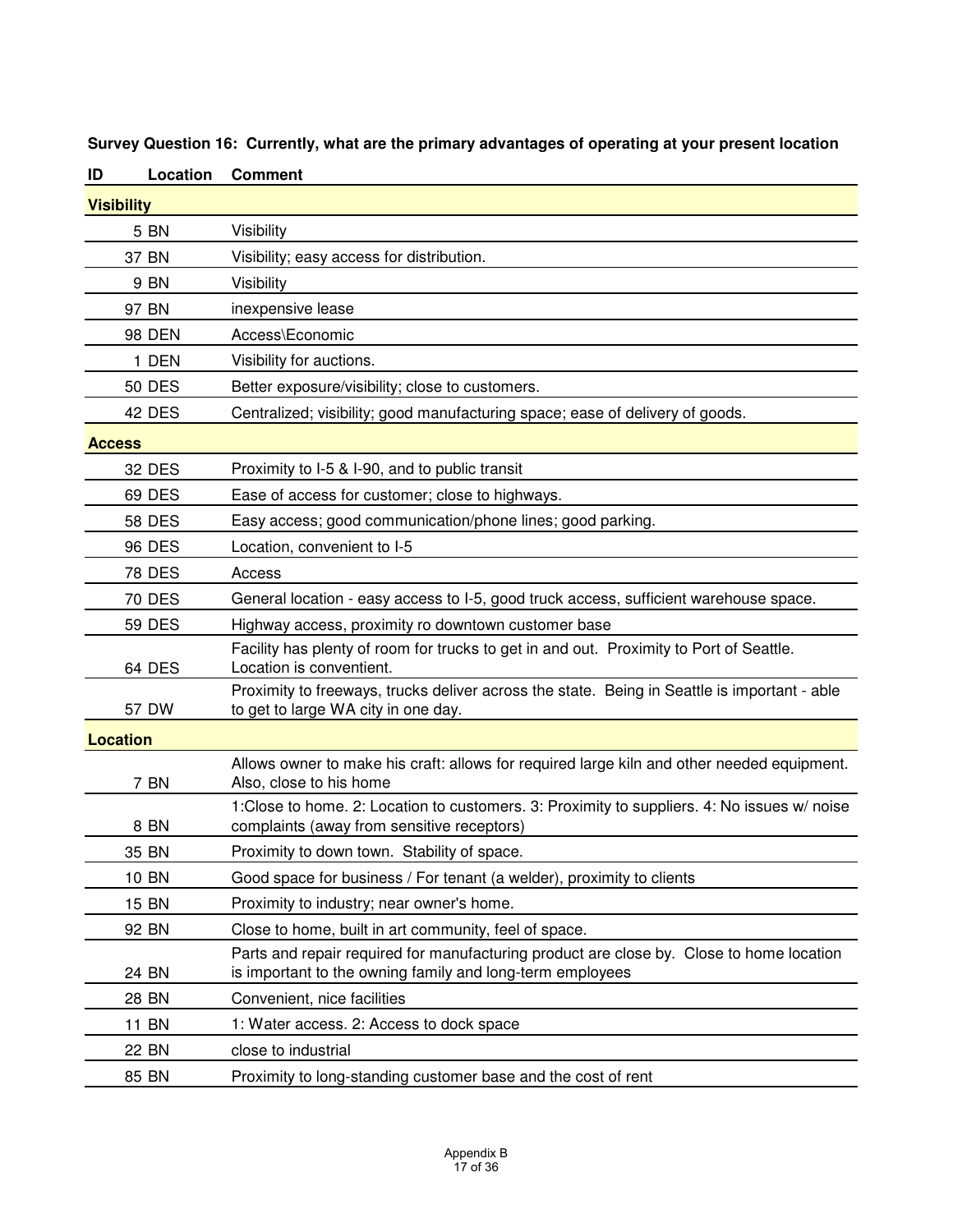**Survey Question 16: Currently, what are the primary advantages of operating at your present location**

| ID | Location | Comment |
|---|---|---|
| **Visibility** | | |
| 5 | BN | Visibility |
| 37 | BN | Visibility; easy access for distribution. |
| 9 | BN | Visibility |
| 97 | BN | inexpensive lease |
| 98 | DEN | Access\Economic |
| 1 | DEN | Visibility for auctions. |
| 50 | DES | Better exposure/visibility; close to customers. |
| 42 | DES | Centralized; visibility; good manufacturing space; ease of delivery of goods. |
| **Access** | | |
| 32 | DES | Proximity to I-5 & I-90, and to public transit |
| 69 | DES | Ease of access for customer; close to highways. |
| 58 | DES | Easy access; good communication/phone lines; good parking. |
| 96 | DES | Location, convenient to I-5 |
| 78 | DES | Access |
| 70 | DES | General location - easy access to I-5, good truck access, sufficient warehouse space. |
| 59 | DES | Highway access, proximity ro downtown customer base |
| 64 | DES | Facility has plenty of room for trucks to get in and out. Proximity to Port of Seattle. Location is conventient. |
| 57 | DW | Proximity to freeways, trucks deliver across the state. Being in Seattle is important - able to get to large WA city in one day. |
| **Location** | | |
| 7 | BN | Allows owner to make his craft: allows for required large kiln and other needed equipment. Also, close to his home |
| 8 | BN | 1:Close to home. 2: Location to customers. 3: Proximity to suppliers. 4: No issues w/ noise complaints (away from sensitive receptors) |
| 35 | BN | Proximity to down town. Stability of space. |
| 10 | BN | Good space for business / For tenant (a welder), proximity to clients |
| 15 | BN | Proximity to industry; near owner's home. |
| 92 | BN | Close to home, built in art community, feel of space. |
| 24 | BN | Parts and repair required for manufacturing product are close by. Close to home location is important to the owning family and long-term employees |
| 28 | BN | Convenient, nice facilities |
| 11 | BN | 1: Water access. 2: Access to dock space |
| 22 | BN | close to industrial |
| 85 | BN | Proximity to long-standing customer base and the cost of rent |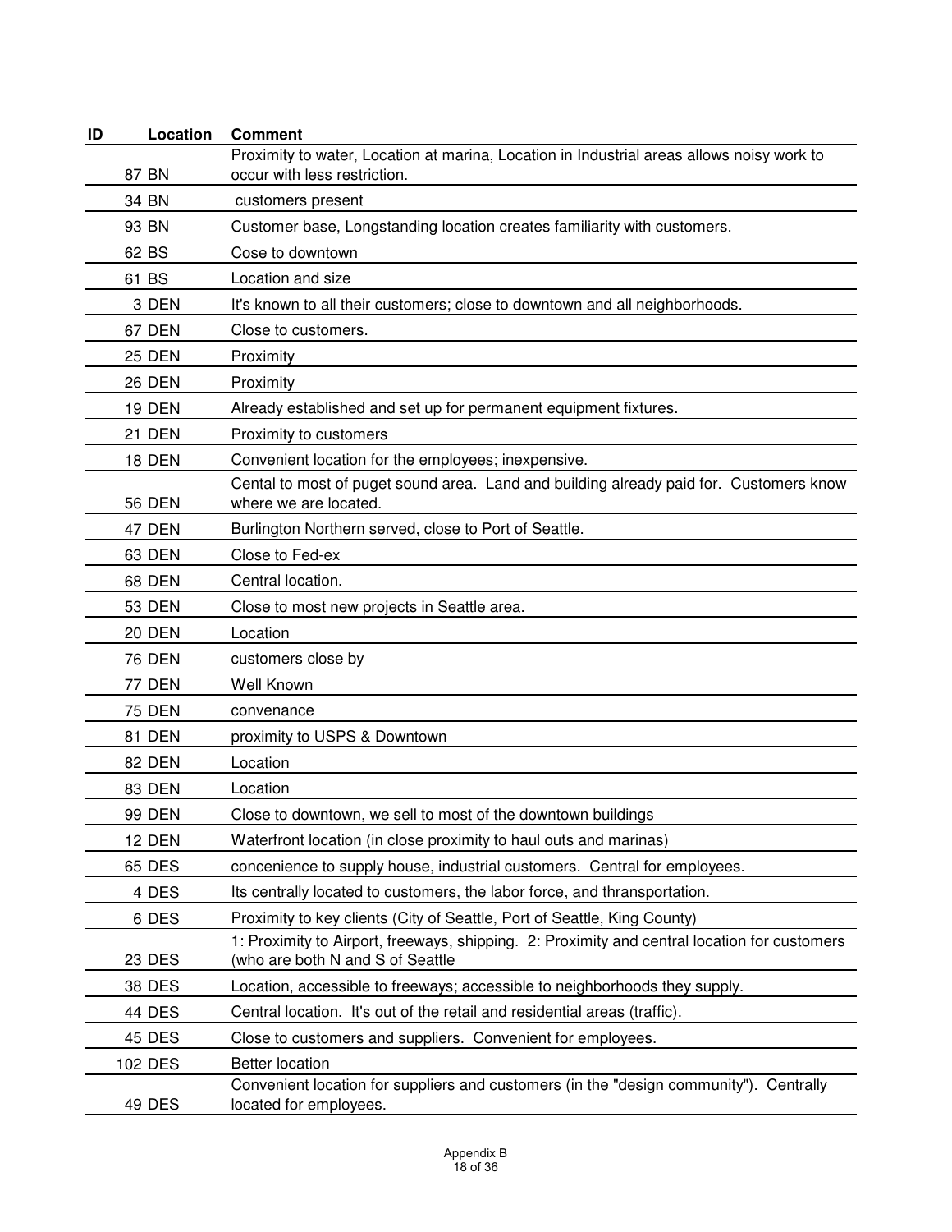| ID | Location | Comment |
|---|---|---|
| 87 | BN | Proximity to water, Location at marina, Location in Industrial areas allows noisy work to occur with less restriction. |
| 34 | BN | customers present |
| 93 | BN | Customer base, Longstanding location creates familiarity with customers. |
| 62 | BS | Cose to downtown |
| 61 | BS | Location and size |
| 3 | DEN | It's known to all their customers; close to downtown and all neighborhoods. |
| 67 | DEN | Close to customers. |
| 25 | DEN | Proximity |
| 26 | DEN | Proximity |
| 19 | DEN | Already established and set up for permanent equipment fixtures. |
| 21 | DEN | Proximity to customers |
| 18 | DEN | Convenient location for the employees; inexpensive. |
| 56 | DEN | Cental to most of puget sound area. Land and building already paid for. Customers know where we are located. |
| 47 | DEN | Burlington Northern served, close to Port of Seattle. |
| 63 | DEN | Close to Fed-ex |
| 68 | DEN | Central location. |
| 53 | DEN | Close to most new projects in Seattle area. |
| 20 | DEN | Location |
| 76 | DEN | customers close by |
| 77 | DEN | Well Known |
| 75 | DEN | convenance |
| 81 | DEN | proximity to USPS & Downtown |
| 82 | DEN | Location |
| 83 | DEN | Location |
| 99 | DEN | Close to downtown, we sell to most of the downtown buildings |
| 12 | DEN | Waterfront location (in close proximity to haul outs and marinas) |
| 65 | DES | concenience to supply house, industrial customers. Central for employees. |
| 4 | DES | Its centrally located to customers, the labor force, and transportation. |
| 6 | DES | Proximity to key clients (City of Seattle, Port of Seattle, King County) |
| 23 | DES | 1: Proximity to Airport, freeways, shipping. 2: Proximity and central location for customers (who are both N and S of Seattle |
| 38 | DES | Location, accessible to freeways; accessible to neighborhoods they supply. |
| 44 | DES | Central location. It's out of the retail and residential areas (traffic). |
| 45 | DES | Close to customers and suppliers. Convenient for employees. |
| 102 | DES | Better location |
| 49 | DES | Convenient location for suppliers and customers (in the "design community"). Centrally located for employees. |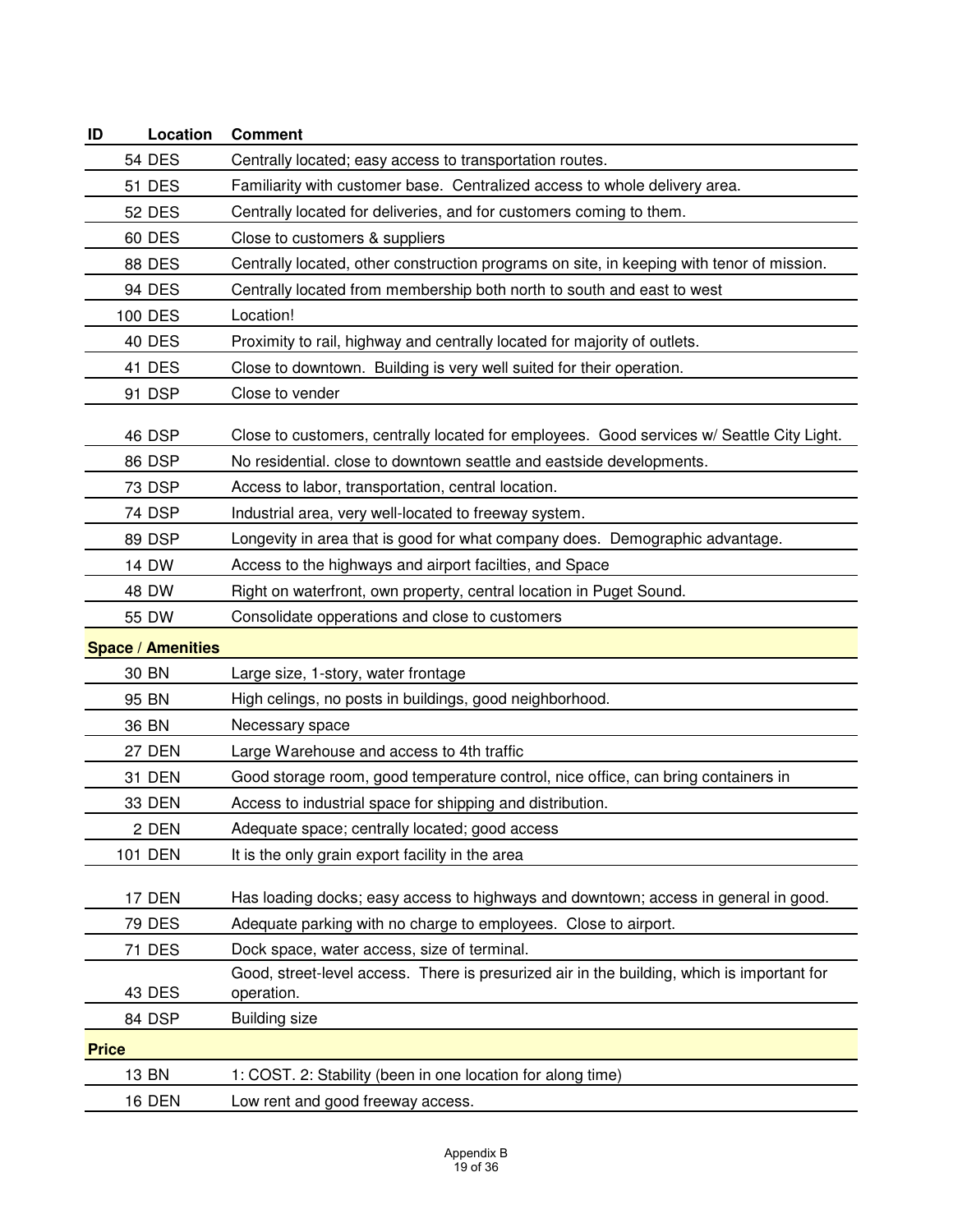| ID | Location | Comment |
|---|---|---|
| 54 | DES | Centrally located; easy access to transportation routes. |
| 51 | DES | Familiarity with customer base. Centralized access to whole delivery area. |
| 52 | DES | Centrally located for deliveries, and for customers coming to them. |
| 60 | DES | Close to customers & suppliers |
| 88 | DES | Centrally located, other construction programs on site, in keeping with tenor of mission. |
| 94 | DES | Centrally located from membership both north to south and east to west |
| 100 | DES | Location! |
| 40 | DES | Proximity to rail, highway and centrally located for majority of outlets. |
| 41 | DES | Close to downtown. Building is very well suited for their operation. |
| 91 | DSP | Close to vender |
| 46 | DSP | Close to customers, centrally located for employees. Good services w/ Seattle City Light. |
| 86 | DSP | No residential. close to downtown seattle and eastside developments. |
| 73 | DSP | Access to labor, transportation, central location. |
| 74 | DSP | Industrial area, very well-located to freeway system. |
| 89 | DSP | Longevity in area that is good for what company does. Demographic advantage. |
| 14 | DW | Access to the highways and airport facilties, and Space |
| 48 | DW | Right on waterfront, own property, central location in Puget Sound. |
| 55 | DW | Consolidate opperations and close to customers |
| **Space / Amenities** | | |
| 30 | BN | Large size, 1-story, water frontage |
| 95 | BN | High celings, no posts in buildings, good neighborhood. |
| 36 | BN | Necessary space |
| 27 | DEN | Large Warehouse and access to 4th traffic |
| 31 | DEN | Good storage room, good temperature control, nice office, can bring containers in |
| 33 | DEN | Access to industrial space for shipping and distribution. |
| 2 | DEN | Adequate space; centrally located; good access |
| 101 | DEN | It is the only grain export facility in the area |
| 17 | DEN | Has loading docks; easy access to highways and downtown; access in general in good. |
| 79 | DES | Adequate parking with no charge to employees. Close to airport. |
| 71 | DES | Dock space, water access, size of terminal. |
| 43 | DES | Good, street-level access. There is presurized air in the building, which is important for operation. |
| 84 | DSP | Building size |
| **Price** | | |
| 13 | BN | 1: COST. 2: Stability (been in one location for along time) |
| 16 | DEN | Low rent and good freeway access. |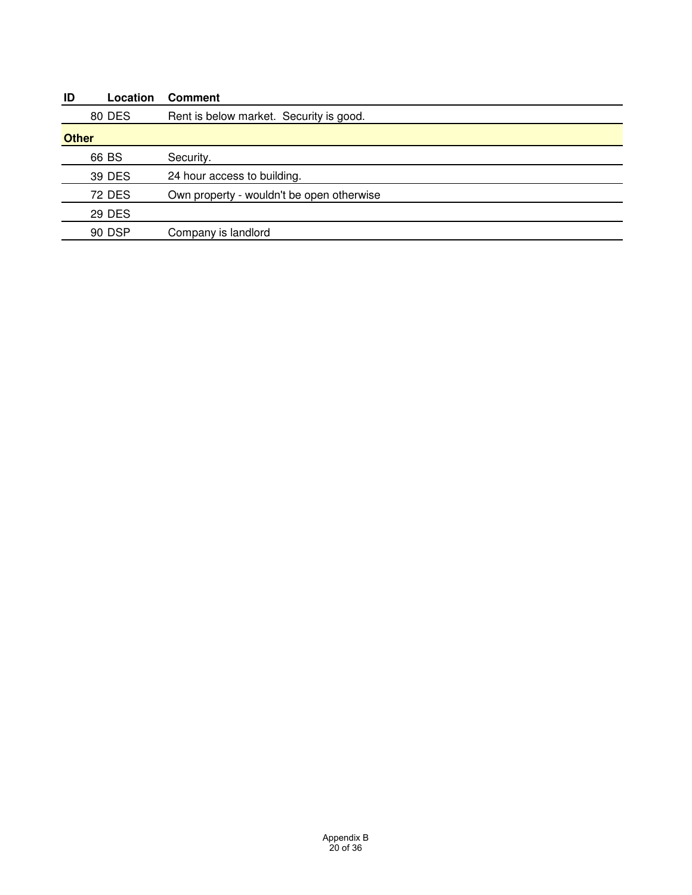| ID | Location | Comment |
| --- | --- | --- |
| 80 | DES | Rent is below market.  Security is good. |
| **Other** | | |
| 66 | BS | Security. |
| 39 | DES | 24 hour access to building. |
| 72 | DES | Own property - wouldn't be open otherwise |
| 29 | DES | |
| 90 | DSP | Company is landlord |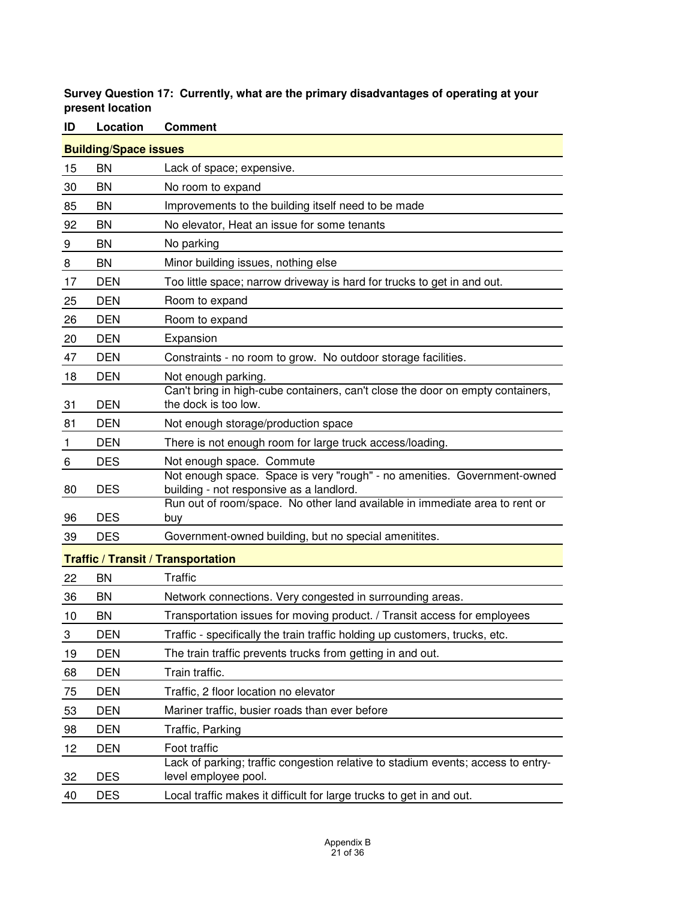**Survey Question 17: Currently, what are the primary disadvantages of operating at your present location**

| ID | Location | Comment |
|---|---|---|
| **Building/Space issues** | | |
| 15 | BN | Lack of space; expensive. |
| 30 | BN | No room to expand |
| 85 | BN | Improvements to the building itself need to be made |
| 92 | BN | No elevator, Heat an issue for some tenants |
| 9 | BN | No parking |
| 8 | BN | Minor building issues, nothing else |
| 17 | DEN | Too little space; narrow driveway is hard for trucks to get in and out. |
| 25 | DEN | Room to expand |
| 26 | DEN | Room to expand |
| 20 | DEN | Expansion |
| 47 | DEN | Constraints - no room to grow. No outdoor storage facilities. |
| 18 | DEN | Not enough parking. |
| 31 | DEN | Can't bring in high-cube containers, can't close the door on empty containers, the dock is too low. |
| 81 | DEN | Not enough storage/production space |
| 1 | DEN | There is not enough room for large truck access/loading. |
| 6 | DES | Not enough space. Commute |
| 80 | DES | Not enough space. Space is very "rough" - no amenities. Government-owned building - not responsive as a landlord. |
| 96 | DES | Run out of room/space. No other land available in immediate area to rent or buy |
| 39 | DES | Government-owned building, but no special amenitites. |
| **Traffic / Transit / Transportation** | | |
| 22 | BN | Traffic |
| 36 | BN | Network connections. Very congested in surrounding areas. |
| 10 | BN | Transportation issues for moving product. / Transit access for employees |
| 3 | DEN | Traffic - specifically the train traffic holding up customers, trucks, etc. |
| 19 | DEN | The train traffic prevents trucks from getting in and out. |
| 68 | DEN | Train traffic. |
| 75 | DEN | Traffic, 2 floor location no elevator |
| 53 | DEN | Mariner traffic, busier roads than ever before |
| 98 | DEN | Traffic, Parking |
| 12 | DEN | Foot traffic |
| 32 | DES | Lack of parking; traffic congestion relative to stadium events; access to entry-level employee pool. |
| 40 | DES | Local traffic makes it difficult for large trucks to get in and out. |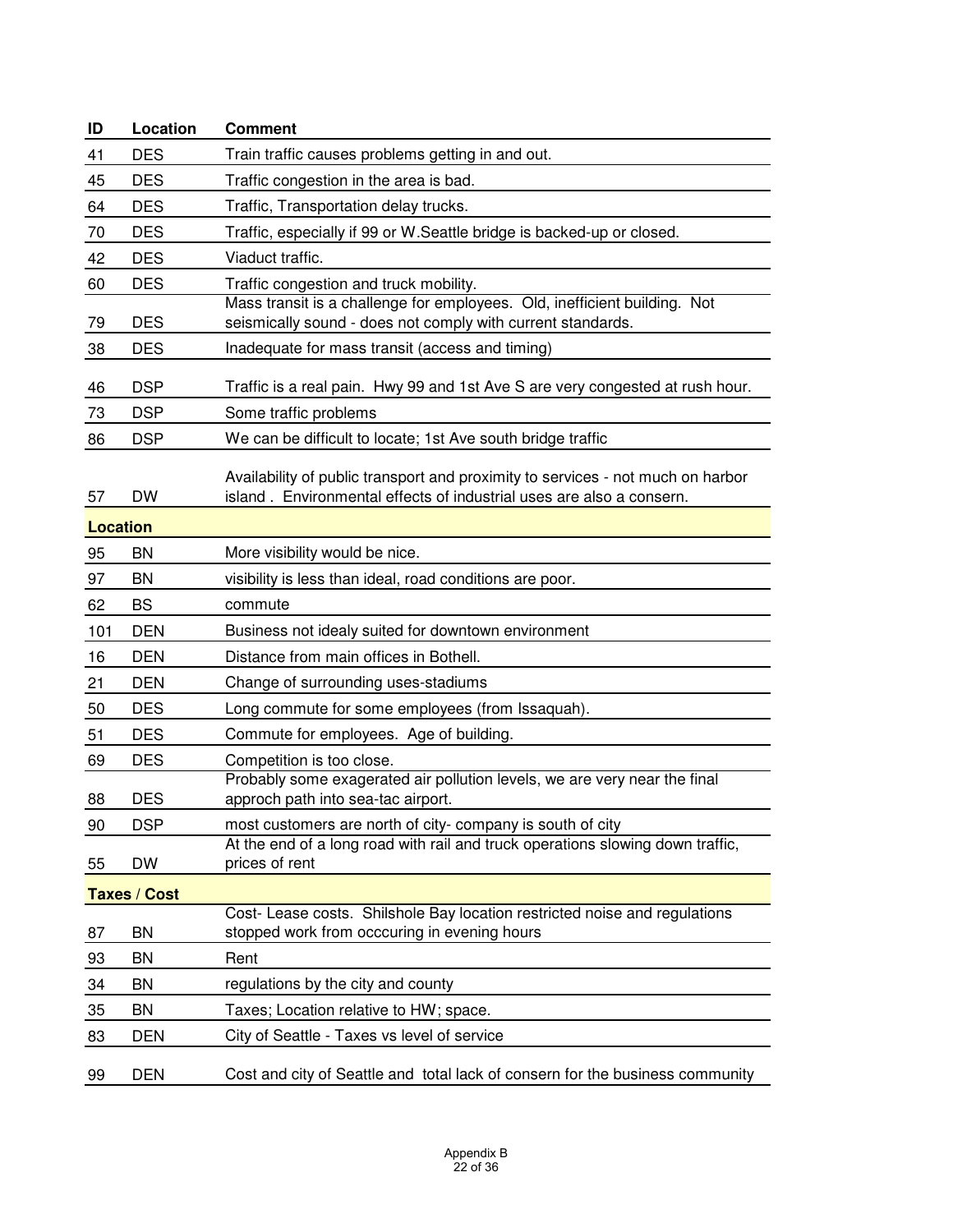| ID | Location | Comment |
|---|---|---|
| 41 | DES | Train traffic causes problems getting in and out. |
| 45 | DES | Traffic congestion in the area is bad. |
| 64 | DES | Traffic, Transportation delay trucks. |
| 70 | DES | Traffic, especially if 99 or W.Seattle bridge is backed-up or closed. |
| 42 | DES | Viaduct traffic. |
| 60 | DES | Traffic congestion and truck mobility. |
| 79 | DES | Mass transit is a challenge for employees. Old, inefficient building. Not seismically sound - does not comply with current standards. |
| 38 | DES | Inadequate for mass transit (access and timing) |
| 46 | DSP | Traffic is a real pain. Hwy 99 and 1st Ave S are very congested at rush hour. |
| 73 | DSP | Some traffic problems |
| 86 | DSP | We can be difficult to locate; 1st Ave south bridge traffic |
| 57 | DW | Availability of public transport and proximity to services - not much on harbor island . Environmental effects of industrial uses are also a consern. |
| **Location** | | |
| 95 | BN | More visibility would be nice. |
| 97 | BN | visibility is less than ideal, road conditions are poor. |
| 62 | BS | commute |
| 101 | DEN | Business not idealy suited for downtown environment |
| 16 | DEN | Distance from main offices in Bothell. |
| 21 | DEN | Change of surrounding uses-stadiums |
| 50 | DES | Long commute for some employees (from Issaquah). |
| 51 | DES | Commute for employees. Age of building. |
| 69 | DES | Competition is too close. |
| 88 | DES | Probably some exagerated air pollution levels, we are very near the final approch path into sea-tac airport. |
| 90 | DSP | most customers are north of city- company is south of city |
| 55 | DW | At the end of a long road with rail and truck operations slowing down traffic, prices of rent |
| **Taxes / Cost** | | |
| 87 | BN | Cost- Lease costs. Shilshole Bay location restricted noise and regulations stopped work from occcuring in evening hours |
| 93 | BN | Rent |
| 34 | BN | regulations by the city and county |
| 35 | BN | Taxes; Location relative to HW; space. |
| 83 | DEN | City of Seattle - Taxes vs level of service |
| 99 | DEN | Cost and city of Seattle and total lack of consern for the business community |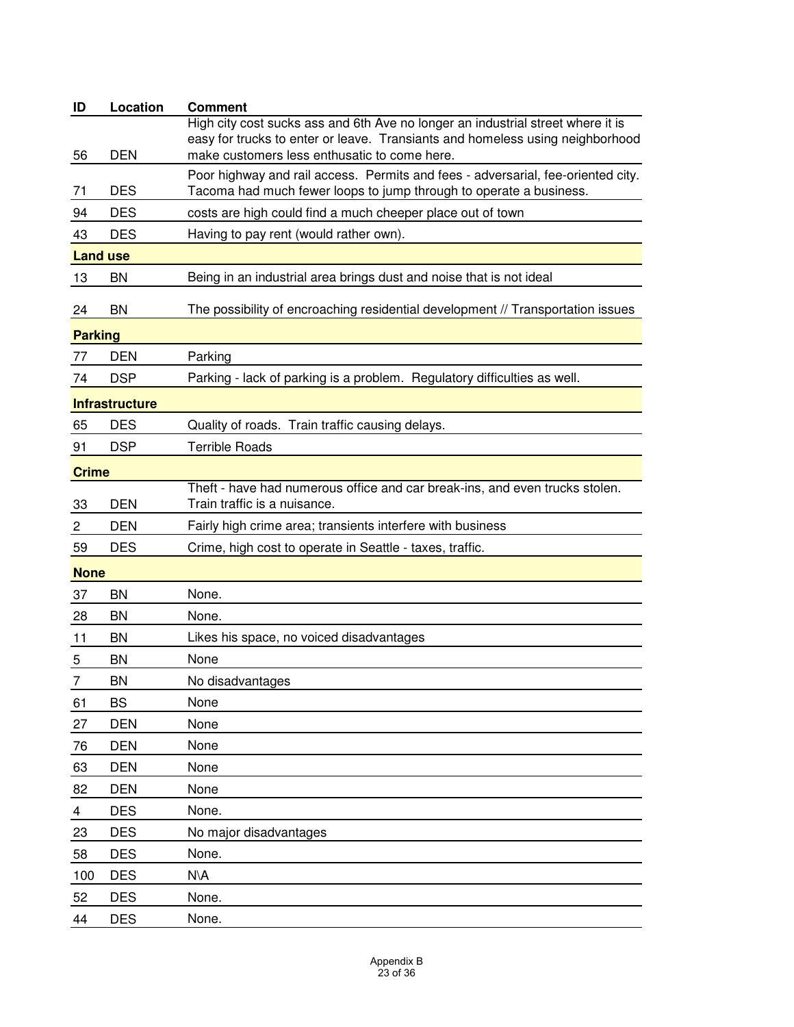| ID | Location | Comment |
|---|---|---|
| 56 | DEN | High city cost sucks ass and 6th Ave no longer an industrial street where it is easy for trucks to enter or leave. Transiants and homeless using neighborhood make customers less enthusatic to come here. |
| 71 | DES | Poor highway and rail access. Permits and fees - adversarial, fee-oriented city. Tacoma had much fewer loops to jump through to operate a business. |
| 94 | DES | costs are high could find a much cheeper place out of town |
| 43 | DES | Having to pay rent (would rather own). |
| **Land use** | | |
| 13 | BN | Being in an industrial area brings dust and noise that is not ideal |
| 24 | BN | The possibility of encroaching residential development // Transportation issues |
| **Parking** | | |
| 77 | DEN | Parking |
| 74 | DSP | Parking - lack of parking is a problem. Regulatory difficulties as well. |
| **Infrastructure** | | |
| 65 | DES | Quality of roads. Train traffic causing delays. |
| 91 | DSP | Terrible Roads |
| **Crime** | | |
| 33 | DEN | Theft - have had numerous office and car break-ins, and even trucks stolen. Train traffic is a nuisance. |
| 2 | DEN | Fairly high crime area; transients interfere with business |
| 59 | DES | Crime, high cost to operate in Seattle - taxes, traffic. |
| **None** | | |
| 37 | BN | None. |
| 28 | BN | None. |
| 11 | BN | Likes his space, no voiced disadvantages |
| 5 | BN | None |
| 7 | BN | No disadvantages |
| 61 | BS | None |
| 27 | DEN | None |
| 76 | DEN | None |
| 63 | DEN | None |
| 82 | DEN | None |
| 4 | DES | None. |
| 23 | DES | No major disadvantages |
| 58 | DES | None. |
| 100 | DES | N\A |
| 52 | DES | None. |
| 44 | DES | None. |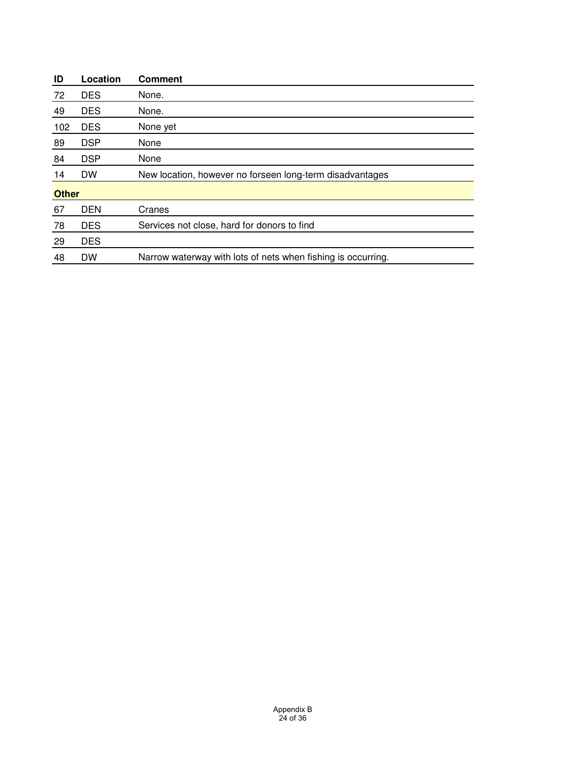| ID | Location | Comment |
| --- | --- | --- |
| 72 | DES | None. |
| 49 | DES | None. |
| 102 | DES | None yet |
| 89 | DSP | None |
| 84 | DSP | None |
| 14 | DW | New location, however no forseen long-term disadvantages |
| **Other** | | |
| 67 | DEN | Cranes |
| 78 | DES | Services not close, hard for donors to find |
| 29 | DES | |
| 48 | DW | Narrow waterway with lots of nets when fishing is occurring. |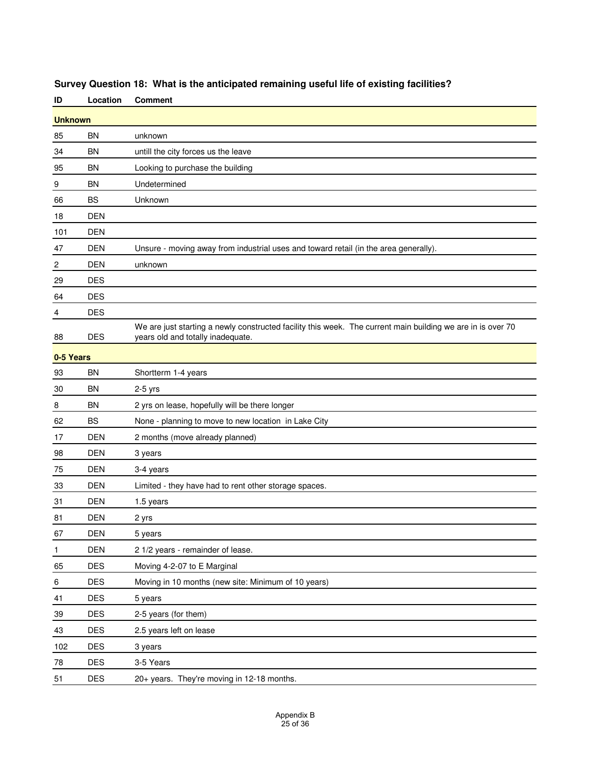## Survey Question 18: What is the anticipated remaining useful life of existing facilities?

| ID | Location | Comment |
|---|---|---|
| **Unknown** | | |
| 85 | BN | unknown |
| 34 | BN | untill the city forces us the leave |
| 95 | BN | Looking to purchase the building |
| 9 | BN | Undetermined |
| 66 | BS | Unknown |
| 18 | DEN | |
| 101 | DEN | |
| 47 | DEN | Unsure - moving away from industrial uses and toward retail (in the area generally). |
| 2 | DEN | unknown |
| 29 | DES | |
| 64 | DES | |
| 4 | DES | |
| 88 | DES | We are just starting a newly constructed facility this week. The current main building we are in is over 70 years old and totally inadequate. |
| **0-5 Years** | | |
| 93 | BN | Shortterm 1-4 years |
| 30 | BN | 2-5 yrs |
| 8 | BN | 2 yrs on lease, hopefully will be there longer |
| 62 | BS | None - planning to move to new location in Lake City |
| 17 | DEN | 2 months (move already planned) |
| 98 | DEN | 3 years |
| 75 | DEN | 3-4 years |
| 33 | DEN | Limited - they have had to rent other storage spaces. |
| 31 | DEN | 1.5 years |
| 81 | DEN | 2 yrs |
| 67 | DEN | 5 years |
| 1 | DEN | 2 1/2 years - remainder of lease. |
| 65 | DES | Moving 4-2-07 to E Marginal |
| 6 | DES | Moving in 10 months (new site: Minimum of 10 years) |
| 41 | DES | 5 years |
| 39 | DES | 2-5 years (for them) |
| 43 | DES | 2.5 years left on lease |
| 102 | DES | 3 years |
| 78 | DES | 3-5 Years |
| 51 | DES | 20+ years. They're moving in 12-18 months. |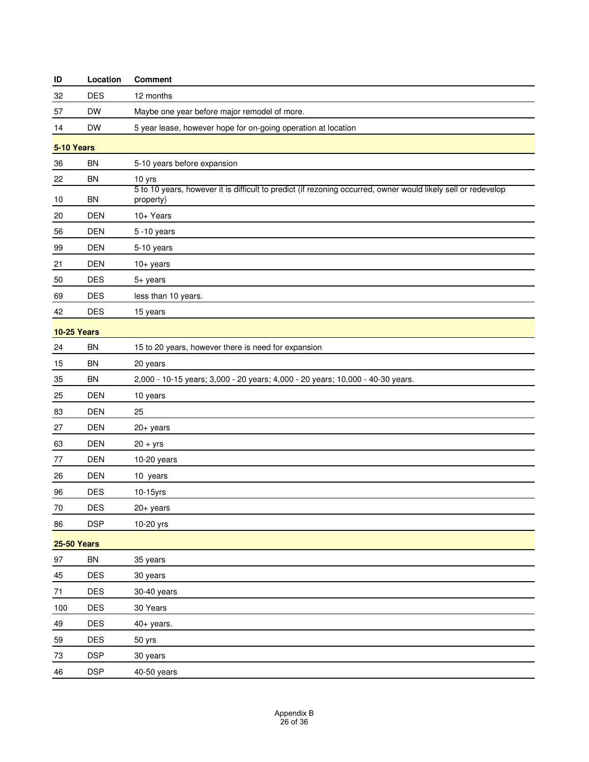| ID | Location | Comment |
|---|---|---|
| 32 | DES | 12 months |
| 57 | DW | Maybe one year before major remodel of more. |
| 14 | DW | 5 year lease, however hope for on-going operation at location |
| **5-10 Years** | | |
| 36 | BN | 5-10 years before expansion |
| 22 | BN | 10 yrs |
| 10 | BN | 5 to 10 years, however it is difficult to predict (if rezoning occurred, owner would likely sell or redevelop property) |
| 20 | DEN | 10+ Years |
| 56 | DEN | 5 -10 years |
| 99 | DEN | 5-10 years |
| 21 | DEN | 10+ years |
| 50 | DES | 5+ years |
| 69 | DES | less than 10 years. |
| 42 | DES | 15 years |
| **10-25 Years** | | |
| 24 | BN | 15 to 20 years, however there is need for expansion |
| 15 | BN | 20 years |
| 35 | BN | 2,000 - 10-15 years; 3,000 - 20 years; 4,000 - 20 years; 10,000 - 40-30 years. |
| 25 | DEN | 10 years |
| 83 | DEN | 25 |
| 27 | DEN | 20+ years |
| 63 | DEN | 20 + yrs |
| 77 | DEN | 10-20 years |
| 26 | DEN | 10 years |
| 96 | DES | 10-15yrs |
| 70 | DES | 20+ years |
| 86 | DSP | 10-20 yrs |
| **25-50 Years** | | |
| 97 | BN | 35 years |
| 45 | DES | 30 years |
| 71 | DES | 30-40 years |
| 100 | DES | 30 Years |
| 49 | DES | 40+ years. |
| 59 | DES | 50 yrs |
| 73 | DSP | 30 years |
| 46 | DSP | 40-50 years |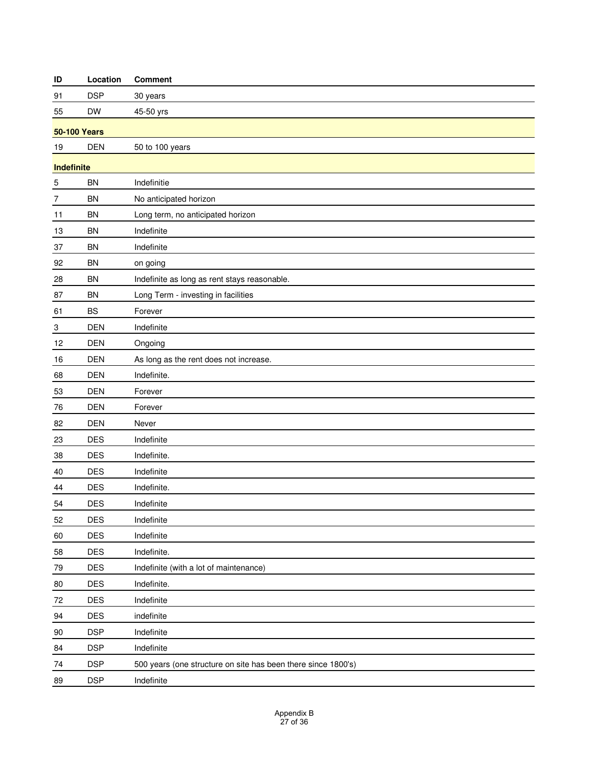| ID | Location | Comment |
|---|---|---|
| 91 | DSP | 30 years |
| 55 | DW | 45-50 yrs |
| **50-100 Years** | | |
| 19 | DEN | 50 to 100 years |
| **Indefinite** | | |
| 5 | BN | Indefinitie |
| 7 | BN | No anticipated horizon |
| 11 | BN | Long term, no anticipated horizon |
| 13 | BN | Indefinite |
| 37 | BN | Indefinite |
| 92 | BN | on going |
| 28 | BN | Indefinite as long as rent stays reasonable. |
| 87 | BN | Long Term - investing in facilities |
| 61 | BS | Forever |
| 3 | DEN | Indefinite |
| 12 | DEN | Ongoing |
| 16 | DEN | As long as the rent does not increase. |
| 68 | DEN | Indefinite. |
| 53 | DEN | Forever |
| 76 | DEN | Forever |
| 82 | DEN | Never |
| 23 | DES | Indefinite |
| 38 | DES | Indefinite. |
| 40 | DES | Indefinite |
| 44 | DES | Indefinite. |
| 54 | DES | Indefinite |
| 52 | DES | Indefinite |
| 60 | DES | Indefinite |
| 58 | DES | Indefinite. |
| 79 | DES | Indefinite (with a lot of maintenance) |
| 80 | DES | Indefinite. |
| 72 | DES | Indefinite |
| 94 | DES | indefinite |
| 90 | DSP | Indefinite |
| 84 | DSP | Indefinite |
| 74 | DSP | 500 years (one structure on site has been there since 1800's) |
| 89 | DSP | Indefinite |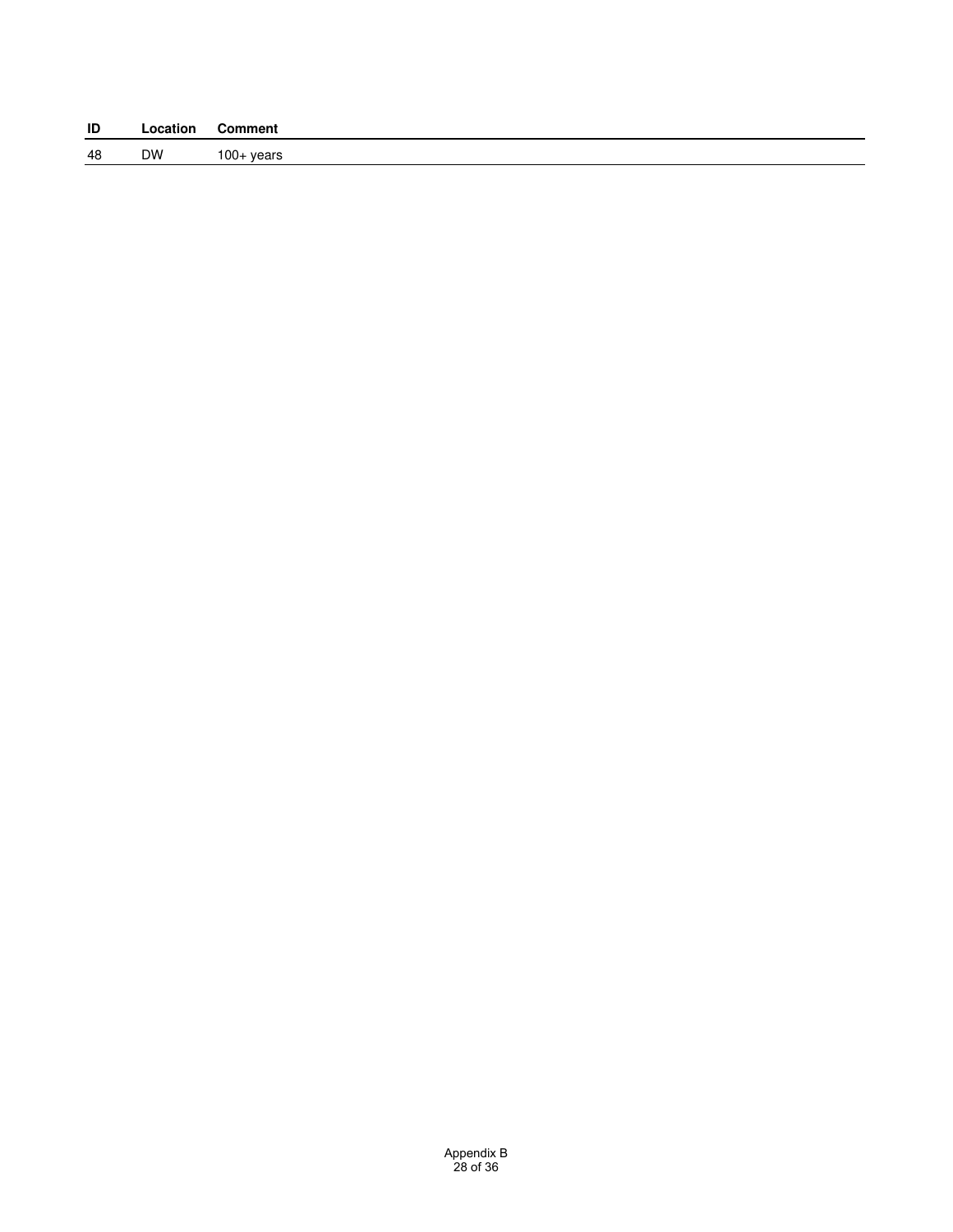| ID | Location | Comment |
|---|---|---|
| 48 | DW | 100+ years |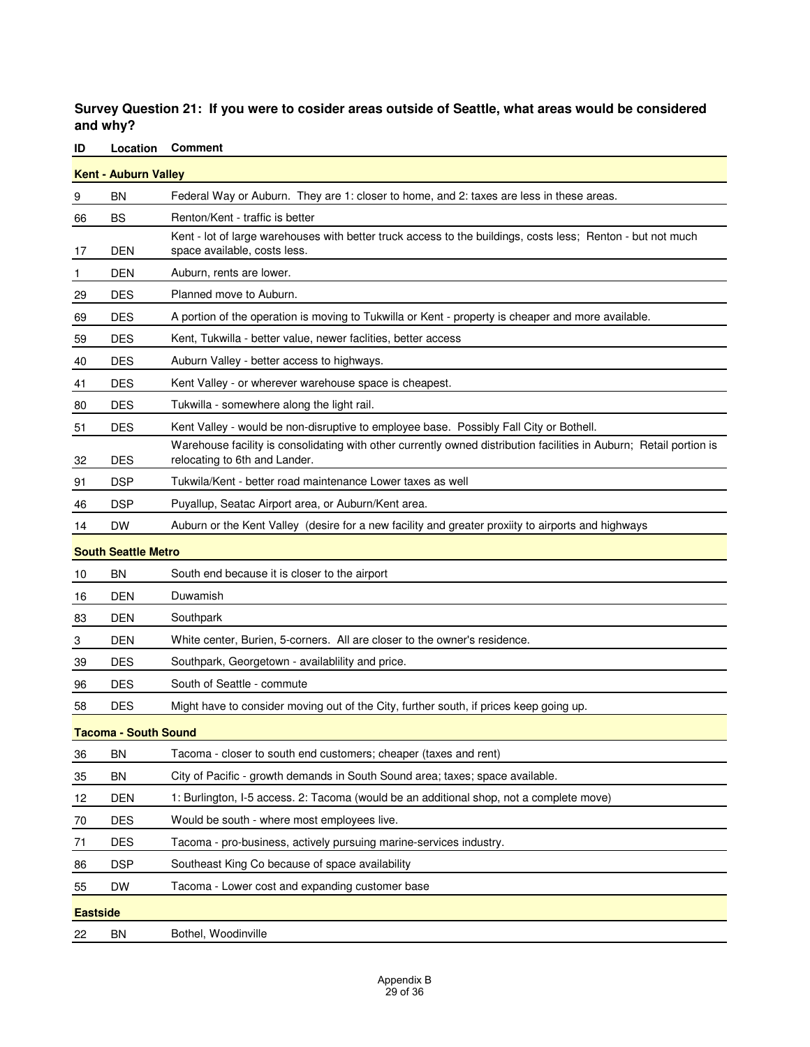**Survey Question 21: If you were to cosider areas outside of Seattle, what areas would be considered and why?**

| ID | Location | Comment |
|---|---|---|
| **Kent - Auburn Valley** | | |
| 9 | BN | Federal Way or Auburn. They are 1: closer to home, and 2: taxes are less in these areas. |
| 66 | BS | Renton/Kent - traffic is better |
| 17 | DEN | Kent - lot of large warehouses with better truck access to the buildings, costs less; Renton - but not much space available, costs less. |
| 1 | DEN | Auburn, rents are lower. |
| 29 | DES | Planned move to Auburn. |
| 69 | DES | A portion of the operation is moving to Tukwilla or Kent - property is cheaper and more available. |
| 59 | DES | Kent, Tukwilla - better value, newer faclities, better access |
| 40 | DES | Auburn Valley - better access to highways. |
| 41 | DES | Kent Valley - or wherever warehouse space is cheapest. |
| 80 | DES | Tukwilla - somewhere along the light rail. |
| 51 | DES | Kent Valley - would be non-disruptive to employee base. Possibly Fall City or Bothell. |
| 32 | DES | Warehouse facility is consolidating with other currently owned distribution facilities in Auburn; Retail portion is relocating to 6th and Lander. |
| 91 | DSP | Tukwila/Kent - better road maintenance Lower taxes as well |
| 46 | DSP | Puyallup, Seatac Airport area, or Auburn/Kent area. |
| 14 | DW | Auburn or the Kent Valley (desire for a new facility and greater proxiity to airports and highways |
| **South Seattle Metro** | | |
| 10 | BN | South end because it is closer to the airport |
| 16 | DEN | Duwamish |
| 83 | DEN | Southpark |
| 3 | DEN | White center, Burien, 5-corners. All are closer to the owner's residence. |
| 39 | DES | Southpark, Georgetown - availablility and price. |
| 96 | DES | South of Seattle - commute |
| 58 | DES | Might have to consider moving out of the City, further south, if prices keep going up. |
| **Tacoma - South Sound** | | |
| 36 | BN | Tacoma - closer to south end customers; cheaper (taxes and rent) |
| 35 | BN | City of Pacific - growth demands in South Sound area; taxes; space available. |
| 12 | DEN | 1: Burlington, I-5 access. 2: Tacoma (would be an additional shop, not a complete move) |
| 70 | DES | Would be south - where most employees live. |
| 71 | DES | Tacoma - pro-business, actively pursuing marine-services industry. |
| 86 | DSP | Southeast King Co because of space availability |
| 55 | DW | Tacoma - Lower cost and expanding customer base |
| **Eastside** | | |
| 22 | BN | Bothel, Woodinville |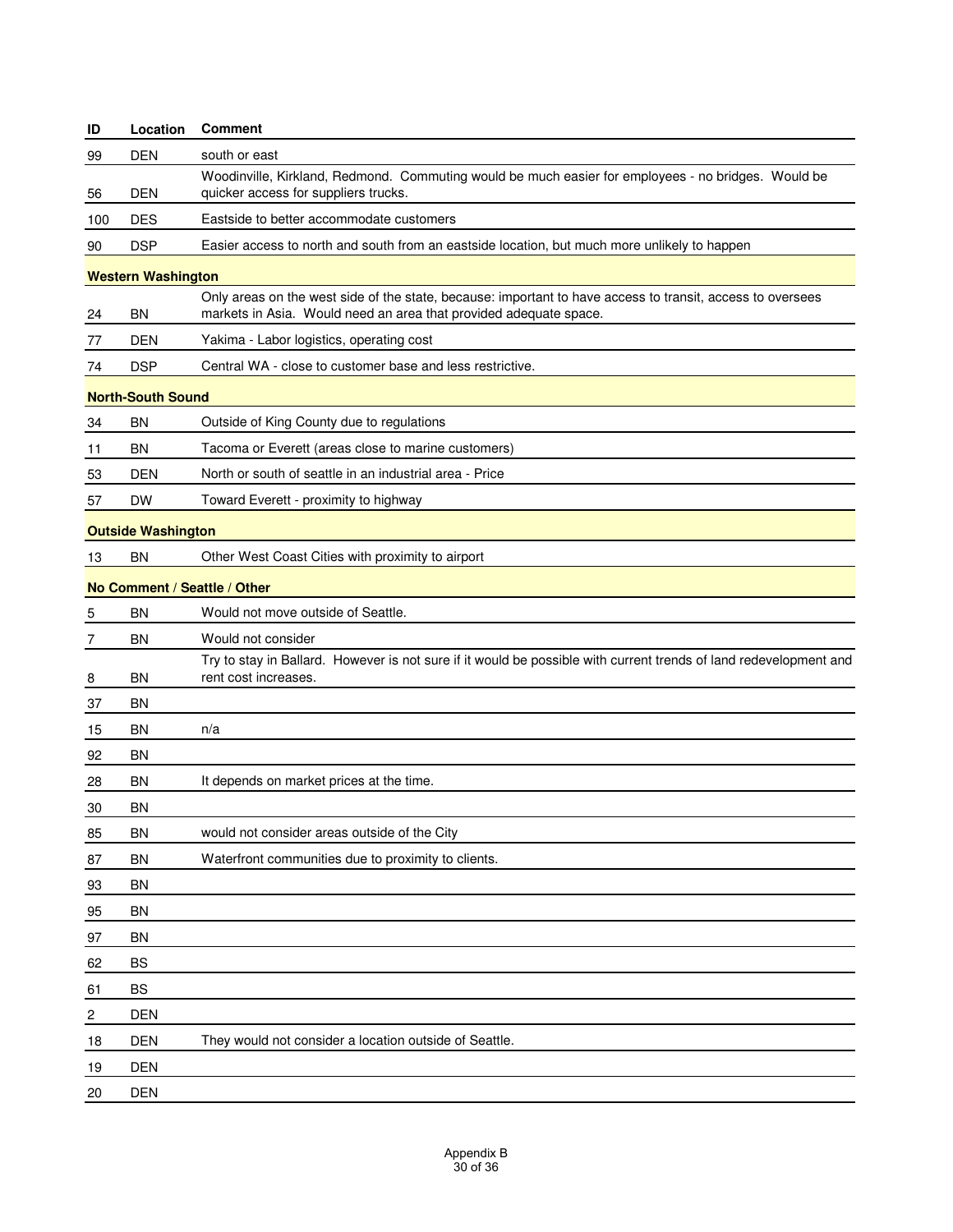| ID | Location | Comment |
|---|---|---|
| 99 | DEN | south or east |
| 56 | DEN | Woodinville, Kirkland, Redmond. Commuting would be much easier for employees - no bridges. Would be quicker access for suppliers trucks. |
| 100 | DES | Eastside to better accommodate customers |
| 90 | DSP | Easier access to north and south from an eastside location, but much more unlikely to happen |
| **Western Washington** | | |
| 24 | BN | Only areas on the west side of the state, because: important to have access to transit, access to oversees markets in Asia. Would need an area that provided adequate space. |
| 77 | DEN | Yakima - Labor logistics, operating cost |
| 74 | DSP | Central WA - close to customer base and less restrictive. |
| **North-South Sound** | | |
| 34 | BN | Outside of King County due to regulations |
| 11 | BN | Tacoma or Everett (areas close to marine customers) |
| 53 | DEN | North or south of seattle in an industrial area - Price |
| 57 | DW | Toward Everett - proximity to highway |
| **Outside Washington** | | |
| 13 | BN | Other West Coast Cities with proximity to airport |
| **No Comment / Seattle / Other** | | |
| 5 | BN | Would not move outside of Seattle. |
| 7 | BN | Would not consider |
| 8 | BN | Try to stay in Ballard. However is not sure if it would be possible with current trends of land redevelopment and rent cost increases. |
| 37 | BN | |
| 15 | BN | n/a |
| 92 | BN | |
| 28 | BN | It depends on market prices at the time. |
| 30 | BN | |
| 85 | BN | would not consider areas outside of the City |
| 87 | BN | Waterfront communities due to proximity to clients. |
| 93 | BN | |
| 95 | BN | |
| 97 | BN | |
| 62 | BS | |
| 61 | BS | |
| 2 | DEN | |
| 18 | DEN | They would not consider a location outside of Seattle. |
| 19 | DEN | |
| 20 | DEN | |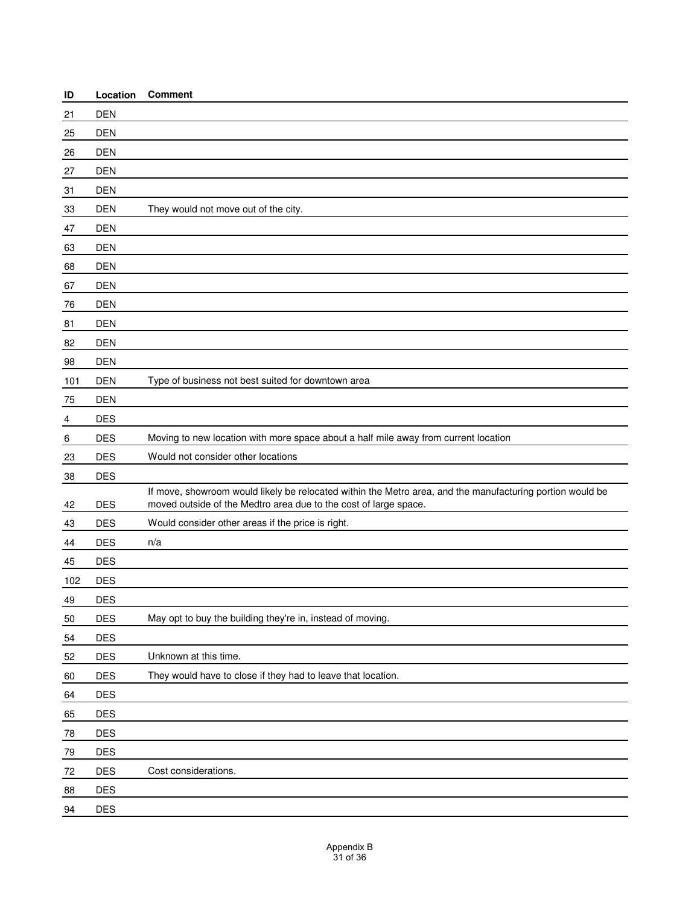| ID | Location | Comment |
| --- | --- | --- |
| 21 | DEN | |
| 25 | DEN | |
| 26 | DEN | |
| 27 | DEN | |
| 31 | DEN | |
| 33 | DEN | They would not move out of the city. |
| 47 | DEN | |
| 63 | DEN | |
| 68 | DEN | |
| 67 | DEN | |
| 76 | DEN | |
| 81 | DEN | |
| 82 | DEN | |
| 98 | DEN | |
| 101 | DEN | Type of business not best suited for downtown area |
| 75 | DEN | |
| 4 | DES | |
| 6 | DES | Moving to new location with more space about a half mile away from current location |
| 23 | DES | Would not consider other locations |
| 38 | DES | |
| 42 | DES | If move, showroom would likely be relocated within the Metro area, and the manufacturing portion would be moved outside of the Medtro area due to the cost of large space. |
| 43 | DES | Would consider other areas if the price is right. |
| 44 | DES | n/a |
| 45 | DES | |
| 102 | DES | |
| 49 | DES | |
| 50 | DES | May opt to buy the building they're in, instead of moving. |
| 54 | DES | |
| 52 | DES | Unknown at this time. |
| 60 | DES | They would have to close if they had to leave that location. |
| 64 | DES | |
| 65 | DES | |
| 78 | DES | |
| 79 | DES | |
| 72 | DES | Cost considerations. |
| 88 | DES | |
| 94 | DES | |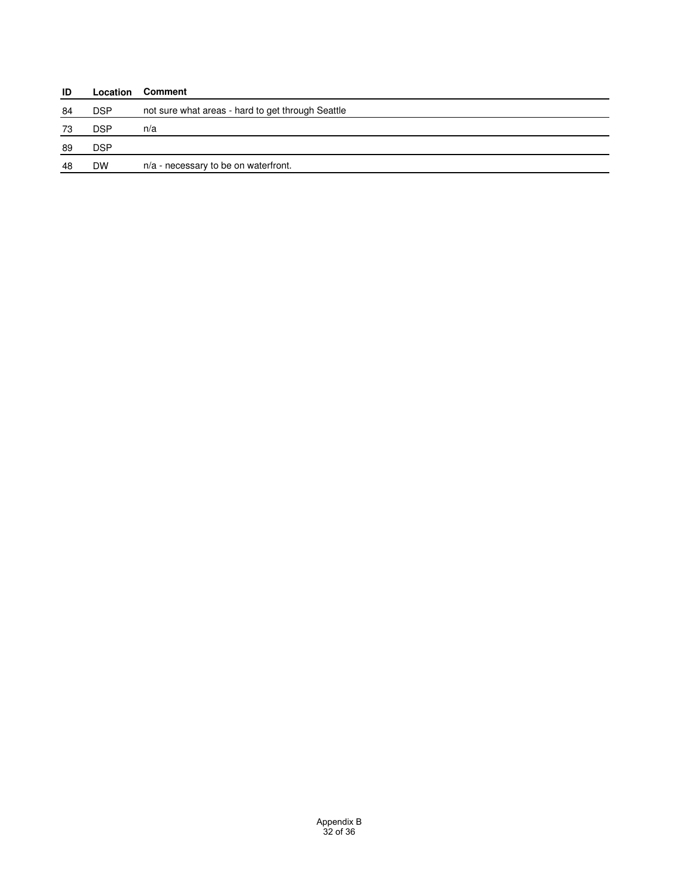| ID | Location | Comment |
|---|---|---|
| 84 | DSP | not sure what areas - hard to get through Seattle |
| 73 | DSP | n/a |
| 89 | DSP | |
| 48 | DW | n/a - necessary to be on waterfront. |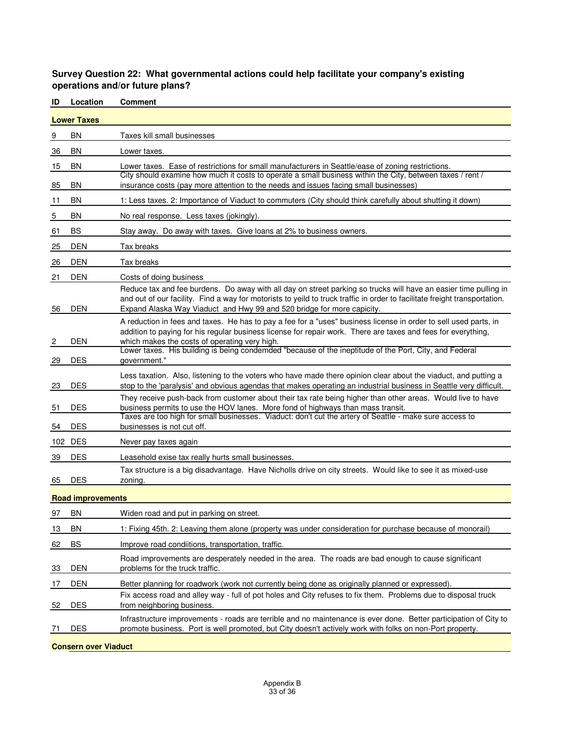**Survey Question 22: What governmental actions could help facilitate your company's existing operations and/or future plans?**

| ID | Location | Comment |
|---|---|---|
| **Lower Taxes** | | |
| 9 | BN | Taxes kill small businesses |
| 36 | BN | Lower taxes. |
| 15 | BN | Lower taxes. Ease of restrictions for small manufacturers in Seattle/ease of zoning restrictions. |
| 85 | BN | City should examine how much it costs to operate a small business within the City, between taxes / rent / insurance costs (pay more attention to the needs and issues facing small businesses) |
| 11 | BN | 1: Less taxes. 2: Importance of Viaduct to commuters (City should think carefully about shutting it down) |
| 5 | BN | No real response. Less taxes (jokingly). |
| 61 | BS | Stay away. Do away with taxes. Give loans at 2% to business owners. |
| 25 | DEN | Tax breaks |
| 26 | DEN | Tax breaks |
| 21 | DEN | Costs of doing business |
| 56 | DEN | Reduce tax and fee burdens. Do away with all day on street parking so trucks will have an easier time pulling in and out of our facility. Find a way for motorists to yeild to truck traffic in order to facilitate freight transportation. Expand Alaska Way Viaduct and Hwy 99 and 520 bridge for more capicity. |
| 2 | DEN | A reduction in fees and taxes. He has to pay a fee for a "uses" business license in order to sell used parts, in addition to paying for his regular business license for repair work. There are taxes and fees for everything, which makes the costs of operating very high. |
| 29 | DES | Lower taxes. His building is being condemded "because of the ineptitude of the Port, City, and Federal government." |
| 23 | DES | Less taxation. Also, listening to the voters who have made there opinion clear about the viaduct, and putting a stop to the 'paralysis' and obvious agendas that makes operating an industrial business in Seattle very difficult. |
| 51 | DES | They receive push-back from customer about their tax rate being higher than other areas. Would live to have business permits to use the HOV lanes. More fond of highways than mass transit. |
| 54 | DES | Taxes are too high for small businesses. Viaduct: don't cut the artery of Seattle - make sure access to businesses is not cut off. |
| 102 | DES | Never pay taxes again |
| 39 | DES | Leasehold exise tax really hurts small businesses. |
| 65 | DES | Tax structure is a big disadvantage. Have Nicholls drive on city streets. Would like to see it as mixed-use zoning. |
| **Road improvements** | | |
| 97 | BN | Widen road and put in parking on street. |
| 13 | BN | 1: Fixing 45th. 2: Leaving them alone (property was under consideration for purchase because of monorail) |
| 62 | BS | Improve road condiitions, transportation, traffic. |
| 33 | DEN | Road improvements are desperately needed in the area. The roads are bad enough to cause significant problems for the truck traffic. |
| 17 | DEN | Better planning for roadwork (work not currently being done as originally planned or expressed). |
| 52 | DES | Fix access road and alley way - full of pot holes and City refuses to fix them. Problems due to disposal truck from neighboring business. |
| 71 | DES | Infrastructure improvements - roads are terrible and no maintenance is ever done. Better participation of City to promote business. Port is well promoted, but City doesn't actively work with folks on non-Port property. |
| **Consern over Viaduct** | | |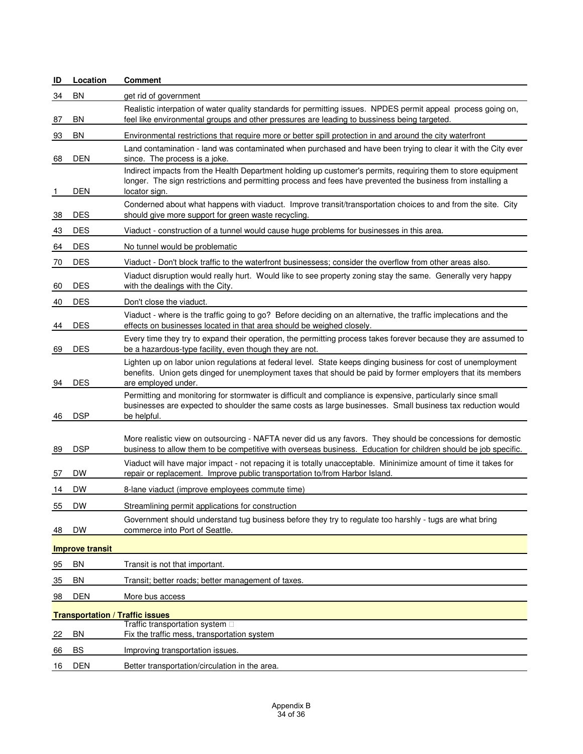| ID | Location | Comment |
|---|---|---|
| 34 | BN | get rid of government |
| 87 | BN | Realistic interpation of water quality standards for permitting issues. NPDES permit appeal process going on, feel like environmental groups and other pressures are leading to bussiness being targeted. |
| 93 | BN | Environmental restrictions that require more or better spill protection in and around the city waterfront |
| 68 | DEN | Land contamination - land was contaminated when purchased and have been trying to clear it with the City ever since. The process is a joke. |
| 1 | DEN | Indirect impacts from the Health Department holding up customer's permits, requiring them to store equipment longer. The sign restrictions and permitting process and fees have prevented the business from installing a locator sign. |
| 38 | DES | Conderned about what happens with viaduct. Improve transit/transportation choices to and from the site. City should give more support for green waste recycling. |
| 43 | DES | Viaduct - construction of a tunnel would cause huge problems for businesses in this area. |
| 64 | DES | No tunnel would be problematic |
| 70 | DES | Viaduct - Don't block traffic to the waterfront businessess; consider the overflow from other areas also. |
| 60 | DES | Viaduct disruption would really hurt. Would like to see property zoning stay the same. Generally very happy with the dealings with the City. |
| 40 | DES | Don't close the viaduct. |
| 44 | DES | Viaduct - where is the traffic going to go? Before deciding on an alternative, the traffic implecations and the effects on businesses located in that area should be weighed closely. |
| 69 | DES | Every time they try to expand their operation, the permitting process takes forever because they are assumed to be a hazardous-type facility, even though they are not. |
| 94 | DES | Lighten up on labor union regulations at federal level. State keeps dinging business for cost of unemployment benefits. Union gets dinged for unemployment taxes that should be paid by former employers that its members are employed under. |
| 46 | DSP | Permitting and monitoring for stormwater is difficult and compliance is expensive, particularly since small businesses are expected to shoulder the same costs as large businesses. Small business tax reduction would be helpful. |
| 89 | DSP | More realistic view on outsourcing - NAFTA never did us any favors. They should be concessions for demostic business to allow them to be competitive with overseas business. Education for children should be job specific. |
| 57 | DW | Viaduct will have major impact - not repacing it is totally unacceptable. Mininimize amount of time it takes for repair or replacement. Improve public transportation to/from Harbor Island. |
| 14 | DW | 8-lane viaduct (improve employees commute time) |
| 55 | DW | Streamlining permit applications for construction |
| 48 | DW | Government should understand tug business before they try to regulate too harshly - tugs are what bring commerce into Port of Seattle. |
| **Improve transit** | | |
| 95 | BN | Transit is not that important. |
| 35 | BN | Transit; better roads; better management of taxes. |
| 98 | DEN | More bus access |
| **Transportation / Traffic issues** | | |
| 22 | BN | Traffic transportation system<br>Fix the traffic mess, transportation system |
| 66 | BS | Improving transportation issues. |
| 16 | DEN | Better transportation/circulation in the area. |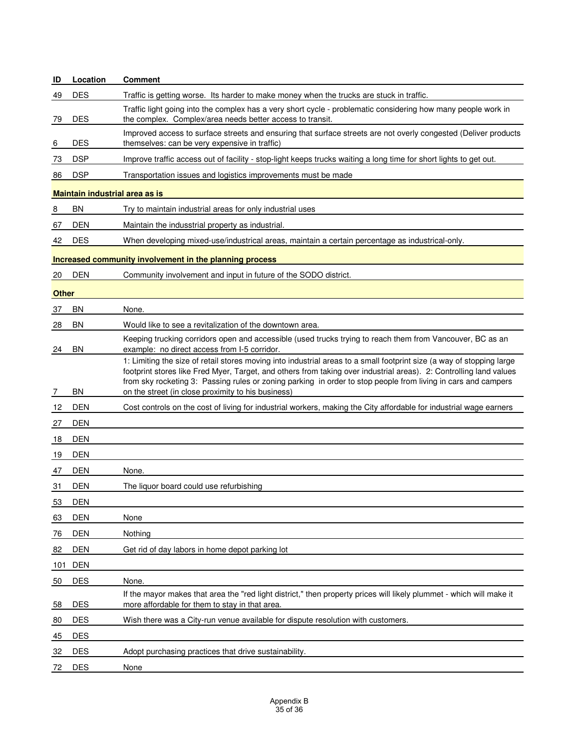| ID | Location | Comment |
|---|---|---|
| 49 | DES | Traffic is getting worse. Its harder to make money when the trucks are stuck in traffic. |
| 79 | DES | Traffic light going into the complex has a very short cycle - problematic considering how many people work in the complex. Complex/area needs better access to transit. |
| 6 | DES | Improved access to surface streets and ensuring that surface streets are not overly congested (Deliver products themselves: can be very expensive in traffic) |
| 73 | DSP | Improve traffic access out of facility - stop-light keeps trucks waiting a long time for short lights to get out. |
| 86 | DSP | Transportation issues and logistics improvements must be made |
| **Maintain industrial area as is** | | |
| 8 | BN | Try to maintain industrial areas for only industrial uses |
| 67 | DEN | Maintain the indusstrial property as industrial. |
| 42 | DES | When developing mixed-use/industrical areas, maintain a certain percentage as industrical-only. |
| **Increased community involvement in the planning process** | | |
| 20 | DEN | Community involvement and input in future of the SODO district. |
| **Other** | | |
| 37 | BN | None. |
| 28 | BN | Would like to see a revitalization of the downtown area. |
| 24 | BN | Keeping trucking corridors open and accessible (used trucks trying to reach them from Vancouver, BC as an example: no direct access from I-5 corridor. |
| 7 | BN | 1: Limiting the size of retail stores moving into industrial areas to a small footprint size (a way of stopping large footprint stores like Fred Myer, Target, and others from taking over industrial areas). 2: Controlling land values from sky rocketing 3: Passing rules or zoning parking in order to stop people from living in cars and campers on the street (in close proximity to his business) |
| 12 | DEN | Cost controls on the cost of living for industrial workers, making the City affordable for industrial wage earners |
| 27 | DEN | |
| 18 | DEN | |
| 19 | DEN | |
| 47 | DEN | None. |
| 31 | DEN | The liquor board could use refurbishing |
| 53 | DEN | |
| 63 | DEN | None |
| 76 | DEN | Nothing |
| 82 | DEN | Get rid of day labors in home depot parking lot |
| 101 | DEN | |
| 50 | DES | None. |
| 58 | DES | If the mayor makes that area the "red light district," then property prices will likely plummet - which will make it more affordable for them to stay in that area. |
| 80 | DES | Wish there was a City-run venue available for dispute resolution with customers. |
| 45 | DES | |
| 32 | DES | Adopt purchasing practices that drive sustainability. |
| 72 | DES | None |

Appendix B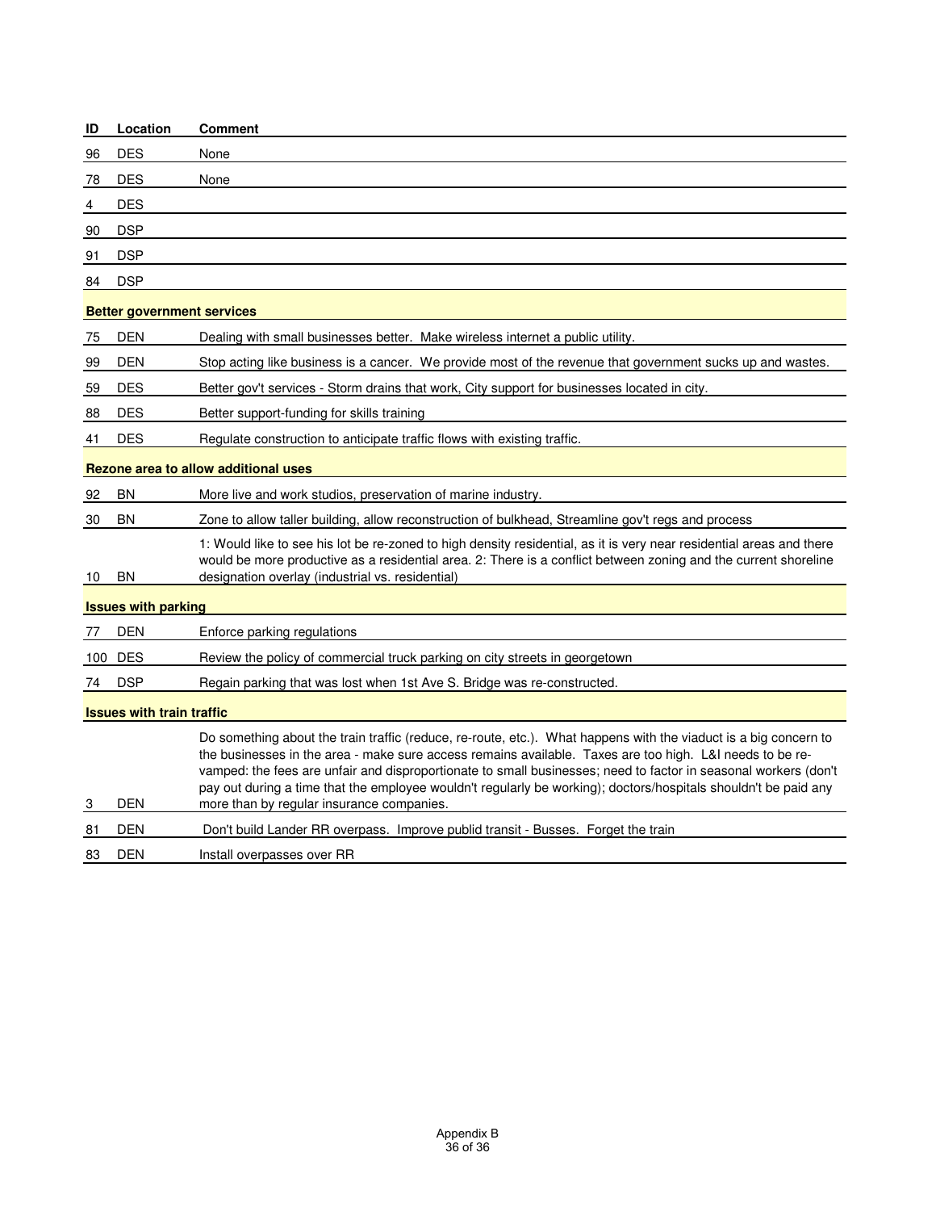| ID | Location | Comment |
|---|---|---|
| 96 | DES | None |
| 78 | DES | None |
| 4 | DES | |
| 90 | DSP | |
| 91 | DSP | |
| 84 | DSP | |
| **Better government services** | | |
| 75 | DEN | Dealing with small businesses better. Make wireless internet a public utility. |
| 99 | DEN | Stop acting like business is a cancer. We provide most of the revenue that government sucks up and wastes. |
| 59 | DES | Better gov't services - Storm drains that work, City support for businesses located in city. |
| 88 | DES | Better support-funding for skills training |
| 41 | DES | Regulate construction to anticipate traffic flows with existing traffic. |
| **Rezone area to allow additional uses** | | |
| 92 | BN | More live and work studios, preservation of marine industry. |
| 30 | BN | Zone to allow taller building, allow reconstruction of bulkhead, Streamline gov't regs and process |
| 10 | BN | 1: Would like to see his lot be re-zoned to high density residential, as it is very near residential areas and there would be more productive as a residential area. 2: There is a conflict between zoning and the current shoreline designation overlay (industrial vs. residential) |
| **Issues with parking** | | |
| 77 | DEN | Enforce parking regulations |
| 100 | DES | Review the policy of commercial truck parking on city streets in georgetown |
| 74 | DSP | Regain parking that was lost when 1st Ave S. Bridge was re-constructed. |
| **Issues with train traffic** | | |
| 3 | DEN | Do something about the train traffic (reduce, re-route, etc.). What happens with the viaduct is a big concern to the businesses in the area - make sure access remains available. Taxes are too high. L&I needs to be re-vamped: the fees are unfair and disproportionate to small businesses; need to factor in seasonal workers (don't pay out during a time that the employee wouldn't regularly be working); doctors/hospitals shouldn't be paid any more than by regular insurance companies. |
| 81 | DEN | Don't build Lander RR overpass. Improve publid transit - Busses. Forget the train |
| 83 | DEN | Install overpasses over RR |